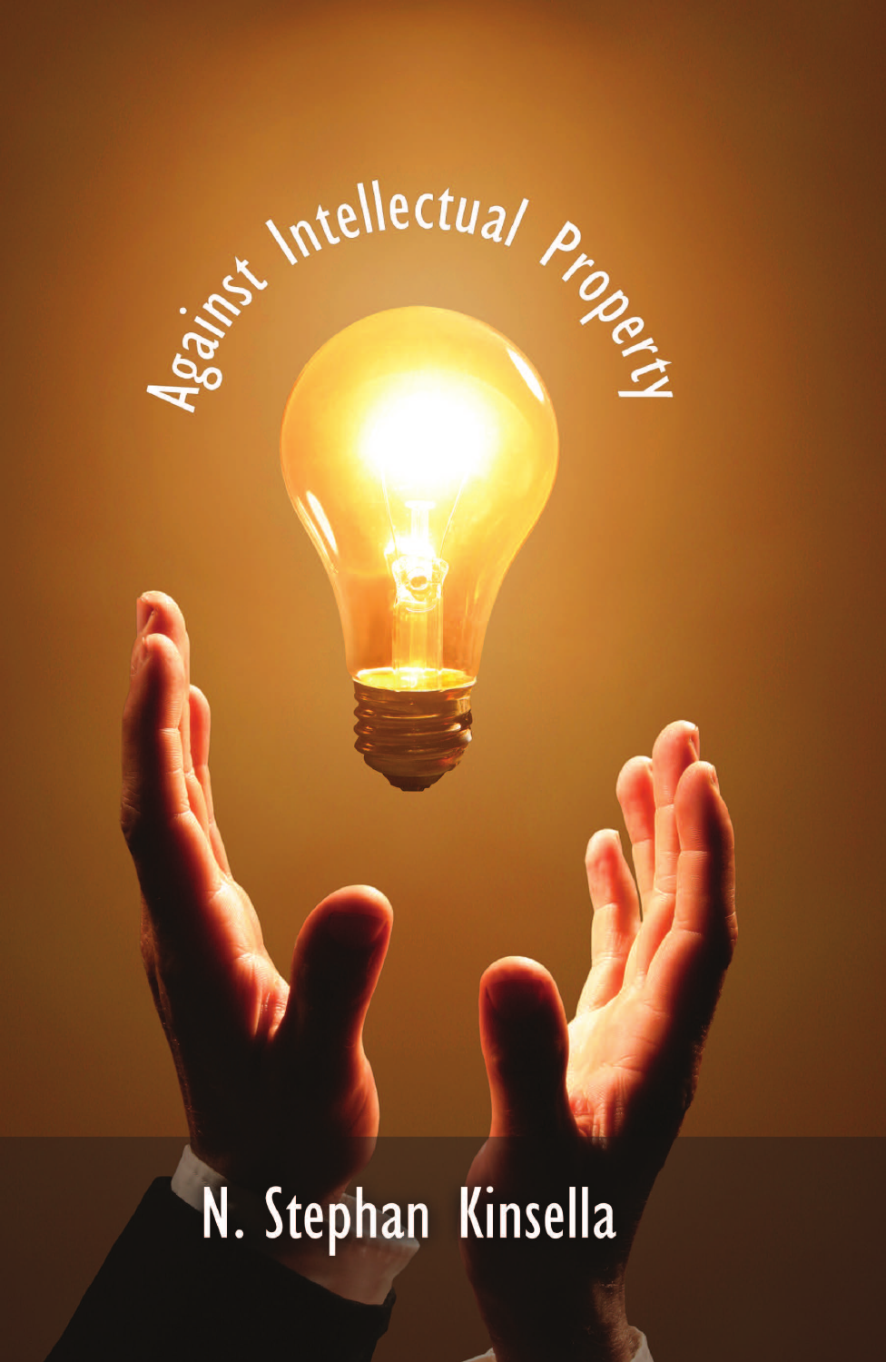# Against Intellectual Property

N. Stephan Kinsella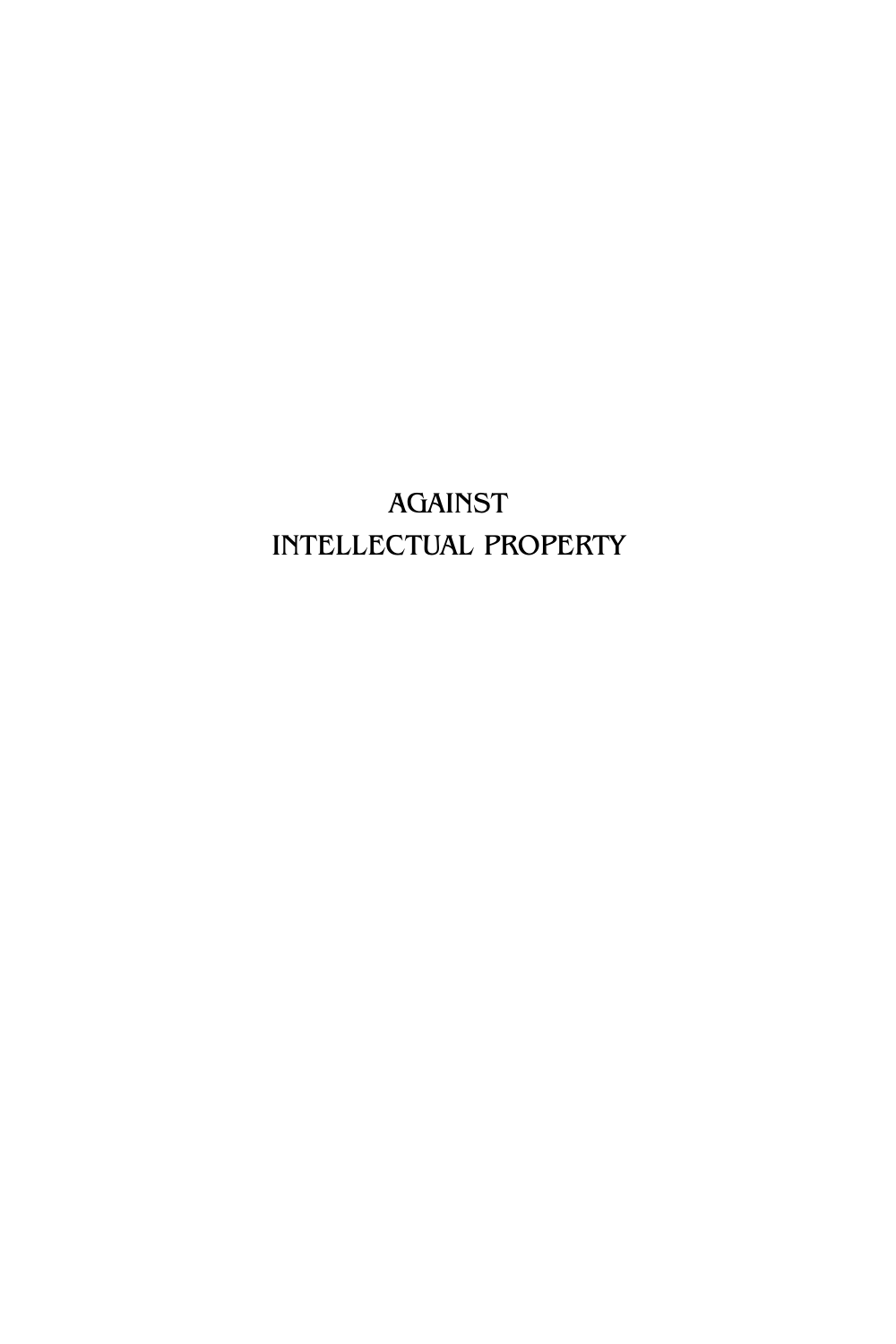# AGAINST INTELLECTUAL PROPERTY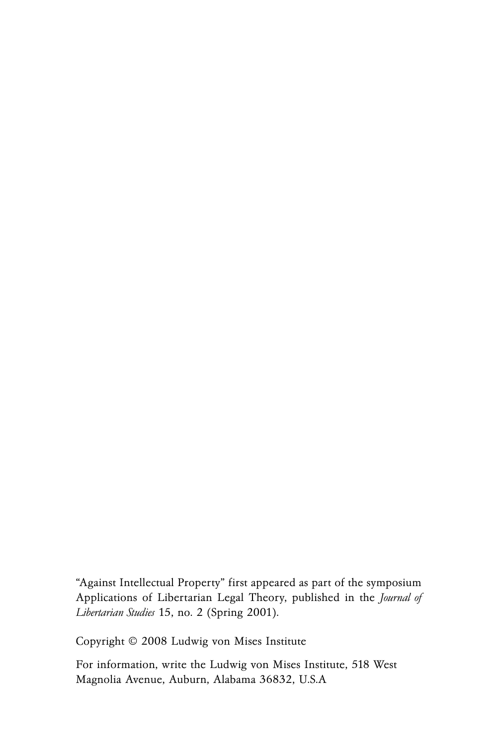"Against Intellectual Property" first appeared as part of the symposium Applications of Libertarian Legal Theory, published in the *Journal of Libertarian Studies* 15, no. 2 (Spring 2001).

Copyright © 2008 Ludwig von Mises Institute

For information, write the Ludwig von Mises Institute, 518 West Magnolia Avenue, Auburn, Alabama 36832, U.S.A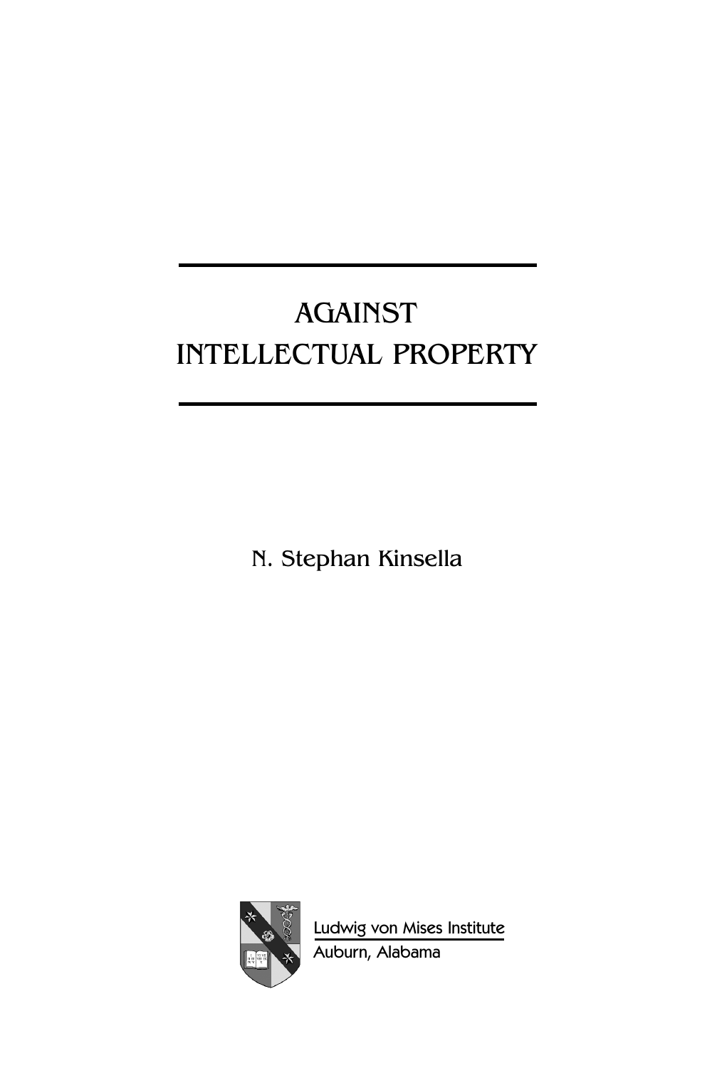# AGAINST INTELLECTUAL PROPERTY

N. Stephan Kinsella

Ludwig von Mises Institute
Auburn, Alabama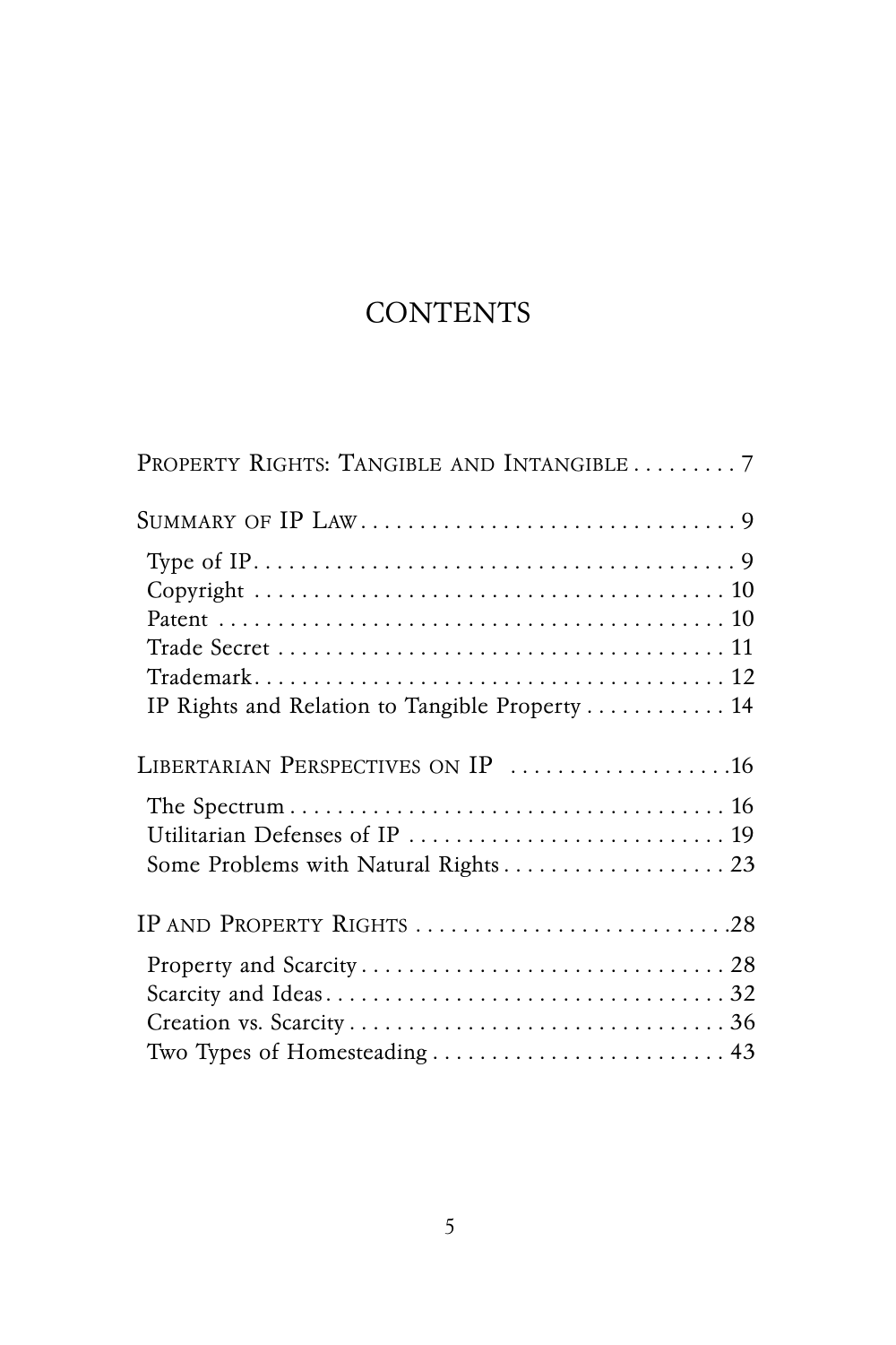# CONTENTS

Property Rights: Tangible and Intangible . . . . . . . . . 7

Summary of IP Law . . . . . . . . . . . . . . . . . . . . . . . . . . . . . . . . 9

- Type of IP . . . . . . . . . . . . . . . . . . . . . . . . . . . . . . . . . . . . . . . . 9
- Copyright . . . . . . . . . . . . . . . . . . . . . . . . . . . . . . . . . . . . . . 10
- Patent . . . . . . . . . . . . . . . . . . . . . . . . . . . . . . . . . . . . . . . . . . 10
- Trade Secret . . . . . . . . . . . . . . . . . . . . . . . . . . . . . . . . . . . . 11
- Trademark . . . . . . . . . . . . . . . . . . . . . . . . . . . . . . . . . . . . . . . 12
- IP Rights and Relation to Tangible Property . . . . . . . . . . . . 14

Libertarian Perspectives on IP . . . . . . . . . . . . . . . . . . .16

- The Spectrum . . . . . . . . . . . . . . . . . . . . . . . . . . . . . . . . . . . . 16
- Utilitarian Defenses of IP . . . . . . . . . . . . . . . . . . . . . . . . . . 19
- Some Problems with Natural Rights . . . . . . . . . . . . . . . . . . . 23

IP and Property Rights . . . . . . . . . . . . . . . . . . . . . . . . . . .28

- Property and Scarcity . . . . . . . . . . . . . . . . . . . . . . . . . . . . . . 28
- Scarcity and Ideas . . . . . . . . . . . . . . . . . . . . . . . . . . . . . . . . . 32
- Creation vs. Scarcity . . . . . . . . . . . . . . . . . . . . . . . . . . . . . . . 36
- Two Types of Homesteading . . . . . . . . . . . . . . . . . . . . . . . . . 43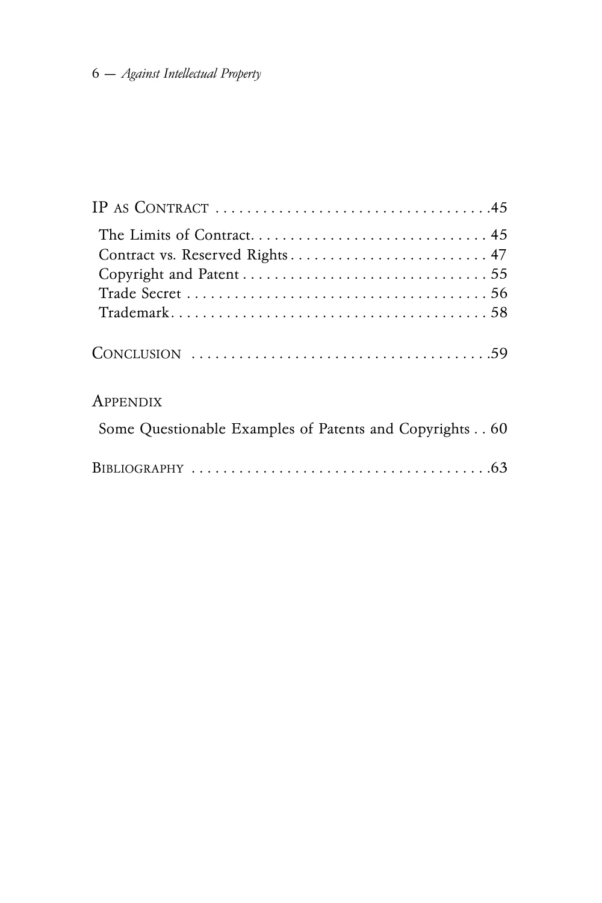IP AS CONTRACT . . . . . . . . . . . . . . . . . . . . . . . . . . . . . . . . . .45

- The Limits of Contract. . . . . . . . . . . . . . . . . . . . . . . . . . . . . . 45
- Contract vs. Reserved Rights . . . . . . . . . . . . . . . . . . . . . . . . . 47
- Copyright and Patent . . . . . . . . . . . . . . . . . . . . . . . . . . . . . . 55
- Trade Secret . . . . . . . . . . . . . . . . . . . . . . . . . . . . . . . . . . . . . 56
- Trademark. . . . . . . . . . . . . . . . . . . . . . . . . . . . . . . . . . . . . . . 58

CONCLUSION . . . . . . . . . . . . . . . . . . . . . . . . . . . . . . . . . . . . .59

APPENDIX

- Some Questionable Examples of Patents and Copyrights . . 60

BIBLIOGRAPHY . . . . . . . . . . . . . . . . . . . . . . . . . . . . . . . . . . . . .63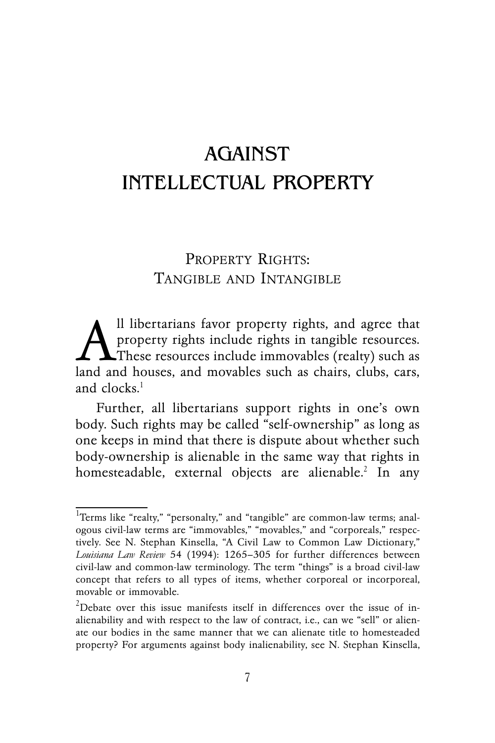# AGAINST INTELLECTUAL PROPERTY

## PROPERTY RIGHTS: TANGIBLE AND INTANGIBLE

All libertarians favor property rights, and agree that property rights include rights in tangible resources. These resources include immovables (realty) such as land and houses, and movables such as chairs, clubs, cars, and clocks.[1]

Further, all libertarians support rights in one's own body. Such rights may be called "self-ownership" as long as one keeps in mind that there is dispute about whether such body-ownership is alienable in the same way that rights in homesteadable, external objects are alienable.[2] In any

---

[1]Terms like "realty," "personalty," and "tangible" are common-law terms; analogous civil-law terms are "immovables," "movables," and "corporeals," respectively. See N. Stephan Kinsella, "A Civil Law to Common Law Dictionary," *Louisiana Law Review* 54 (1994): 1265–305 for further differences between civil-law and common-law terminology. The term "things" is a broad civil-law concept that refers to all types of items, whether corporeal or incorporeal, movable or immovable.

[2]Debate over this issue manifests itself in differences over the issue of inalienability and with respect to the law of contract, i.e., can we "sell" or alienate our bodies in the same manner that we can alienate title to homesteaded property? For arguments against body inalienability, see N. Stephan Kinsella,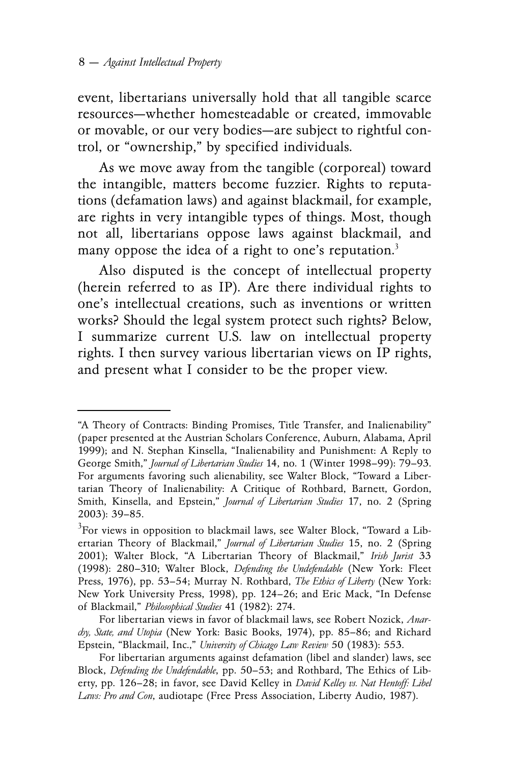event, libertarians universally hold that all tangible scarce resources—whether homesteadable or created, immovable or movable, or our very bodies—are subject to rightful control, or "ownership," by specified individuals.

As we move away from the tangible (corporeal) toward the intangible, matters become fuzzier. Rights to reputations (defamation laws) and against blackmail, for example, are rights in very intangible types of things. Most, though not all, libertarians oppose laws against blackmail, and many oppose the idea of a right to one's reputation.[3]

Also disputed is the concept of intellectual property (herein referred to as IP). Are there individual rights to one's intellectual creations, such as inventions or written works? Should the legal system protect such rights? Below, I summarize current U.S. law on intellectual property rights. I then survey various libertarian views on IP rights, and present what I consider to be the proper view.

---

"A Theory of Contracts: Binding Promises, Title Transfer, and Inalienability" (paper presented at the Austrian Scholars Conference, Auburn, Alabama, April 1999); and N. Stephan Kinsella, "Inalienability and Punishment: A Reply to George Smith," *Journal of Libertarian Studies* 14, no. 1 (Winter 1998–99): 79–93. For arguments favoring such alienability, see Walter Block, "Toward a Libertarian Theory of Inalienability: A Critique of Rothbard, Barnett, Gordon, Smith, Kinsella, and Epstein," *Journal of Libertarian Studies* 17, no. 2 (Spring 2003): 39–85.

[3]For views in opposition to blackmail laws, see Walter Block, "Toward a Libertarian Theory of Blackmail," *Journal of Libertarian Studies* 15, no. 2 (Spring 2001); Walter Block, "A Libertarian Theory of Blackmail," *Irish Jurist* 33 (1998): 280–310; Walter Block, *Defending the Undefendable* (New York: Fleet Press, 1976), pp. 53–54; Murray N. Rothbard, *The Ethics of Liberty* (New York: New York University Press, 1998), pp. 124–26; and Eric Mack, "In Defense of Blackmail," *Philosophical Studies* 41 (1982): 274.

For libertarian views in favor of blackmail laws, see Robert Nozick, *Anarchy, State, and Utopia* (New York: Basic Books, 1974), pp. 85–86; and Richard Epstein, "Blackmail, Inc.," *University of Chicago Law Review* 50 (1983): 553.

For libertarian arguments against defamation (libel and slander) laws, see Block, *Defending the Undefendable*, pp. 50–53; and Rothbard, The Ethics of Liberty, pp. 126–28; in favor, see David Kelley in *David Kelley vs. Nat Hentoff: Libel Laws: Pro and Con*, audiotape (Free Press Association, Liberty Audio, 1987).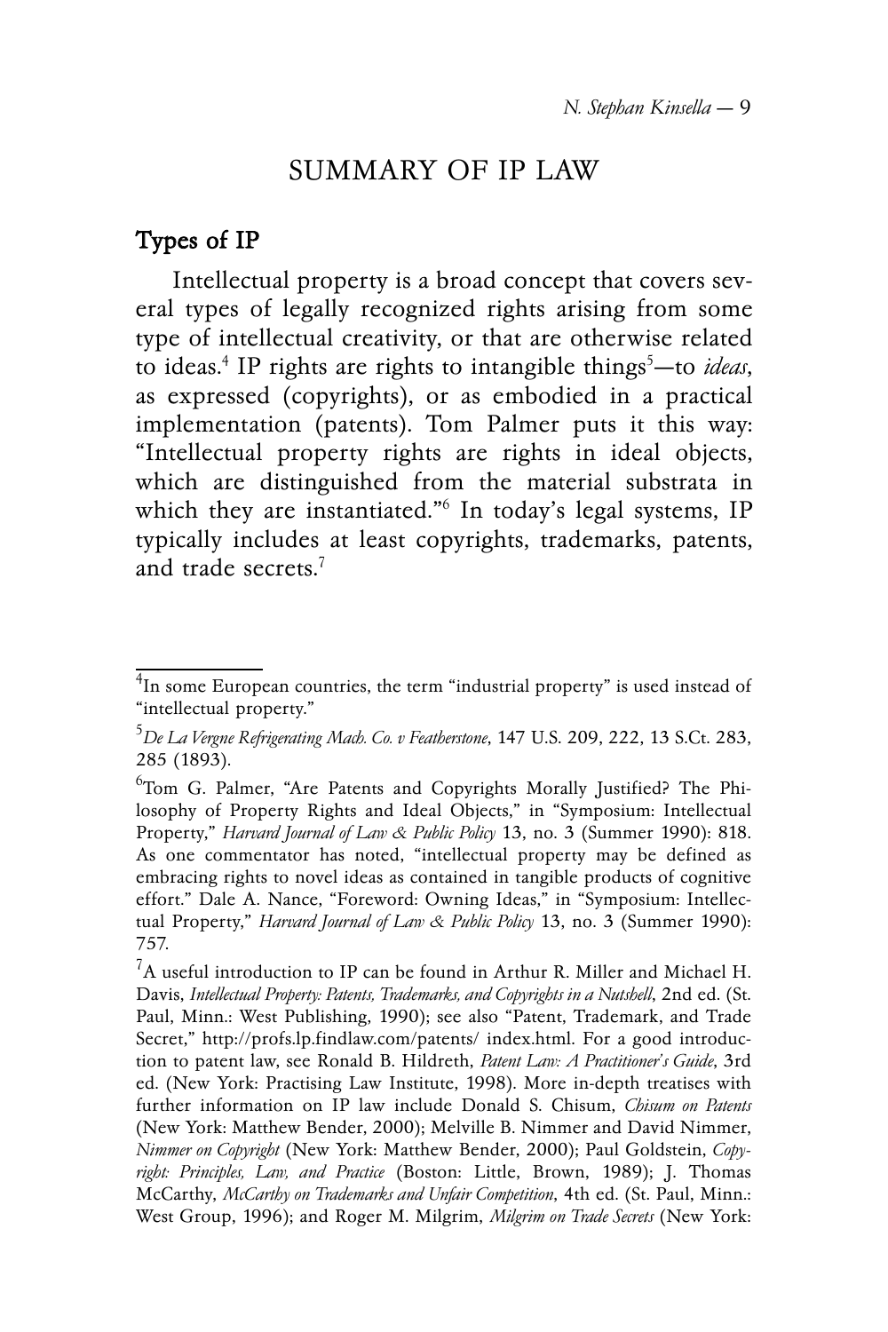# SUMMARY OF IP LAW

## Types of IP

Intellectual property is a broad concept that covers several types of legally recognized rights arising from some type of intellectual creativity, or that are otherwise related to ideas.[4] IP rights are rights to intangible things[5]—to *ideas*, as expressed (copyrights), or as embodied in a practical implementation (patents). Tom Palmer puts it this way: "Intellectual property rights are rights in ideal objects, which are distinguished from the material substrata in which they are instantiated."[6] In today's legal systems, IP typically includes at least copyrights, trademarks, patents, and trade secrets.[7]

---

[4] In some European countries, the term "industrial property" is used instead of "intellectual property."

[5] *De La Vergne Refrigerating Mach. Co. v Featherstone*, 147 U.S. 209, 222, 13 S.Ct. 283, 285 (1893).

[6] Tom G. Palmer, "Are Patents and Copyrights Morally Justified? The Philosophy of Property Rights and Ideal Objects," in "Symposium: Intellectual Property," *Harvard Journal of Law & Public Policy* 13, no. 3 (Summer 1990): 818. As one commentator has noted, "intellectual property may be defined as embracing rights to novel ideas as contained in tangible products of cognitive effort." Dale A. Nance, "Foreword: Owning Ideas," in "Symposium: Intellectual Property," *Harvard Journal of Law & Public Policy* 13, no. 3 (Summer 1990): 757.

[7] A useful introduction to IP can be found in Arthur R. Miller and Michael H. Davis, *Intellectual Property: Patents, Trademarks, and Copyrights in a Nutshell*, 2nd ed. (St. Paul, Minn.: West Publishing, 1990); see also "Patent, Trademark, and Trade Secret," http://profs.lp.findlaw.com/patents/ index.html. For a good introduction to patent law, see Ronald B. Hildreth, *Patent Law: A Practitioner's Guide*, 3rd ed. (New York: Practising Law Institute, 1998). More in-depth treatises with further information on IP law include Donald S. Chisum, *Chisum on Patents* (New York: Matthew Bender, 2000); Melville B. Nimmer and David Nimmer, *Nimmer on Copyright* (New York: Matthew Bender, 2000); Paul Goldstein, *Copyright: Principles, Law, and Practice* (Boston: Little, Brown, 1989); J. Thomas McCarthy, *McCarthy on Trademarks and Unfair Competition*, 4th ed. (St. Paul, Minn.: West Group, 1996); and Roger M. Milgrim, *Milgrim on Trade Secrets* (New York: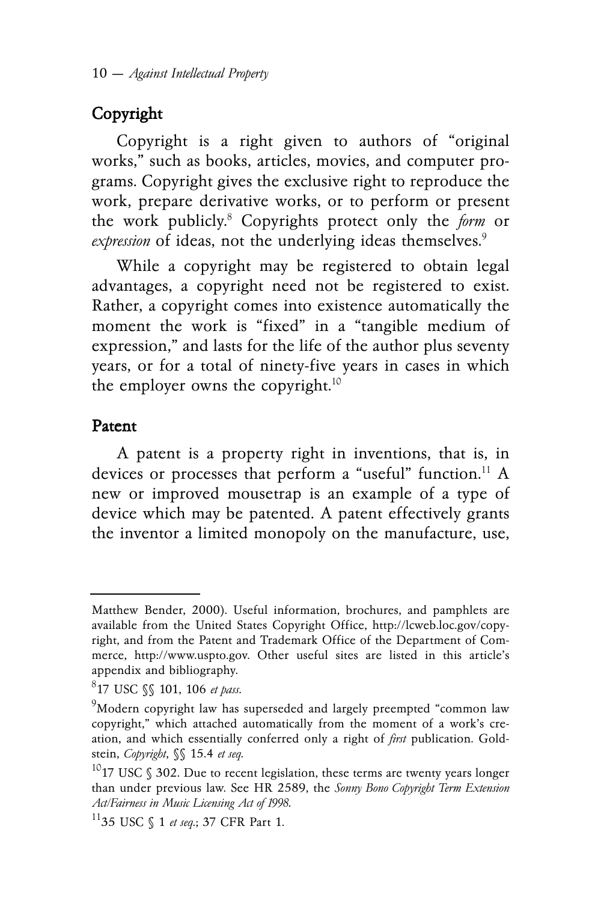## Copyright

Copyright is a right given to authors of "original works," such as books, articles, movies, and computer programs. Copyright gives the exclusive right to reproduce the work, prepare derivative works, or to perform or present the work publicly.[8] Copyrights protect only the *form* or *expression* of ideas, not the underlying ideas themselves.[9]

While a copyright may be registered to obtain legal advantages, a copyright need not be registered to exist. Rather, a copyright comes into existence automatically the moment the work is "fixed" in a "tangible medium of expression," and lasts for the life of the author plus seventy years, or for a total of ninety-five years in cases in which the employer owns the copyright.[10]

## Patent

A patent is a property right in inventions, that is, in devices or processes that perform a "useful" function.[11] A new or improved mousetrap is an example of a type of device which may be patented. A patent effectively grants the inventor a limited monopoly on the manufacture, use,

---

Matthew Bender, 2000). Useful information, brochures, and pamphlets are available from the United States Copyright Office, http://lcweb.loc.gov/copyright, and from the Patent and Trademark Office of the Department of Commerce, http://www.uspto.gov. Other useful sites are listed in this article's appendix and bibliography.

[8] 17 USC §§ 101, 106 *et pass*.

[9] Modern copyright law has superseded and largely preempted "common law copyright," which attached automatically from the moment of a work's creation, and which essentially conferred only a right of *first* publication. Goldstein, *Copyright*, §§ 15.4 *et seq*.

[10] 17 USC § 302. Due to recent legislation, these terms are twenty years longer than under previous law. See HR 2589, the *Sonny Bono Copyright Term Extension Act/Fairness in Music Licensing Act of 1998*.

[11] 35 USC § 1 *et seq*.; 37 CFR Part 1.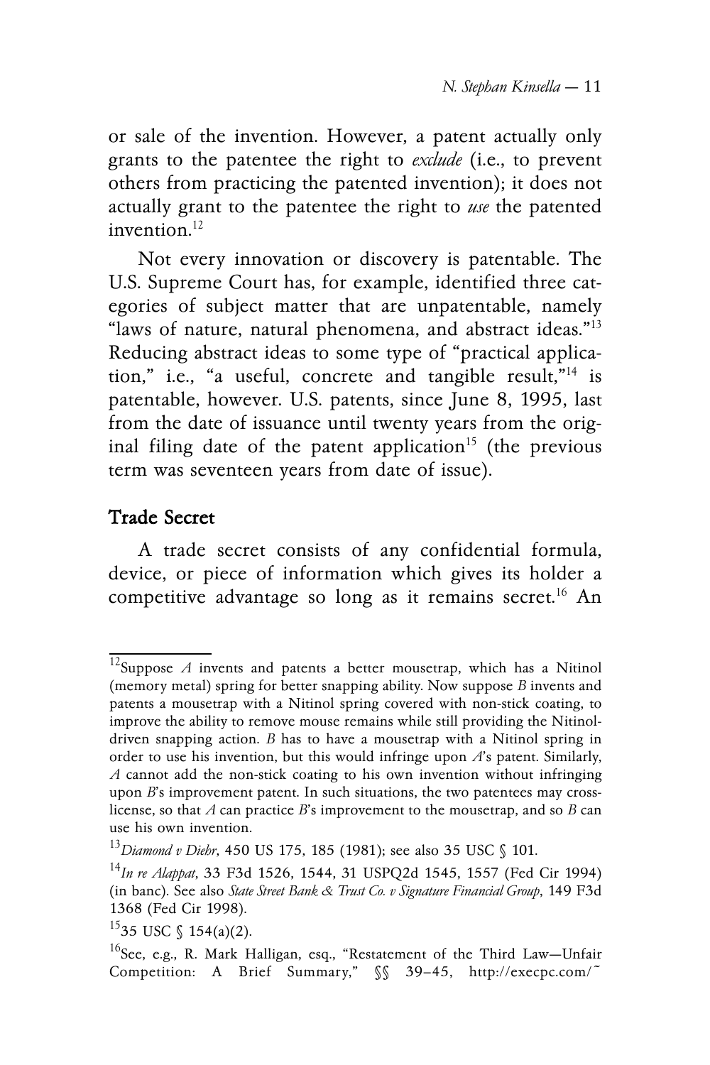or sale of the invention. However, a patent actually only grants to the patentee the right to *exclude* (i.e., to prevent others from practicing the patented invention); it does not actually grant to the patentee the right to *use* the patented invention.[12]

Not every innovation or discovery is patentable. The U.S. Supreme Court has, for example, identified three categories of subject matter that are unpatentable, namely "laws of nature, natural phenomena, and abstract ideas."[13] Reducing abstract ideas to some type of "practical application," i.e., "a useful, concrete and tangible result,"[14] is patentable, however. U.S. patents, since June 8, 1995, last from the date of issuance until twenty years from the original filing date of the patent application[15] (the previous term was seventeen years from date of issue).

## Trade Secret

A trade secret consists of any confidential formula, device, or piece of information which gives its holder a competitive advantage so long as it remains secret.[16] An

---

[12] Suppose *A* invents and patents a better mousetrap, which has a Nitinol (memory metal) spring for better snapping ability. Now suppose *B* invents and patents a mousetrap with a Nitinol spring covered with non-stick coating, to improve the ability to remove mouse remains while still providing the Nitinol-driven snapping action. *B* has to have a mousetrap with a Nitinol spring in order to use his invention, but this would infringe upon *A*'s patent. Similarly, *A* cannot add the non-stick coating to his own invention without infringing upon *B*'s improvement patent. In such situations, the two patentees may cross-license, so that *A* can practice *B*'s improvement to the mousetrap, and so *B* can use his own invention.

[13] *Diamond v Diehr*, 450 US 175, 185 (1981); see also 35 USC § 101.

[14] *In re Alappat*, 33 F3d 1526, 1544, 31 USPQ2d 1545, 1557 (Fed Cir 1994) (in banc). See also *State Street Bank & Trust Co. v Signature Financial Group*, 149 F3d 1368 (Fed Cir 1998).

[15] 35 USC § 154(a)(2).

[16] See, e.g., R. Mark Halligan, esq., "Restatement of the Third Law—Unfair Competition: A Brief Summary," §§ 39–45, http://execpc.com/~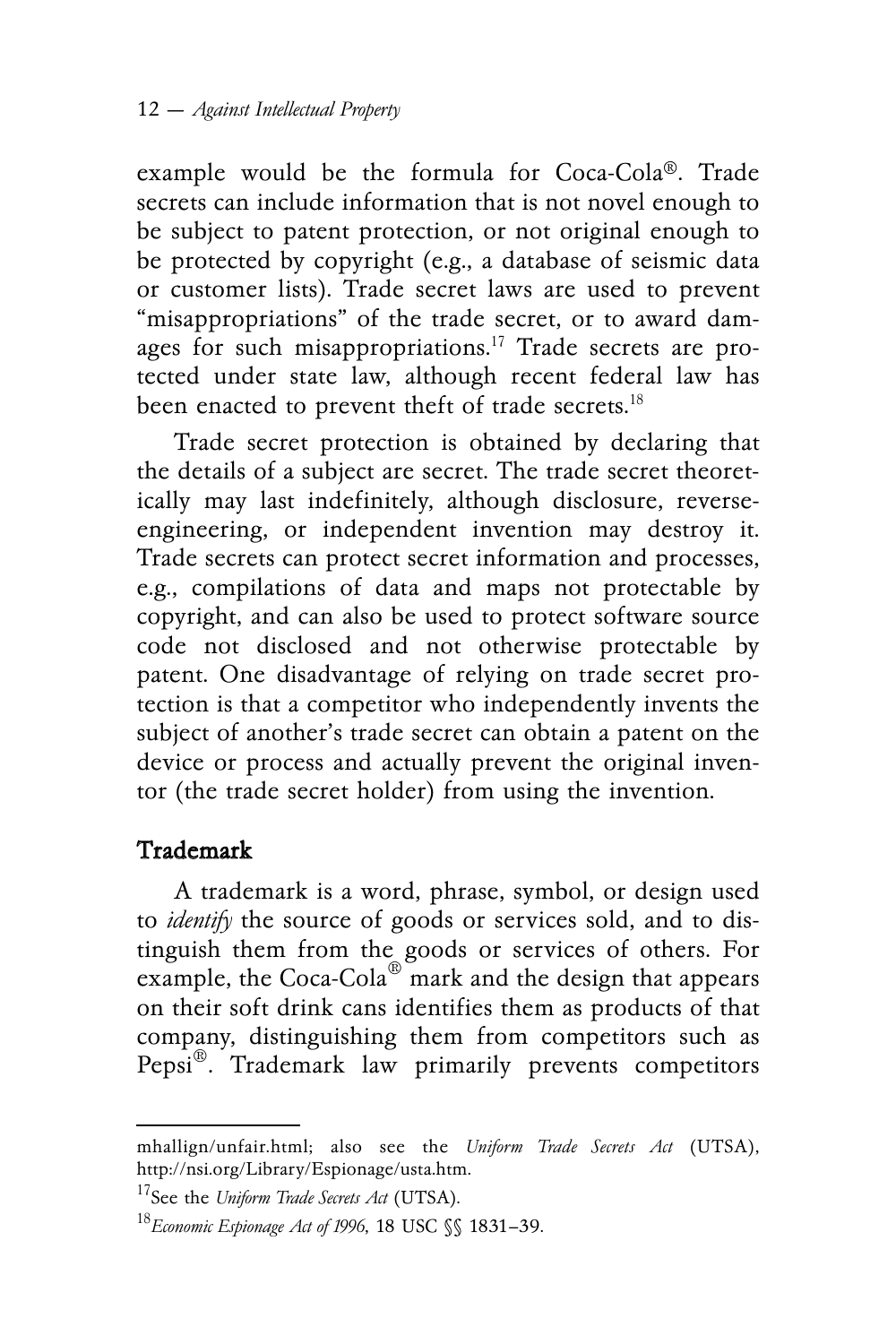example would be the formula for Coca-Cola®. Trade secrets can include information that is not novel enough to be subject to patent protection, or not original enough to be protected by copyright (e.g., a database of seismic data or customer lists). Trade secret laws are used to prevent "misappropriations" of the trade secret, or to award damages for such misappropriations.[17] Trade secrets are protected under state law, although recent federal law has been enacted to prevent theft of trade secrets.[18]

Trade secret protection is obtained by declaring that the details of a subject are secret. The trade secret theoretically may last indefinitely, although disclosure, reverse-engineering, or independent invention may destroy it. Trade secrets can protect secret information and processes, e.g., compilations of data and maps not protectable by copyright, and can also be used to protect software source code not disclosed and not otherwise protectable by patent. One disadvantage of relying on trade secret protection is that a competitor who independently invents the subject of another's trade secret can obtain a patent on the device or process and actually prevent the original inventor (the trade secret holder) from using the invention.

## Trademark

A trademark is a word, phrase, symbol, or design used to *identify* the source of goods or services sold, and to distinguish them from the goods or services of others. For example, the Coca-Cola® mark and the design that appears on their soft drink cans identifies them as products of that company, distinguishing them from competitors such as Pepsi®. Trademark law primarily prevents competitors

---

mhallign/unfair.html; also see the *Uniform Trade Secrets Act* (UTSA), http://nsi.org/Library/Espionage/usta.htm.

[17] See the *Uniform Trade Secrets Act* (UTSA).

[18] *Economic Espionage Act of 1996*, 18 USC §§ 1831–39.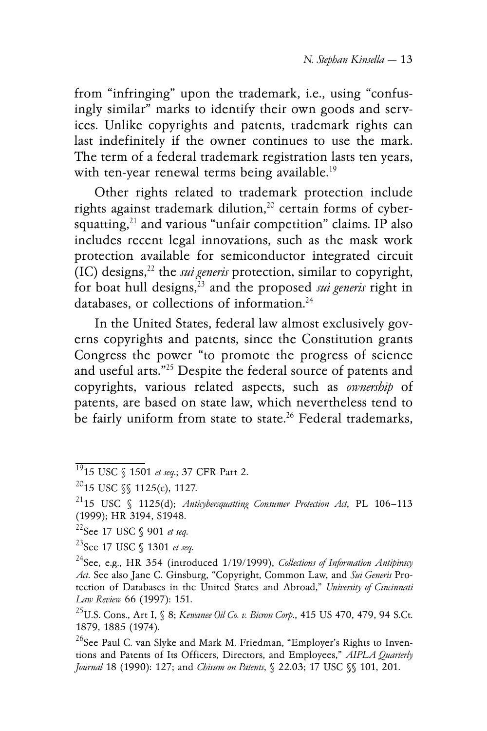from "infringing" upon the trademark, i.e., using "confusingly similar" marks to identify their own goods and services. Unlike copyrights and patents, trademark rights can last indefinitely if the owner continues to use the mark. The term of a federal trademark registration lasts ten years, with ten-year renewal terms being available.[19]

Other rights related to trademark protection include rights against trademark dilution,[20] certain forms of cybersquatting,[21] and various "unfair competition" claims. IP also includes recent legal innovations, such as the mask work protection available for semiconductor integrated circuit (IC) designs,[22] the *sui generis* protection, similar to copyright, for boat hull designs,[23] and the proposed *sui generis* right in databases, or collections of information.[24]

In the United States, federal law almost exclusively governs copyrights and patents, since the Constitution grants Congress the power "to promote the progress of science and useful arts."[25] Despite the federal source of patents and copyrights, various related aspects, such as *ownership* of patents, are based on state law, which nevertheless tend to be fairly uniform from state to state.[26] Federal trademarks,

---

[19] 15 USC § 1501 *et seq.*; 37 CFR Part 2.

[20] 15 USC §§ 1125(c), 1127.

[21] 15 USC § 1125(d); *Anticybersquatting Consumer Protection Act*, PL 106–113 (1999); HR 3194, S1948.

[22] See 17 USC § 901 *et seq.*

[23] See 17 USC § 1301 *et seq.*

[24] See, e.g., HR 354 (introduced 1/19/1999), *Collections of Information Antipiracy Act*. See also Jane C. Ginsburg, "Copyright, Common Law, and *Sui Generis* Protection of Databases in the United States and Abroad," *University of Cincinnati Law Review* 66 (1997): 151.

[25] U.S. Cons., Art I, § 8; *Kewanee Oil Co. v. Bicron Corp.*, 415 US 470, 479, 94 S.Ct. 1879, 1885 (1974).

[26] See Paul C. van Slyke and Mark M. Friedman, "Employer's Rights to Inventions and Patents of Its Officers, Directors, and Employees," *AIPLA Quarterly Journal* 18 (1990): 127; and *Chisum on Patents*, § 22.03; 17 USC §§ 101, 201.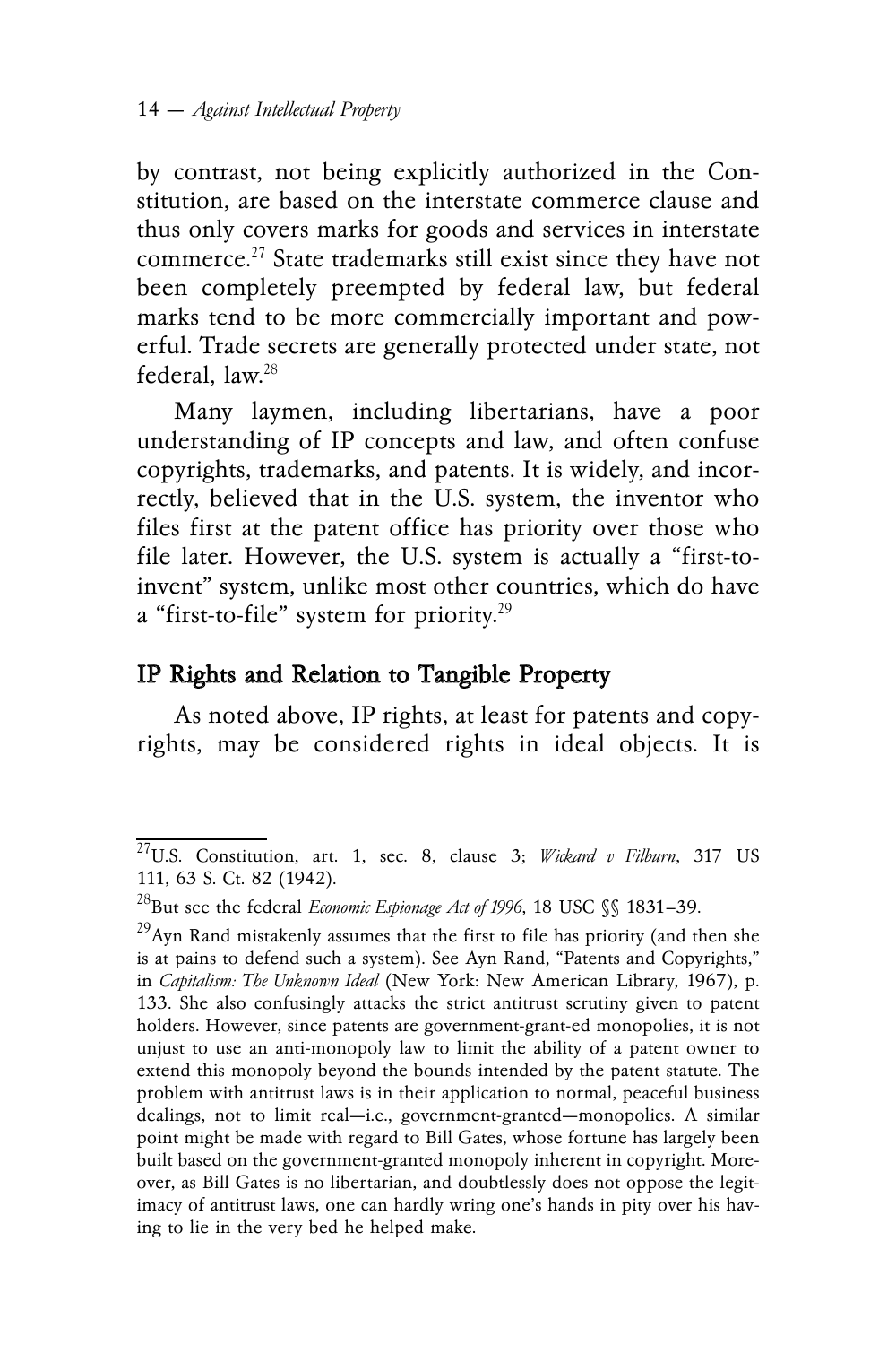by contrast, not being explicitly authorized in the Constitution, are based on the interstate commerce clause and thus only covers marks for goods and services in interstate commerce.[27] State trademarks still exist since they have not been completely preempted by federal law, but federal marks tend to be more commercially important and powerful. Trade secrets are generally protected under state, not federal, law.[28]

Many laymen, including libertarians, have a poor understanding of IP concepts and law, and often confuse copyrights, trademarks, and patents. It is widely, and incorrectly, believed that in the U.S. system, the inventor who files first at the patent office has priority over those who file later. However, the U.S. system is actually a "first-to-invent" system, unlike most other countries, which do have a "first-to-file" system for priority.[29]

## IP Rights and Relation to Tangible Property

As noted above, IP rights, at least for patents and copyrights, may be considered rights in ideal objects. It is

---

[27]U.S. Constitution, art. 1, sec. 8, clause 3; *Wickard v Filburn*, 317 US 111, 63 S. Ct. 82 (1942).

[28]But see the federal *Economic Espionage Act of 1996*, 18 USC §§ 1831–39.

[29]Ayn Rand mistakenly assumes that the first to file has priority (and then she is at pains to defend such a system). See Ayn Rand, "Patents and Copyrights," in *Capitalism: The Unknown Ideal* (New York: New American Library, 1967), p. 133. She also confusingly attacks the strict antitrust scrutiny given to patent holders. However, since patents are government-grant-ed monopolies, it is not unjust to use an anti-monopoly law to limit the ability of a patent owner to extend this monopoly beyond the bounds intended by the patent statute. The problem with antitrust laws is in their application to normal, peaceful business dealings, not to limit real—i.e., government-granted—monopolies. A similar point might be made with regard to Bill Gates, whose fortune has largely been built based on the government-granted monopoly inherent in copyright. Moreover, as Bill Gates is no libertarian, and doubtlessly does not oppose the legitimacy of antitrust laws, one can hardly wring one's hands in pity over his having to lie in the very bed he helped make.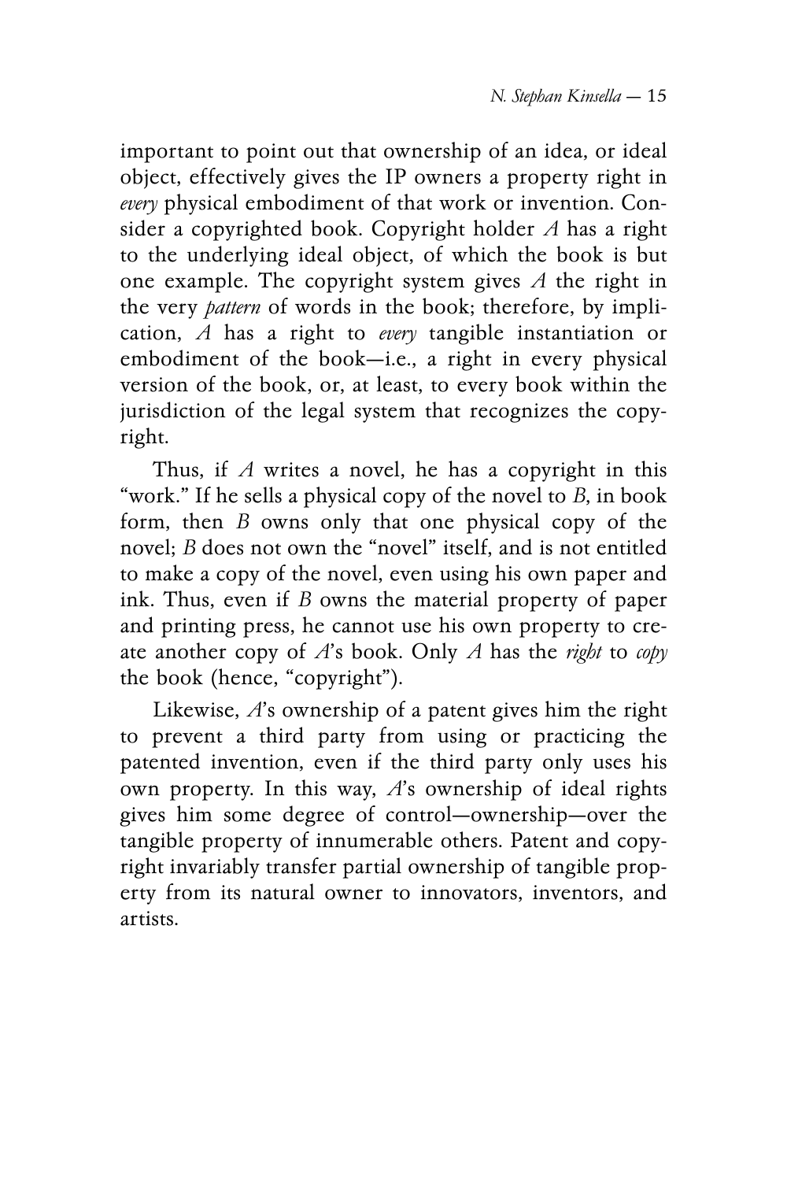important to point out that ownership of an idea, or ideal object, effectively gives the IP owners a property right in *every* physical embodiment of that work or invention. Consider a copyrighted book. Copyright holder *A* has a right to the underlying ideal object, of which the book is but one example. The copyright system gives *A* the right in the very *pattern* of words in the book; therefore, by implication, *A* has a right to *every* tangible instantiation or embodiment of the book—i.e., a right in every physical version of the book, or, at least, to every book within the jurisdiction of the legal system that recognizes the copyright.

Thus, if *A* writes a novel, he has a copyright in this "work." If he sells a physical copy of the novel to *B*, in book form, then *B* owns only that one physical copy of the novel; *B* does not own the "novel" itself, and is not entitled to make a copy of the novel, even using his own paper and ink. Thus, even if *B* owns the material property of paper and printing press, he cannot use his own property to create another copy of *A*'s book. Only *A* has the *right* to *copy* the book (hence, "copyright").

Likewise, *A*'s ownership of a patent gives him the right to prevent a third party from using or practicing the patented invention, even if the third party only uses his own property. In this way, *A*'s ownership of ideal rights gives him some degree of control—ownership—over the tangible property of innumerable others. Patent and copyright invariably transfer partial ownership of tangible property from its natural owner to innovators, inventors, and artists.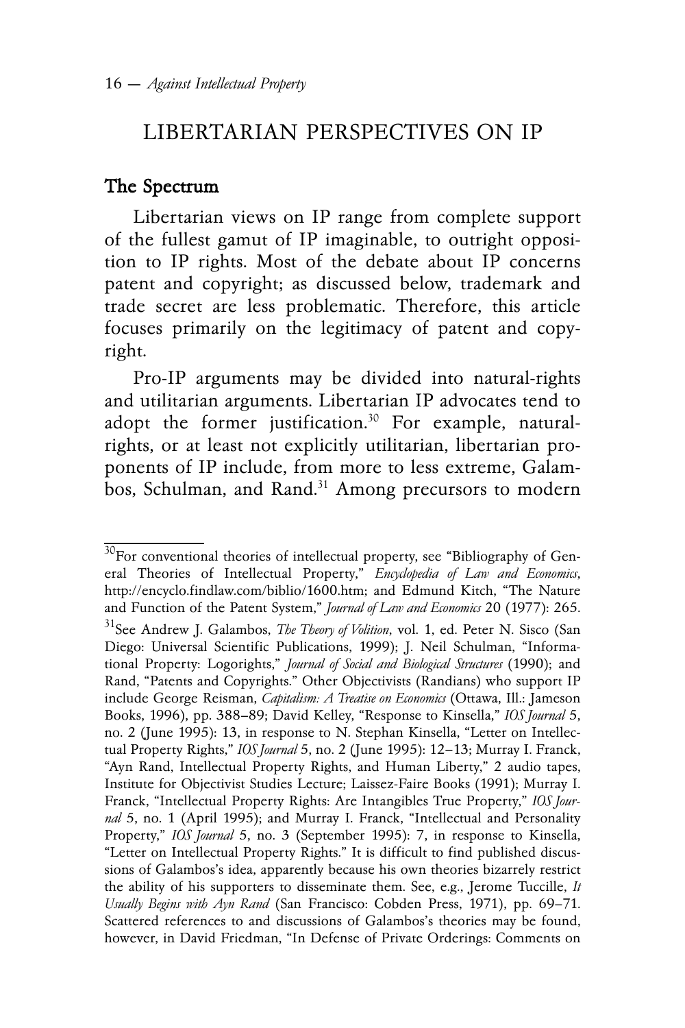## LIBERTARIAN PERSPECTIVES ON IP

### The Spectrum

Libertarian views on IP range from complete support of the fullest gamut of IP imaginable, to outright opposition to IP rights. Most of the debate about IP concerns patent and copyright; as discussed below, trademark and trade secret are less problematic. Therefore, this article focuses primarily on the legitimacy of patent and copyright.

Pro-IP arguments may be divided into natural-rights and utilitarian arguments. Libertarian IP advocates tend to adopt the former justification.[30] For example, natural-rights, or at least not explicitly utilitarian, libertarian proponents of IP include, from more to less extreme, Galambos, Schulman, and Rand.[31] Among precursors to modern

---

[30]For conventional theories of intellectual property, see "Bibliography of General Theories of Intellectual Property," *Encyclopedia of Law and Economics*, http://encyclo.findlaw.com/biblio/1600.htm; and Edmund Kitch, "The Nature and Function of the Patent System," *Journal of Law and Economics* 20 (1977): 265.

[31]See Andrew J. Galambos, *The Theory of Volition*, vol. 1, ed. Peter N. Sisco (San Diego: Universal Scientific Publications, 1999); J. Neil Schulman, "Informational Property: Logorights," *Journal of Social and Biological Structures* (1990); and Rand, "Patents and Copyrights." Other Objectivists (Randians) who support IP include George Reisman, *Capitalism: A Treatise on Economics* (Ottawa, Ill.: Jameson Books, 1996), pp. 388–89; David Kelley, "Response to Kinsella," *IOS Journal* 5, no. 2 (June 1995): 13, in response to N. Stephan Kinsella, "Letter on Intellectual Property Rights," *IOS Journal* 5, no. 2 (June 1995): 12–13; Murray I. Franck, "Ayn Rand, Intellectual Property Rights, and Human Liberty," 2 audio tapes, Institute for Objectivist Studies Lecture; Laissez-Faire Books (1991); Murray I. Franck, "Intellectual Property Rights: Are Intangibles True Property," *IOS Journal* 5, no. 1 (April 1995); and Murray I. Franck, "Intellectual and Personality Property," *IOS Journal* 5, no. 3 (September 1995): 7, in response to Kinsella, "Letter on Intellectual Property Rights." It is difficult to find published discussions of Galambos's idea, apparently because his own theories bizarrely restrict the ability of his supporters to disseminate them. See, e.g., Jerome Tuccille, *It Usually Begins with Ayn Rand* (San Francisco: Cobden Press, 1971), pp. 69–71. Scattered references to and discussions of Galambos's theories may be found, however, in David Friedman, "In Defense of Private Orderings: Comments on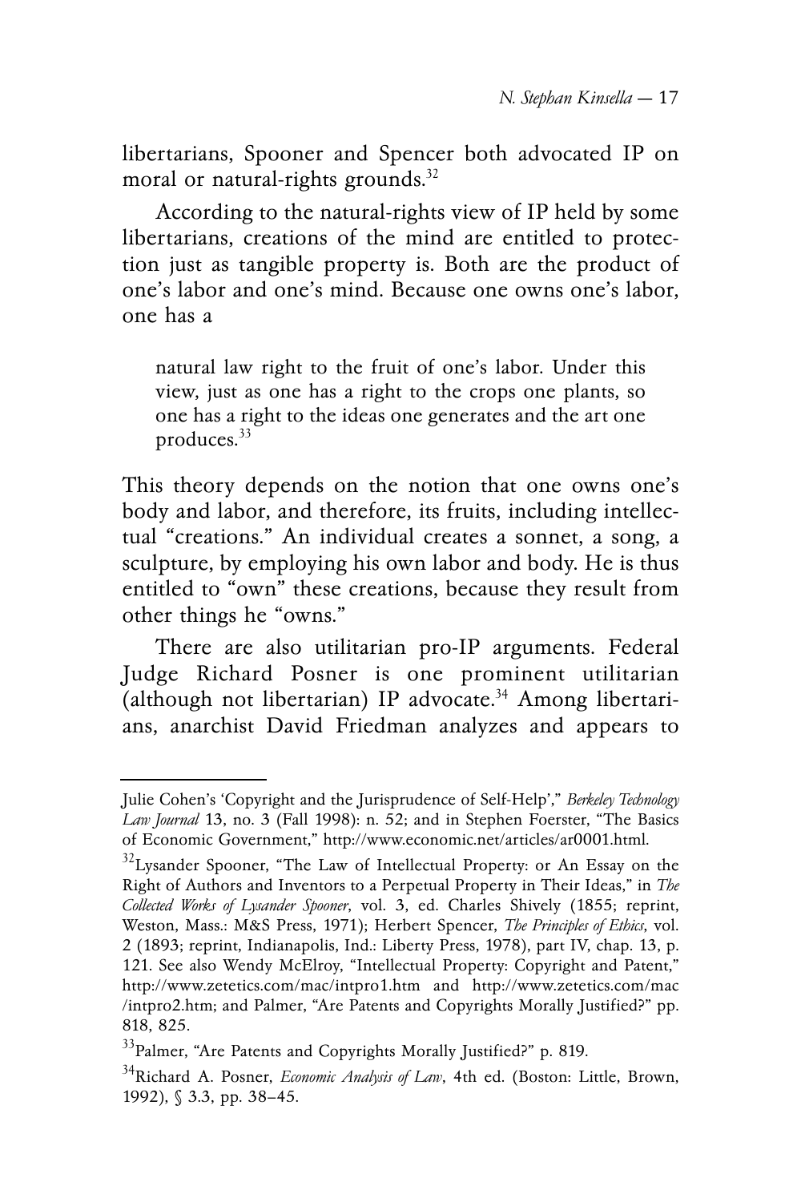libertarians, Spooner and Spencer both advocated IP on moral or natural-rights grounds.[32]

According to the natural-rights view of IP held by some libertarians, creations of the mind are entitled to protection just as tangible property is. Both are the product of one's labor and one's mind. Because one owns one's labor, one has a

> natural law right to the fruit of one's labor. Under this view, just as one has a right to the crops one plants, so one has a right to the ideas one generates and the art one produces.[33]

This theory depends on the notion that one owns one's body and labor, and therefore, its fruits, including intellectual "creations." An individual creates a sonnet, a song, a sculpture, by employing his own labor and body. He is thus entitled to "own" these creations, because they result from other things he "owns."

There are also utilitarian pro-IP arguments. Federal Judge Richard Posner is one prominent utilitarian (although not libertarian) IP advocate.[34] Among libertarians, anarchist David Friedman analyzes and appears to

---

Julie Cohen's 'Copyright and the Jurisprudence of Self-Help'," *Berkeley Technology Law Journal* 13, no. 3 (Fall 1998): n. 52; and in Stephen Foerster, "The Basics of Economic Government," http://www.economic.net/articles/ar0001.html.

[32]Lysander Spooner, "The Law of Intellectual Property: or An Essay on the Right of Authors and Inventors to a Perpetual Property in Their Ideas," in *The Collected Works of Lysander Spooner*, vol. 3, ed. Charles Shively (1855; reprint, Weston, Mass.: M&S Press, 1971); Herbert Spencer, *The Principles of Ethics*, vol. 2 (1893; reprint, Indianapolis, Ind.: Liberty Press, 1978), part IV, chap. 13, p. 121. See also Wendy McElroy, "Intellectual Property: Copyright and Patent," http://www.zetetics.com/mac/intpro1.htm and http://www.zetetics.com/mac/intpro2.htm; and Palmer, "Are Patents and Copyrights Morally Justified?" pp. 818, 825.

[33]Palmer, "Are Patents and Copyrights Morally Justified?" p. 819.

[34]Richard A. Posner, *Economic Analysis of Law*, 4th ed. (Boston: Little, Brown, 1992), § 3.3, pp. 38–45.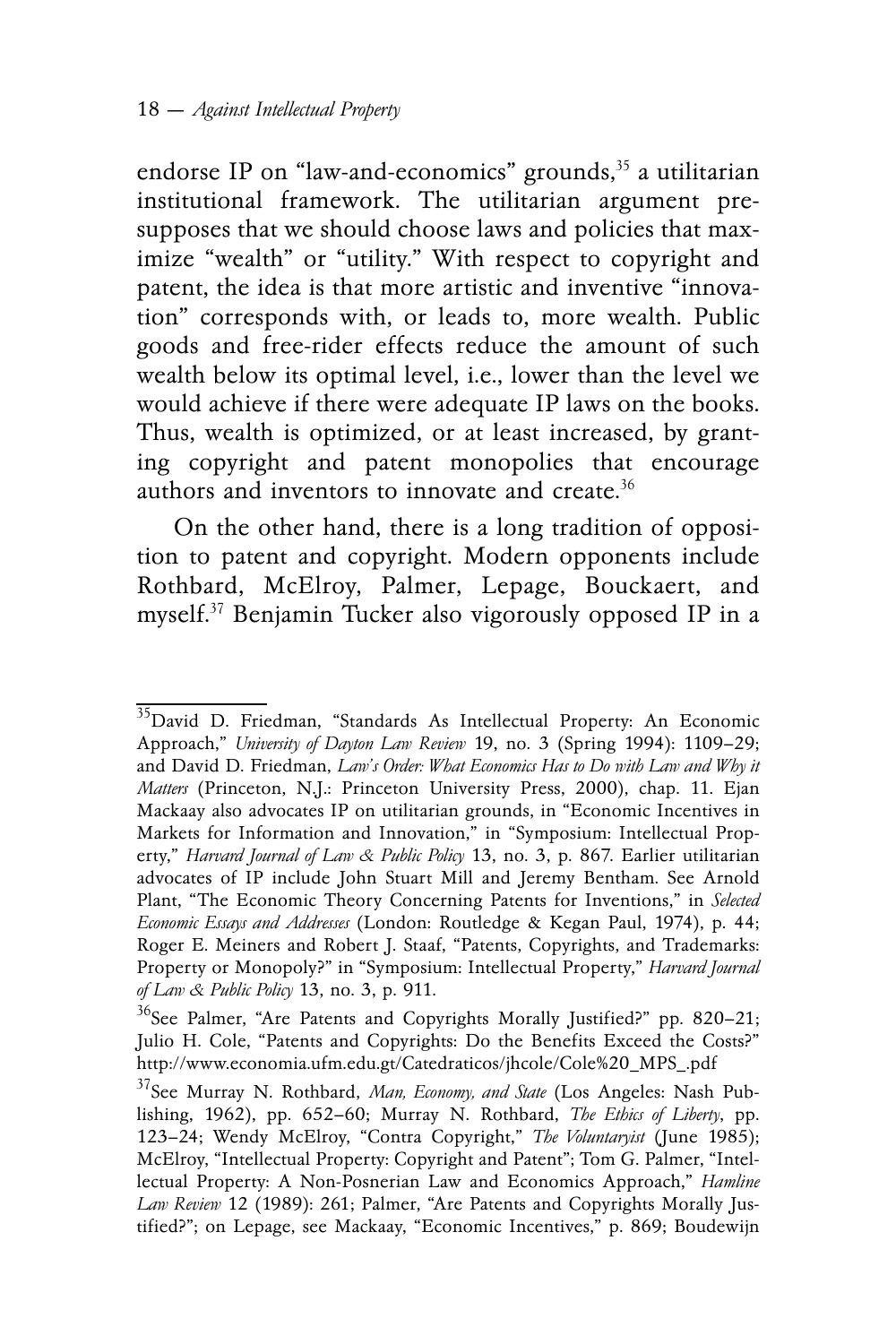endorse IP on "law-and-economics" grounds,[35] a utilitarian institutional framework. The utilitarian argument presupposes that we should choose laws and policies that maximize "wealth" or "utility." With respect to copyright and patent, the idea is that more artistic and inventive "innovation" corresponds with, or leads to, more wealth. Public goods and free-rider effects reduce the amount of such wealth below its optimal level, i.e., lower than the level we would achieve if there were adequate IP laws on the books. Thus, wealth is optimized, or at least increased, by granting copyright and patent monopolies that encourage authors and inventors to innovate and create.[36]

On the other hand, there is a long tradition of opposition to patent and copyright. Modern opponents include Rothbard, McElroy, Palmer, Lepage, Bouckaert, and myself.[37] Benjamin Tucker also vigorously opposed IP in a

---

[35]David D. Friedman, "Standards As Intellectual Property: An Economic Approach," *University of Dayton Law Review* 19, no. 3 (Spring 1994): 1109–29; and David D. Friedman, *Law's Order: What Economics Has to Do with Law and Why it Matters* (Princeton, N.J.: Princeton University Press, 2000), chap. 11. Ejan Mackaay also advocates IP on utilitarian grounds, in "Economic Incentives in Markets for Information and Innovation," in "Symposium: Intellectual Property," *Harvard Journal of Law & Public Policy* 13, no. 3, p. 867. Earlier utilitarian advocates of IP include John Stuart Mill and Jeremy Bentham. See Arnold Plant, "The Economic Theory Concerning Patents for Inventions," in *Selected Economic Essays and Addresses* (London: Routledge & Kegan Paul, 1974), p. 44; Roger E. Meiners and Robert J. Staaf, "Patents, Copyrights, and Trademarks: Property or Monopoly?" in "Symposium: Intellectual Property," *Harvard Journal of Law & Public Policy* 13, no. 3, p. 911.

[36]See Palmer, "Are Patents and Copyrights Morally Justified?" pp. 820–21; Julio H. Cole, "Patents and Copyrights: Do the Benefits Exceed the Costs?" http://www.economia.ufm.edu.gt/Catedraticos/jhcole/Cole%20_MPS_.pdf

[37]See Murray N. Rothbard, *Man, Economy, and State* (Los Angeles: Nash Publishing, 1962), pp. 652–60; Murray N. Rothbard, *The Ethics of Liberty*, pp. 123–24; Wendy McElroy, "Contra Copyright," *The Voluntaryist* (June 1985); McElroy, "Intellectual Property: Copyright and Patent"; Tom G. Palmer, "Intellectual Property: A Non-Posnerian Law and Economics Approach," *Hamline Law Review* 12 (1989): 261; Palmer, "Are Patents and Copyrights Morally Justified?"; on Lepage, see Mackaay, "Economic Incentives," p. 869; Boudewijn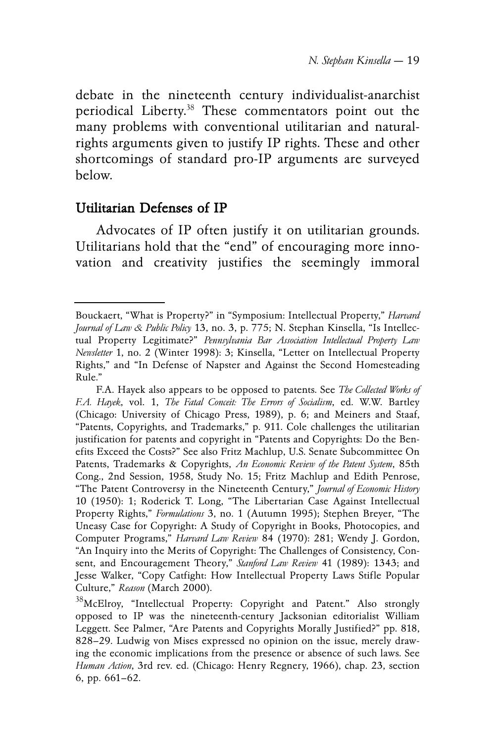debate in the nineteenth century individualist-anarchist periodical Liberty.[38] These commentators point out the many problems with conventional utilitarian and natural-rights arguments given to justify IP rights. These and other shortcomings of standard pro-IP arguments are surveyed below.

## Utilitarian Defenses of IP

Advocates of IP often justify it on utilitarian grounds. Utilitarians hold that the "end" of encouraging more innovation and creativity justifies the seemingly immoral

---

Bouckaert, "What is Property?" in "Symposium: Intellectual Property," *Harvard Journal of Law & Public Policy* 13, no. 3, p. 775; N. Stephan Kinsella, "Is Intellectual Property Legitimate?" *Pennsylvania Bar Association Intellectual Property Law Newsletter* 1, no. 2 (Winter 1998): 3; Kinsella, "Letter on Intellectual Property Rights," and "In Defense of Napster and Against the Second Homesteading Rule."

F.A. Hayek also appears to be opposed to patents. See *The Collected Works of F.A. Hayek*, vol. 1, *The Fatal Conceit: The Errors of Socialism*, ed. W.W. Bartley (Chicago: University of Chicago Press, 1989), p. 6; and Meiners and Staaf, "Patents, Copyrights, and Trademarks," p. 911. Cole challenges the utilitarian justification for patents and copyright in "Patents and Copyrights: Do the Benefits Exceed the Costs?" See also Fritz Machlup, U.S. Senate Subcommittee On Patents, Trademarks & Copyrights, *An Economic Review of the Patent System*, 85th Cong., 2nd Session, 1958, Study No. 15; Fritz Machlup and Edith Penrose, "The Patent Controversy in the Nineteenth Century," *Journal of Economic History* 10 (1950): 1; Roderick T. Long, "The Libertarian Case Against Intellectual Property Rights," *Formulations* 3, no. 1 (Autumn 1995); Stephen Breyer, "The Uneasy Case for Copyright: A Study of Copyright in Books, Photocopies, and Computer Programs," *Harvard Law Review* 84 (1970): 281; Wendy J. Gordon, "An Inquiry into the Merits of Copyright: The Challenges of Consistency, Consent, and Encouragement Theory," *Stanford Law Review* 41 (1989): 1343; and Jesse Walker, "Copy Catfight: How Intellectual Property Laws Stifle Popular Culture," *Reason* (March 2000).

[38] McElroy, "Intellectual Property: Copyright and Patent." Also strongly opposed to IP was the nineteenth-century Jacksonian editorialist William Leggett. See Palmer, "Are Patents and Copyrights Morally Justified?" pp. 818, 828–29. Ludwig von Mises expressed no opinion on the issue, merely drawing the economic implications from the presence or absence of such laws. See *Human Action*, 3rd rev. ed. (Chicago: Henry Regnery, 1966), chap. 23, section 6, pp. 661–62.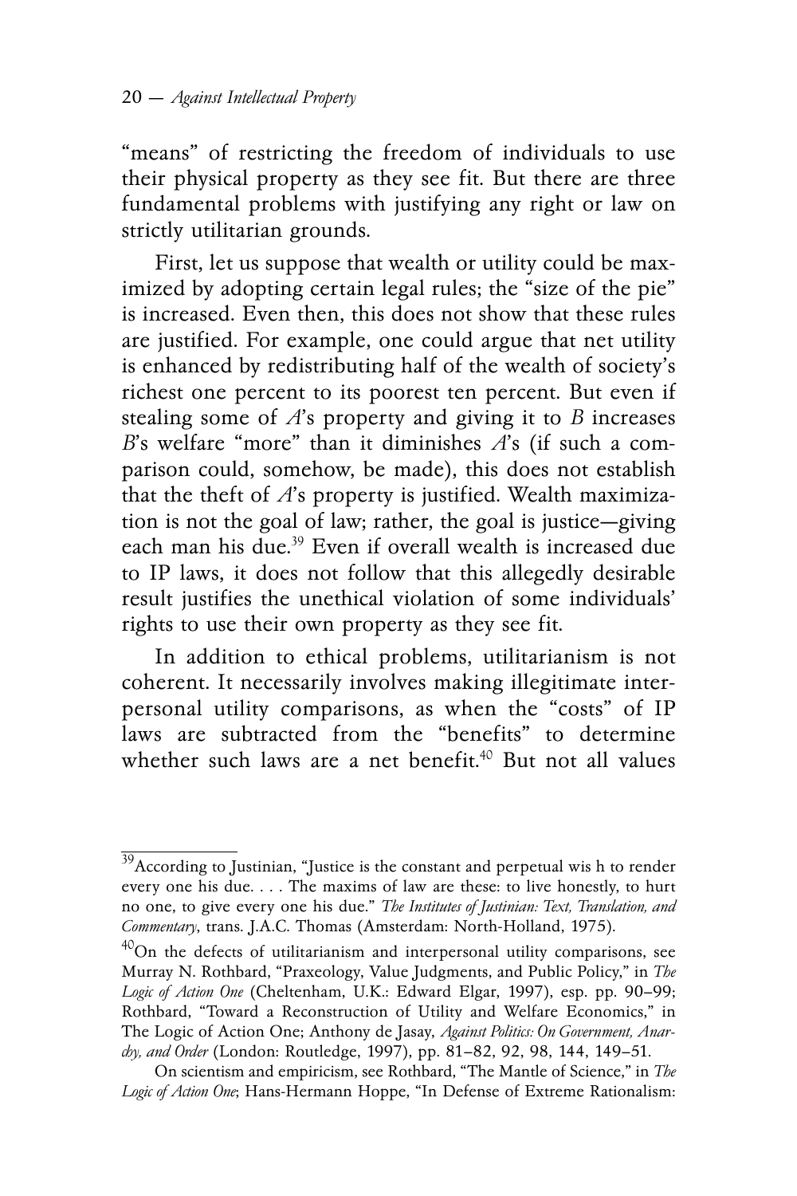"means" of restricting the freedom of individuals to use their physical property as they see fit. But there are three fundamental problems with justifying any right or law on strictly utilitarian grounds.

First, let us suppose that wealth or utility could be maximized by adopting certain legal rules; the "size of the pie" is increased. Even then, this does not show that these rules are justified. For example, one could argue that net utility is enhanced by redistributing half of the wealth of society's richest one percent to its poorest ten percent. But even if stealing some of *A*'s property and giving it to *B* increases *B*'s welfare "more" than it diminishes *A*'s (if such a comparison could, somehow, be made), this does not establish that the theft of *A*'s property is justified. Wealth maximization is not the goal of law; rather, the goal is justice—giving each man his due.[39] Even if overall wealth is increased due to IP laws, it does not follow that this allegedly desirable result justifies the unethical violation of some individuals' rights to use their own property as they see fit.

In addition to ethical problems, utilitarianism is not coherent. It necessarily involves making illegitimate interpersonal utility comparisons, as when the "costs" of IP laws are subtracted from the "benefits" to determine whether such laws are a net benefit.[40] But not all values

---

[39] According to Justinian, "Justice is the constant and perpetual wis h to render every one his due. . . . The maxims of law are these: to live honestly, to hurt no one, to give every one his due." *The Institutes of Justinian: Text, Translation, and Commentary*, trans. J.A.C. Thomas (Amsterdam: North-Holland, 1975).

[40] On the defects of utilitarianism and interpersonal utility comparisons, see Murray N. Rothbard, "Praxeology, Value Judgments, and Public Policy," in *The Logic of Action One* (Cheltenham, U.K.: Edward Elgar, 1997), esp. pp. 90–99; Rothbard, "Toward a Reconstruction of Utility and Welfare Economics," in The Logic of Action One; Anthony de Jasay, *Against Politics: On Government, Anarchy, and Order* (London: Routledge, 1997), pp. 81–82, 92, 98, 144, 149–51.

On scientism and empiricism, see Rothbard, "The Mantle of Science," in *The Logic of Action One*; Hans-Hermann Hoppe, "In Defense of Extreme Rationalism: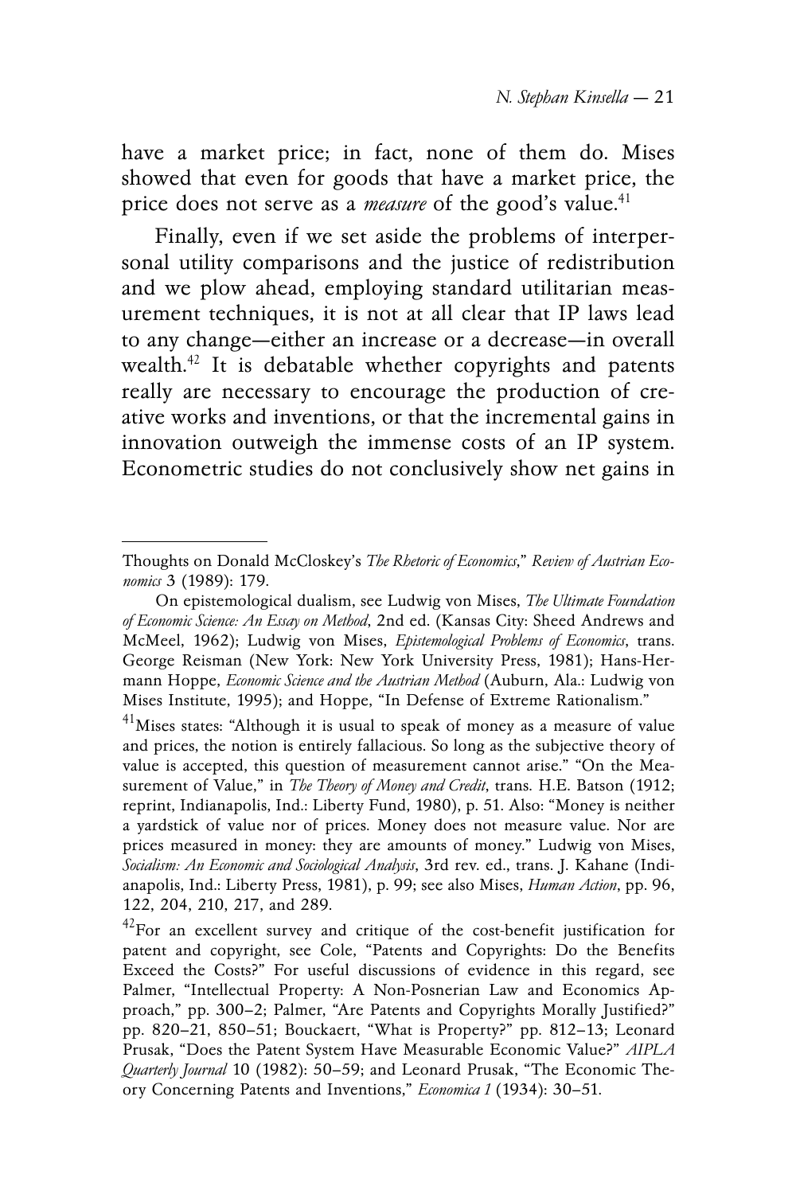have a market price; in fact, none of them do. Mises showed that even for goods that have a market price, the price does not serve as a *measure* of the good's value.[41]

Finally, even if we set aside the problems of interpersonal utility comparisons and the justice of redistribution and we plow ahead, employing standard utilitarian measurement techniques, it is not at all clear that IP laws lead to any change—either an increase or a decrease—in overall wealth.[42] It is debatable whether copyrights and patents really are necessary to encourage the production of creative works and inventions, or that the incremental gains in innovation outweigh the immense costs of an IP system. Econometric studies do not conclusively show net gains in

---

Thoughts on Donald McCloskey's *The Rhetoric of Economics*," *Review of Austrian Economics* 3 (1989): 179.

On epistemological dualism, see Ludwig von Mises, *The Ultimate Foundation of Economic Science: An Essay on Method*, 2nd ed. (Kansas City: Sheed Andrews and McMeel, 1962); Ludwig von Mises, *Epistemological Problems of Economics*, trans. George Reisman (New York: New York University Press, 1981); Hans-Hermann Hoppe, *Economic Science and the Austrian Method* (Auburn, Ala.: Ludwig von Mises Institute, 1995); and Hoppe, "In Defense of Extreme Rationalism."

[41]Mises states: "Although it is usual to speak of money as a measure of value and prices, the notion is entirely fallacious. So long as the subjective theory of value is accepted, this question of measurement cannot arise." "On the Measurement of Value," in *The Theory of Money and Credit*, trans. H.E. Batson (1912; reprint, Indianapolis, Ind.: Liberty Fund, 1980), p. 51. Also: "Money is neither a yardstick of value nor of prices. Money does not measure value. Nor are prices measured in money: they are amounts of money." Ludwig von Mises, *Socialism: An Economic and Sociological Analysis*, 3rd rev. ed., trans. J. Kahane (Indianapolis, Ind.: Liberty Press, 1981), p. 99; see also Mises, *Human Action*, pp. 96, 122, 204, 210, 217, and 289.

[42]For an excellent survey and critique of the cost-benefit justification for patent and copyright, see Cole, "Patents and Copyrights: Do the Benefits Exceed the Costs?" For useful discussions of evidence in this regard, see Palmer, "Intellectual Property: A Non-Posnerian Law and Economics Approach," pp. 300–2; Palmer, "Are Patents and Copyrights Morally Justified?" pp. 820–21, 850–51; Bouckaert, "What is Property?" pp. 812–13; Leonard Prusak, "Does the Patent System Have Measurable Economic Value?" *AIPLA Quarterly Journal* 10 (1982): 50–59; and Leonard Prusak, "The Economic Theory Concerning Patents and Inventions," *Economica 1* (1934): 30–51.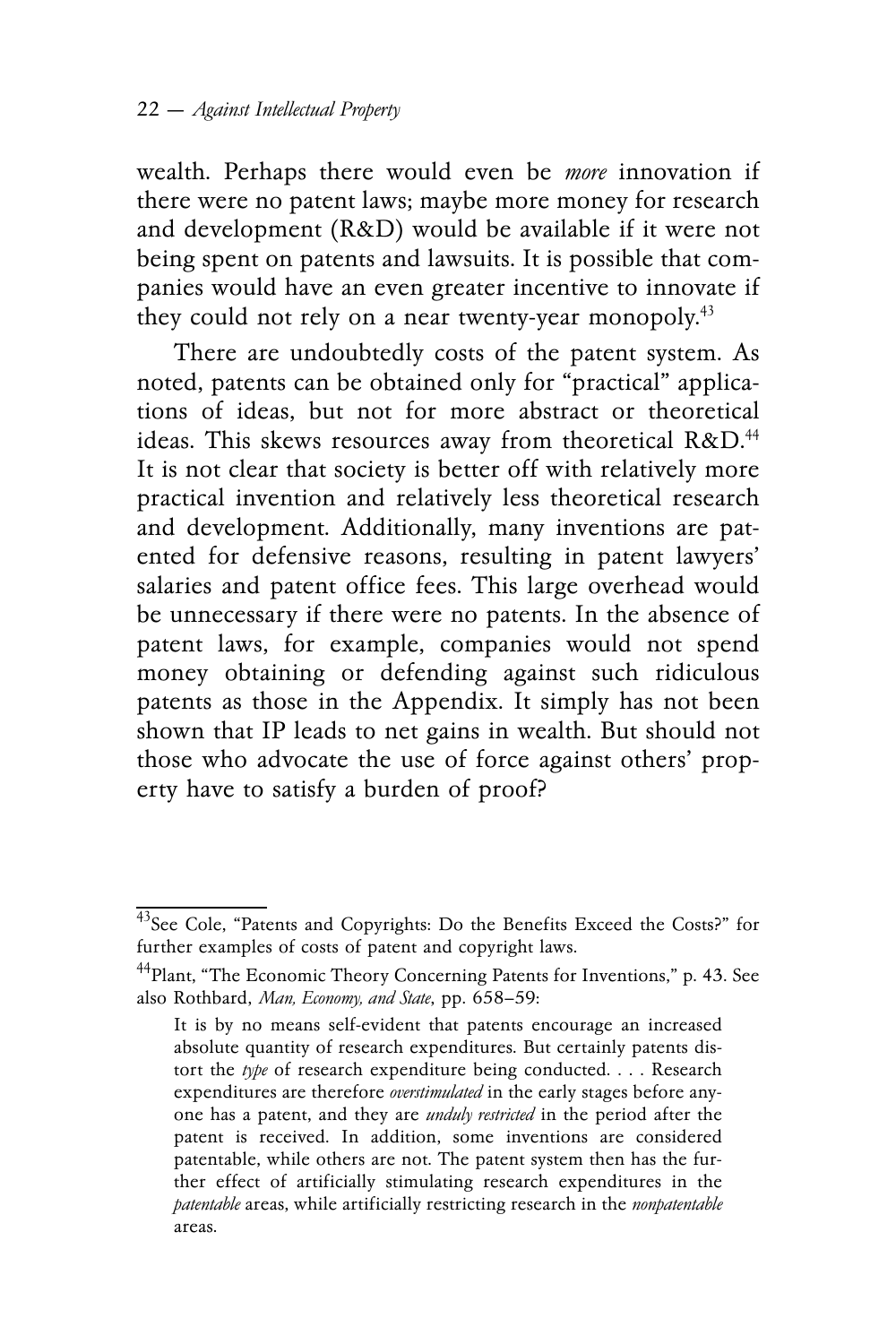wealth. Perhaps there would even be *more* innovation if there were no patent laws; maybe more money for research and development (R&D) would be available if it were not being spent on patents and lawsuits. It is possible that companies would have an even greater incentive to innovate if they could not rely on a near twenty-year monopoly.[43]

There are undoubtedly costs of the patent system. As noted, patents can be obtained only for "practical" applications of ideas, but not for more abstract or theoretical ideas. This skews resources away from theoretical R&D.[44] It is not clear that society is better off with relatively more practical invention and relatively less theoretical research and development. Additionally, many inventions are patented for defensive reasons, resulting in patent lawyers' salaries and patent office fees. This large overhead would be unnecessary if there were no patents. In the absence of patent laws, for example, companies would not spend money obtaining or defending against such ridiculous patents as those in the Appendix. It simply has not been shown that IP leads to net gains in wealth. But should not those who advocate the use of force against others' property have to satisfy a burden of proof?

---

[43] See Cole, "Patents and Copyrights: Do the Benefits Exceed the Costs?" for further examples of costs of patent and copyright laws.

[44] Plant, "The Economic Theory Concerning Patents for Inventions," p. 43. See also Rothbard, *Man, Economy, and State*, pp. 658–59:

> It is by no means self-evident that patents encourage an increased absolute quantity of research expenditures. But certainly patents distort the *type* of research expenditure being conducted. . . . Research expenditures are therefore *overstimulated* in the early stages before anyone has a patent, and they are *unduly restricted* in the period after the patent is received. In addition, some inventions are considered patentable, while others are not. The patent system then has the further effect of artificially stimulating research expenditures in the *patentable* areas, while artificially restricting research in the *nonpatentable* areas.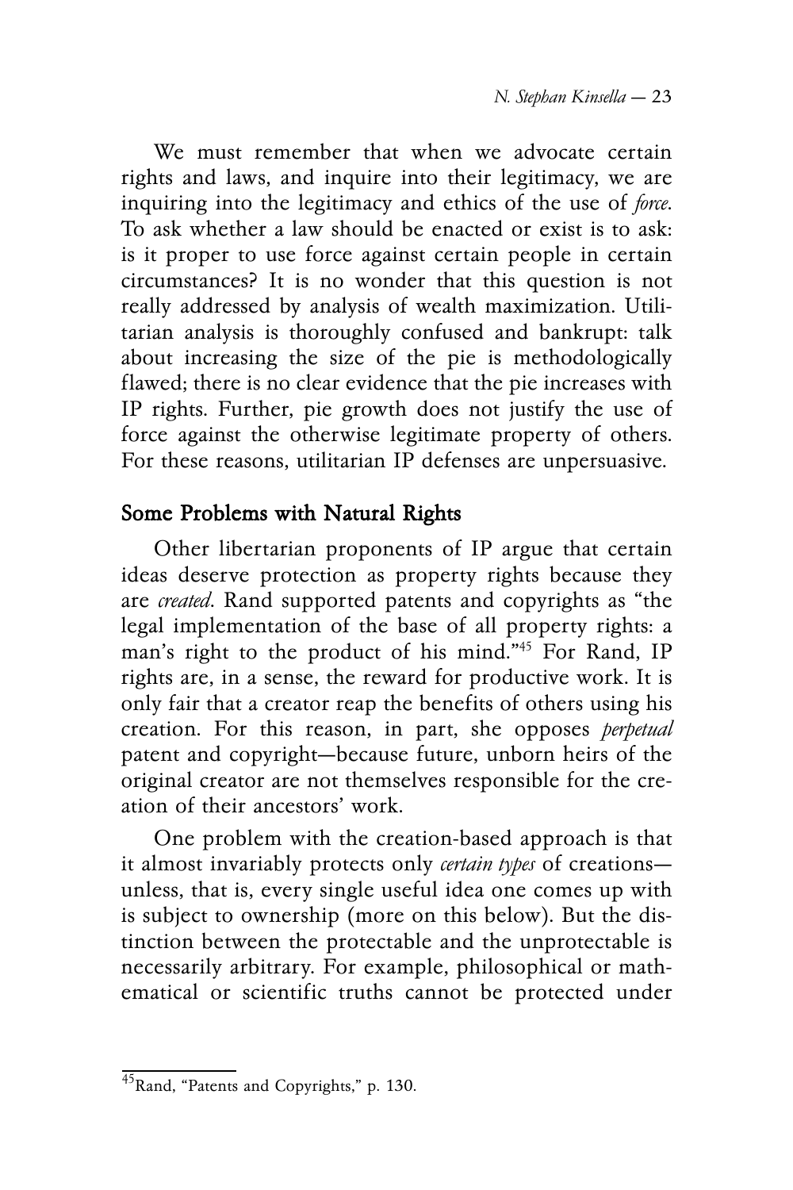We must remember that when we advocate certain rights and laws, and inquire into their legitimacy, we are inquiring into the legitimacy and ethics of the use of *force*. To ask whether a law should be enacted or exist is to ask: is it proper to use force against certain people in certain circumstances? It is no wonder that this question is not really addressed by analysis of wealth maximization. Utilitarian analysis is thoroughly confused and bankrupt: talk about increasing the size of the pie is methodologically flawed; there is no clear evidence that the pie increases with IP rights. Further, pie growth does not justify the use of force against the otherwise legitimate property of others. For these reasons, utilitarian IP defenses are unpersuasive.

## Some Problems with Natural Rights

Other libertarian proponents of IP argue that certain ideas deserve protection as property rights because they are *created*. Rand supported patents and copyrights as "the legal implementation of the base of all property rights: a man's right to the product of his mind."[45] For Rand, IP rights are, in a sense, the reward for productive work. It is only fair that a creator reap the benefits of others using his creation. For this reason, in part, she opposes *perpetual* patent and copyright—because future, unborn heirs of the original creator are not themselves responsible for the creation of their ancestors' work.

One problem with the creation-based approach is that it almost invariably protects only *certain types* of creations—unless, that is, every single useful idea one comes up with is subject to ownership (more on this below). But the distinction between the protectable and the unprotectable is necessarily arbitrary. For example, philosophical or mathematical or scientific truths cannot be protected under

[45] Rand, "Patents and Copyrights," p. 130.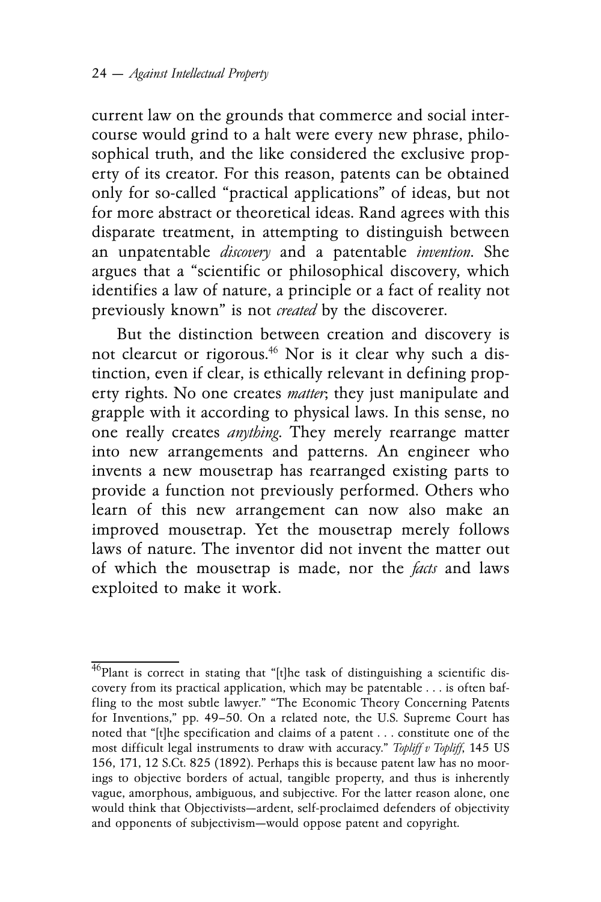current law on the grounds that commerce and social intercourse would grind to a halt were every new phrase, philosophical truth, and the like considered the exclusive property of its creator. For this reason, patents can be obtained only for so-called "practical applications" of ideas, but not for more abstract or theoretical ideas. Rand agrees with this disparate treatment, in attempting to distinguish between an unpatentable *discovery* and a patentable *invention*. She argues that a "scientific or philosophical discovery, which identifies a law of nature, a principle or a fact of reality not previously known" is not *created* by the discoverer.

But the distinction between creation and discovery is not clearcut or rigorous.[46] Nor is it clear why such a distinction, even if clear, is ethically relevant in defining property rights. No one creates *matter*; they just manipulate and grapple with it according to physical laws. In this sense, no one really creates *anything*. They merely rearrange matter into new arrangements and patterns. An engineer who invents a new mousetrap has rearranged existing parts to provide a function not previously performed. Others who learn of this new arrangement can now also make an improved mousetrap. Yet the mousetrap merely follows laws of nature. The inventor did not invent the matter out of which the mousetrap is made, nor the *facts* and laws exploited to make it work.

---

[46]Plant is correct in stating that "[t]he task of distinguishing a scientific discovery from its practical application, which may be patentable . . . is often baffling to the most subtle lawyer." "The Economic Theory Concerning Patents for Inventions," pp. 49–50. On a related note, the U.S. Supreme Court has noted that "[t]he specification and claims of a patent . . . constitute one of the most difficult legal instruments to draw with accuracy." *Topliff v Topliff*, 145 US 156, 171, 12 S.Ct. 825 (1892). Perhaps this is because patent law has no moorings to objective borders of actual, tangible property, and thus is inherently vague, amorphous, ambiguous, and subjective. For the latter reason alone, one would think that Objectivists—ardent, self-proclaimed defenders of objectivity and opponents of subjectivism—would oppose patent and copyright.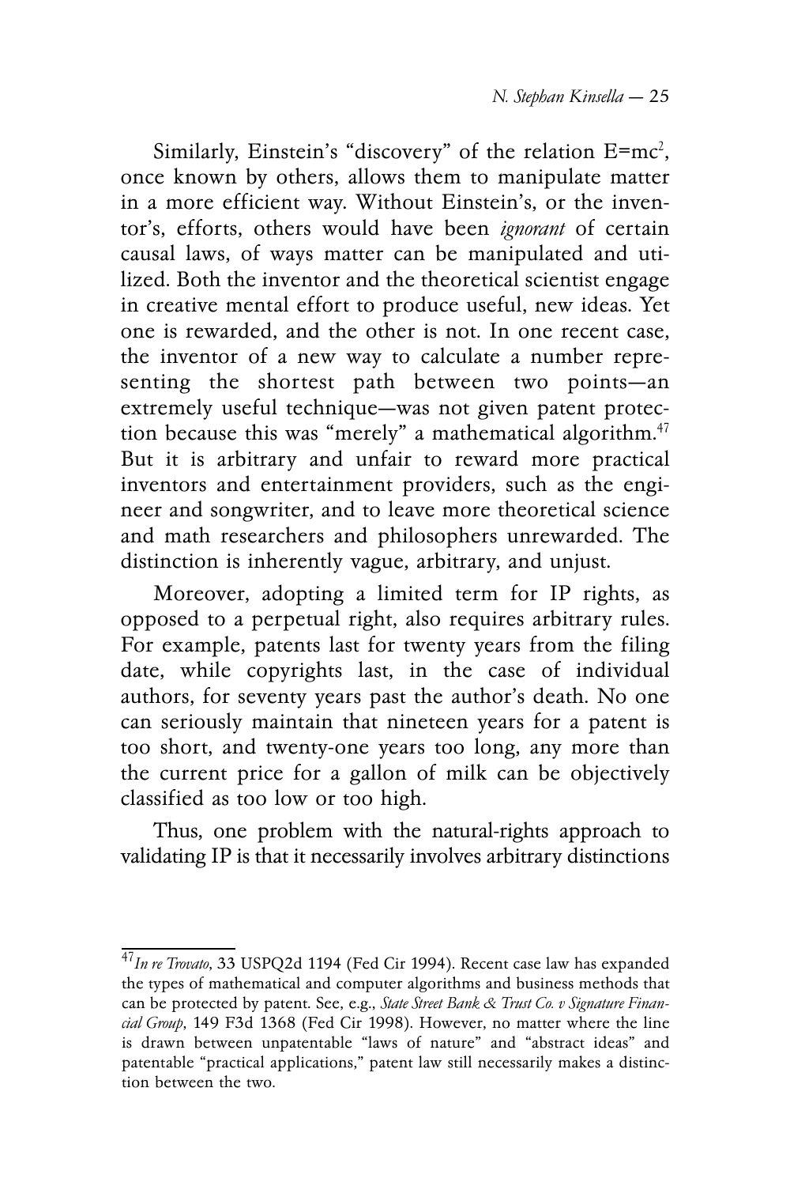Similarly, Einstein's "discovery" of the relation $E=mc^2$, once known by others, allows them to manipulate matter in a more efficient way. Without Einstein's, or the inventor's, efforts, others would have been *ignorant* of certain causal laws, of ways matter can be manipulated and utilized. Both the inventor and the theoretical scientist engage in creative mental effort to produce useful, new ideas. Yet one is rewarded, and the other is not. In one recent case, the inventor of a new way to calculate a number representing the shortest path between two points—an extremely useful technique—was not given patent protection because this was "merely" a mathematical algorithm.[47] But it is arbitrary and unfair to reward more practical inventors and entertainment providers, such as the engineer and songwriter, and to leave more theoretical science and math researchers and philosophers unrewarded. The distinction is inherently vague, arbitrary, and unjust.

Moreover, adopting a limited term for IP rights, as opposed to a perpetual right, also requires arbitrary rules. For example, patents last for twenty years from the filing date, while copyrights last, in the case of individual authors, for seventy years past the author's death. No one can seriously maintain that nineteen years for a patent is too short, and twenty-one years too long, any more than the current price for a gallon of milk can be objectively classified as too low or too high.

Thus, one problem with the natural-rights approach to validating IP is that it necessarily involves arbitrary distinctions

---

[47] *In re Trovato*, 33 USPQ2d 1194 (Fed Cir 1994). Recent case law has expanded the types of mathematical and computer algorithms and business methods that can be protected by patent. See, e.g., *State Street Bank & Trust Co. v Signature Financial Group*, 149 F3d 1368 (Fed Cir 1998). However, no matter where the line is drawn between unpatentable "laws of nature" and "abstract ideas" and patentable "practical applications," patent law still necessarily makes a distinction between the two.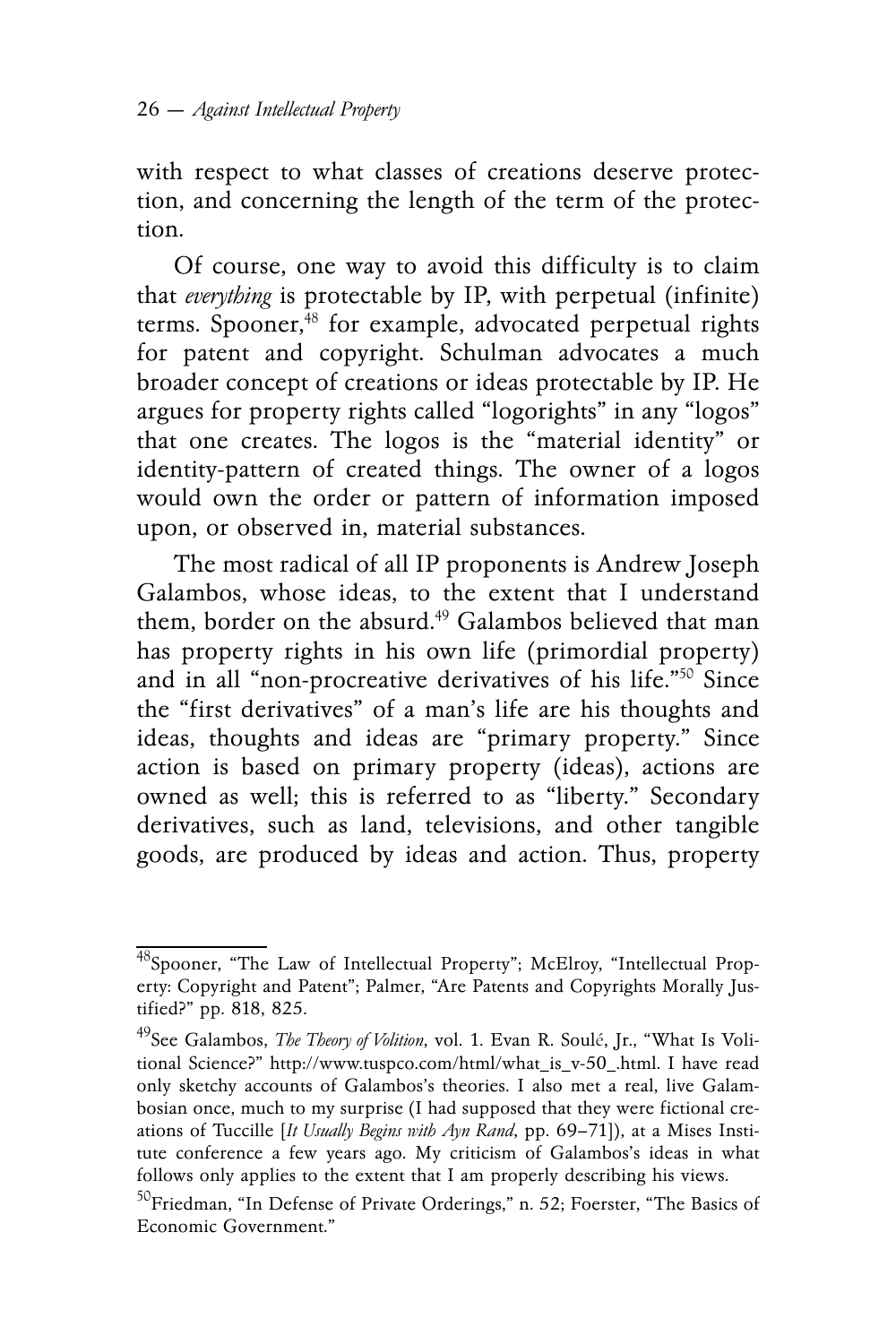with respect to what classes of creations deserve protection, and concerning the length of the term of the protection.

Of course, one way to avoid this difficulty is to claim that *everything* is protectable by IP, with perpetual (infinite) terms. Spooner,[48] for example, advocated perpetual rights for patent and copyright. Schulman advocates a much broader concept of creations or ideas protectable by IP. He argues for property rights called "logorights" in any "logos" that one creates. The logos is the "material identity" or identity-pattern of created things. The owner of a logos would own the order or pattern of information imposed upon, or observed in, material substances.

The most radical of all IP proponents is Andrew Joseph Galambos, whose ideas, to the extent that I understand them, border on the absurd.[49] Galambos believed that man has property rights in his own life (primordial property) and in all "non-procreative derivatives of his life."[50] Since the "first derivatives" of a man's life are his thoughts and ideas, thoughts and ideas are "primary property." Since action is based on primary property (ideas), actions are owned as well; this is referred to as "liberty." Secondary derivatives, such as land, televisions, and other tangible goods, are produced by ideas and action. Thus, property

---

[48] Spooner, "The Law of Intellectual Property"; McElroy, "Intellectual Property: Copyright and Patent"; Palmer, "Are Patents and Copyrights Morally Justified?" pp. 818, 825.

[49] See Galambos, *The Theory of Volition*, vol. 1. Evan R. Soulé, Jr., "What Is Volitional Science?" http://www.tuspco.com/html/what_is_v-50_.html. I have read only sketchy accounts of Galambos's theories. I also met a real, live Galambosian once, much to my surprise (I had supposed that they were fictional creations of Tuccille [*It Usually Begins with Ayn Rand*, pp. 69–71]), at a Mises Institute conference a few years ago. My criticism of Galambos's ideas in what follows only applies to the extent that I am properly describing his views.

[50] Friedman, "In Defense of Private Orderings," n. 52; Foerster, "The Basics of Economic Government."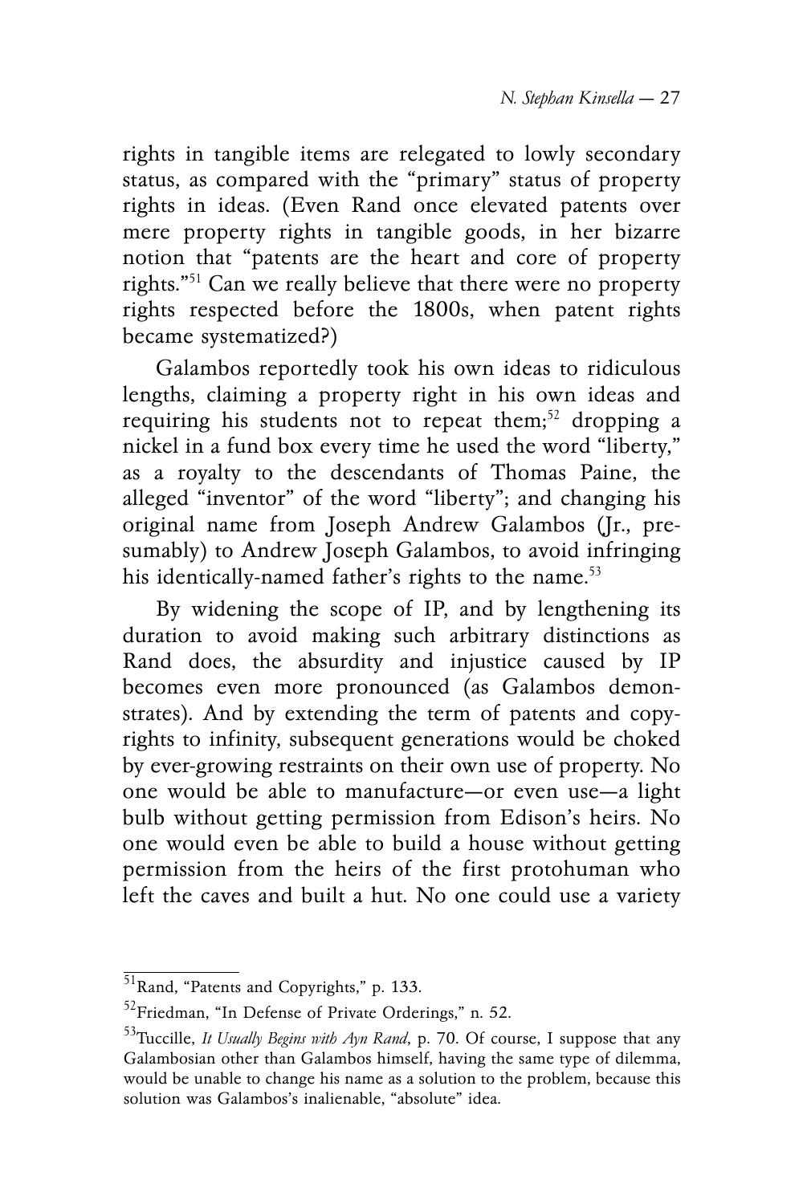rights in tangible items are relegated to lowly secondary status, as compared with the "primary" status of property rights in ideas. (Even Rand once elevated patents over mere property rights in tangible goods, in her bizarre notion that "patents are the heart and core of property rights."[51] Can we really believe that there were no property rights respected before the 1800s, when patent rights became systematized?)

Galambos reportedly took his own ideas to ridiculous lengths, claiming a property right in his own ideas and requiring his students not to repeat them;[52] dropping a nickel in a fund box every time he used the word "liberty," as a royalty to the descendants of Thomas Paine, the alleged "inventor" of the word "liberty"; and changing his original name from Joseph Andrew Galambos (Jr., presumably) to Andrew Joseph Galambos, to avoid infringing his identically-named father's rights to the name.[53]

By widening the scope of IP, and by lengthening its duration to avoid making such arbitrary distinctions as Rand does, the absurdity and injustice caused by IP becomes even more pronounced (as Galambos demonstrates). And by extending the term of patents and copyrights to infinity, subsequent generations would be choked by ever-growing restraints on their own use of property. No one would be able to manufacture—or even use—a light bulb without getting permission from Edison's heirs. No one would even be able to build a house without getting permission from the heirs of the first protohuman who left the caves and built a hut. No one could use a variety

---

[51] Rand, "Patents and Copyrights," p. 133.

[52] Friedman, "In Defense of Private Orderings," n. 52.

[53] Tuccille, *It Usually Begins with Ayn Rand*, p. 70. Of course, I suppose that any Galambosian other than Galambos himself, having the same type of dilemma, would be unable to change his name as a solution to the problem, because this solution was Galambos's inalienable, "absolute" idea.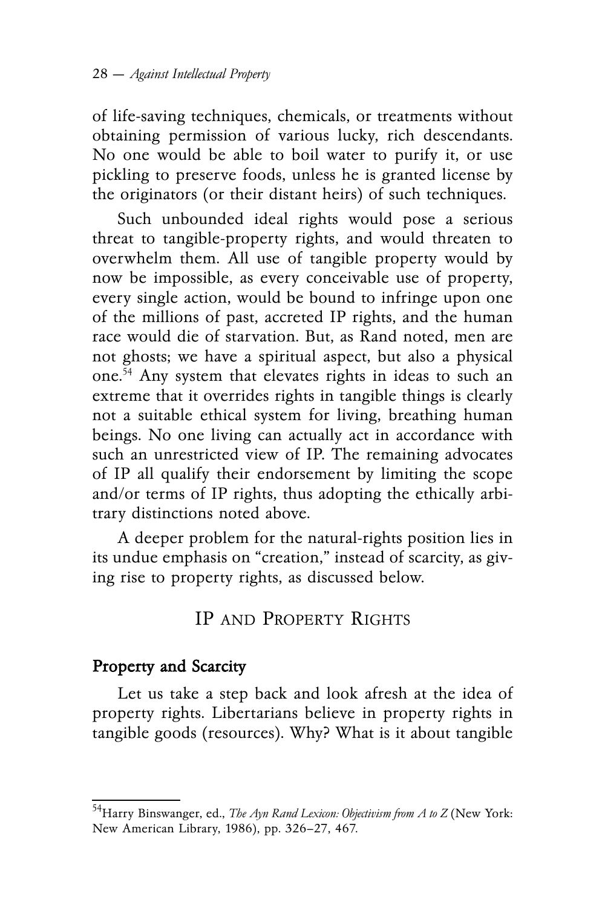of life-saving techniques, chemicals, or treatments without obtaining permission of various lucky, rich descendants. No one would be able to boil water to purify it, or use pickling to preserve foods, unless he is granted license by the originators (or their distant heirs) of such techniques.

Such unbounded ideal rights would pose a serious threat to tangible-property rights, and would threaten to overwhelm them. All use of tangible property would by now be impossible, as every conceivable use of property, every single action, would be bound to infringe upon one of the millions of past, accreted IP rights, and the human race would die of starvation. But, as Rand noted, men are not ghosts; we have a spiritual aspect, but also a physical one.[54] Any system that elevates rights in ideas to such an extreme that it overrides rights in tangible things is clearly not a suitable ethical system for living, breathing human beings. No one living can actually act in accordance with such an unrestricted view of IP. The remaining advocates of IP all qualify their endorsement by limiting the scope and/or terms of IP rights, thus adopting the ethically arbitrary distinctions noted above.

A deeper problem for the natural-rights position lies in its undue emphasis on "creation," instead of scarcity, as giving rise to property rights, as discussed below.

## IP and Property Rights

### Property and Scarcity

Let us take a step back and look afresh at the idea of property rights. Libertarians believe in property rights in tangible goods (resources). Why? What is it about tangible

---

[54] Harry Binswanger, ed., *The Ayn Rand Lexicon: Objectivism from A to Z* (New York: New American Library, 1986), pp. 326–27, 467.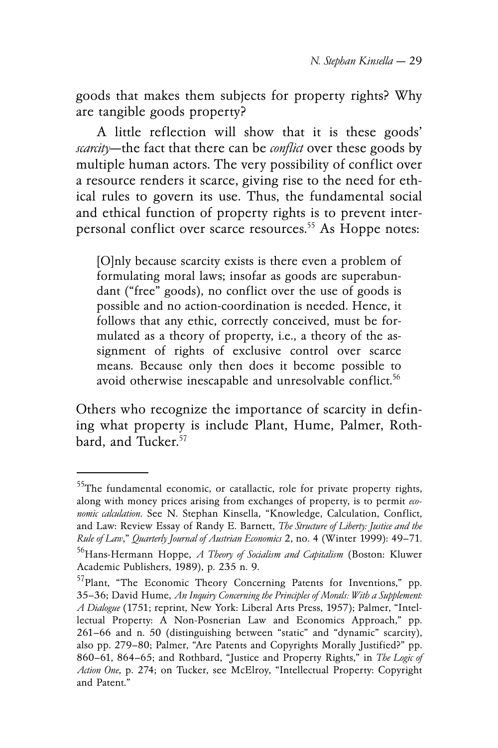goods that makes them subjects for property rights? Why are tangible goods property?

A little reflection will show that it is these goods' *scarcity*—the fact that there can be *conflict* over these goods by multiple human actors. The very possibility of conflict over a resource renders it scarce, giving rise to the need for ethical rules to govern its use. Thus, the fundamental social and ethical function of property rights is to prevent interpersonal conflict over scarce resources.[55] As Hoppe notes:

> [O]nly because scarcity exists is there even a problem of formulating moral laws; insofar as goods are superabundant ("free" goods), no conflict over the use of goods is possible and no action-coordination is needed. Hence, it follows that any ethic, correctly conceived, must be formulated as a theory of property, i.e., a theory of the assignment of rights of exclusive control over scarce means. Because only then does it become possible to avoid otherwise inescapable and unresolvable conflict.[56]

Others who recognize the importance of scarcity in defining what property is include Plant, Hume, Palmer, Rothbard, and Tucker.[57]

---

[55]The fundamental economic, or catallactic, role for private property rights, along with money prices arising from exchanges of property, is to permit *economic calculation*. See N. Stephan Kinsella, "Knowledge, Calculation, Conflict, and Law: Review Essay of Randy E. Barnett, *The Structure of Liberty: Justice and the Rule of Law*," *Quarterly Journal of Austrian Economics* 2, no. 4 (Winter 1999): 49–71.

[56]Hans-Hermann Hoppe, *A Theory of Socialism and Capitalism* (Boston: Kluwer Academic Publishers, 1989), p. 235 n. 9.

[57]Plant, "The Economic Theory Concerning Patents for Inventions," pp. 35–36; David Hume, *An Inquiry Concerning the Principles of Morals: With a Supplement: A Dialogue* (1751; reprint, New York: Liberal Arts Press, 1957); Palmer, "Intellectual Property: A Non-Posnerian Law and Economics Approach," pp. 261–66 and n. 50 (distinguishing between "static" and "dynamic" scarcity), also pp. 279–80; Palmer, "Are Patents and Copyrights Morally Justified?" pp. 860–61, 864–65; and Rothbard, "Justice and Property Rights," in *The Logic of Action One*, p. 274; on Tucker, see McElroy, "Intellectual Property: Copyright and Patent."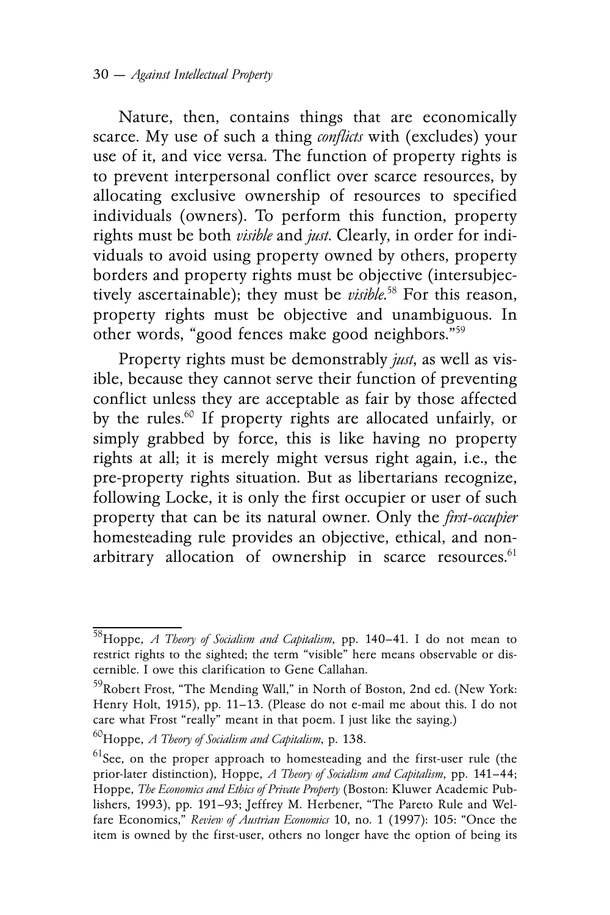Nature, then, contains things that are economically scarce. My use of such a thing *conflicts* with (excludes) your use of it, and vice versa. The function of property rights is to prevent interpersonal conflict over scarce resources, by allocating exclusive ownership of resources to specified individuals (owners). To perform this function, property rights must be both *visible* and *just*. Clearly, in order for individuals to avoid using property owned by others, property borders and property rights must be objective (intersubjectively ascertainable); they must be *visible*.[58] For this reason, property rights must be objective and unambiguous. In other words, "good fences make good neighbors."[59]

Property rights must be demonstrably *just*, as well as visible, because they cannot serve their function of preventing conflict unless they are acceptable as fair by those affected by the rules.[60] If property rights are allocated unfairly, or simply grabbed by force, this is like having no property rights at all; it is merely might versus right again, i.e., the pre-property rights situation. But as libertarians recognize, following Locke, it is only the first occupier or user of such property that can be its natural owner. Only the *first-occupier* homesteading rule provides an objective, ethical, and non-arbitrary allocation of ownership in scarce resources.[61]

---

[58]Hoppe, *A Theory of Socialism and Capitalism*, pp. 140–41. I do not mean to restrict rights to the sighted; the term "visible" here means observable or discernible. I owe this clarification to Gene Callahan.

[59]Robert Frost, "The Mending Wall," in North of Boston, 2nd ed. (New York: Henry Holt, 1915), pp. 11–13. (Please do not e-mail me about this. I do not care what Frost "really" meant in that poem. I just like the saying.)

[60]Hoppe, *A Theory of Socialism and Capitalism*, p. 138.

[61]See, on the proper approach to homesteading and the first-user rule (the prior-later distinction), Hoppe, *A Theory of Socialism and Capitalism*, pp. 141–44; Hoppe, *The Economics and Ethics of Private Property* (Boston: Kluwer Academic Publishers, 1993), pp. 191–93; Jeffrey M. Herbener, "The Pareto Rule and Welfare Economics," *Review of Austrian Economics* 10, no. 1 (1997): 105: "Once the item is owned by the first-user, others no longer have the option of being its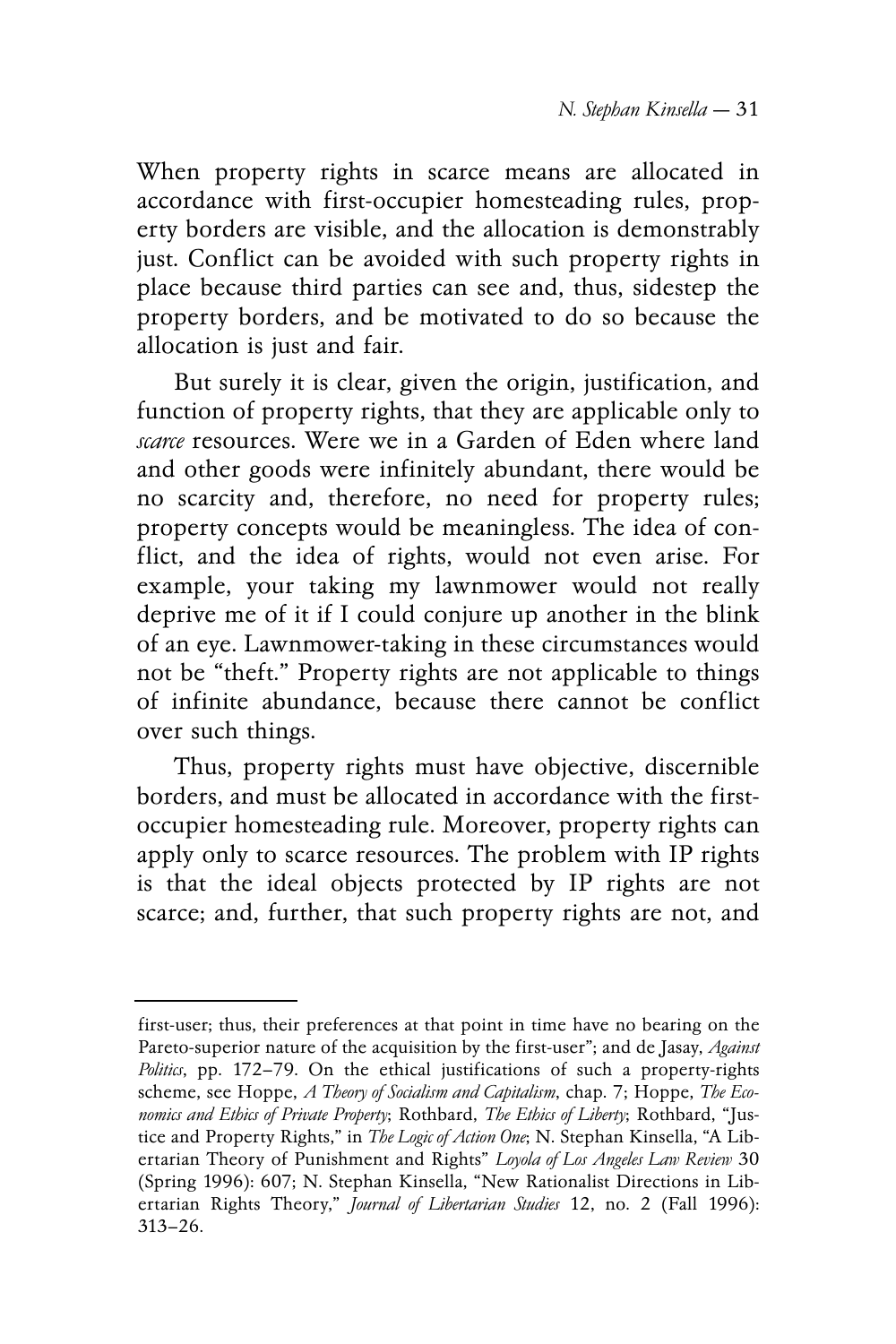When property rights in scarce means are allocated in accordance with first-occupier homesteading rules, property borders are visible, and the allocation is demonstrably just. Conflict can be avoided with such property rights in place because third parties can see and, thus, sidestep the property borders, and be motivated to do so because the allocation is just and fair.

But surely it is clear, given the origin, justification, and function of property rights, that they are applicable only to *scarce* resources. Were we in a Garden of Eden where land and other goods were infinitely abundant, there would be no scarcity and, therefore, no need for property rules; property concepts would be meaningless. The idea of conflict, and the idea of rights, would not even arise. For example, your taking my lawnmower would not really deprive me of it if I could conjure up another in the blink of an eye. Lawnmower-taking in these circumstances would not be "theft." Property rights are not applicable to things of infinite abundance, because there cannot be conflict over such things.

Thus, property rights must have objective, discernible borders, and must be allocated in accordance with the first-occupier homesteading rule. Moreover, property rights can apply only to scarce resources. The problem with IP rights is that the ideal objects protected by IP rights are not scarce; and, further, that such property rights are not, and

---

first-user; thus, their preferences at that point in time have no bearing on the Pareto-superior nature of the acquisition by the first-user"; and de Jasay, *Against Politics*, pp. 172–79. On the ethical justifications of such a property-rights scheme, see Hoppe, *A Theory of Socialism and Capitalism*, chap. 7; Hoppe, *The Economics and Ethics of Private Property*; Rothbard, *The Ethics of Liberty*; Rothbard, "Justice and Property Rights," in *The Logic of Action One*; N. Stephan Kinsella, "A Libertarian Theory of Punishment and Rights" *Loyola of Los Angeles Law Review* 30 (Spring 1996): 607; N. Stephan Kinsella, "New Rationalist Directions in Libertarian Rights Theory," *Journal of Libertarian Studies* 12, no. 2 (Fall 1996): 313–26.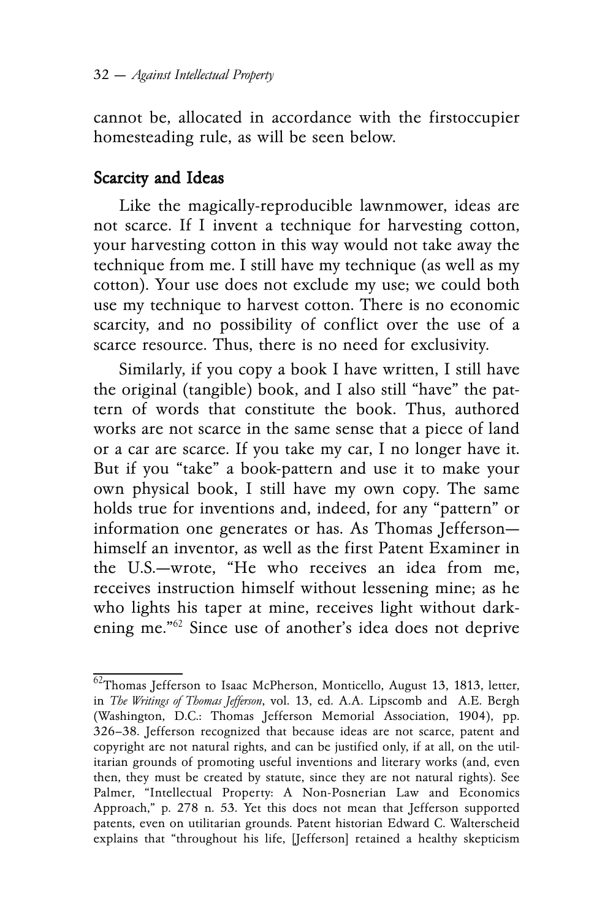cannot be, allocated in accordance with the firstoccupier homesteading rule, as will be seen below.

## Scarcity and Ideas

Like the magically-reproducible lawnmower, ideas are not scarce. If I invent a technique for harvesting cotton, your harvesting cotton in this way would not take away the technique from me. I still have my technique (as well as my cotton). Your use does not exclude my use; we could both use my technique to harvest cotton. There is no economic scarcity, and no possibility of conflict over the use of a scarce resource. Thus, there is no need for exclusivity.

Similarly, if you copy a book I have written, I still have the original (tangible) book, and I also still "have" the pattern of words that constitute the book. Thus, authored works are not scarce in the same sense that a piece of land or a car are scarce. If you take my car, I no longer have it. But if you "take" a book-pattern and use it to make your own physical book, I still have my own copy. The same holds true for inventions and, indeed, for any "pattern" or information one generates or has. As Thomas Jefferson—himself an inventor, as well as the first Patent Examiner in the U.S.—wrote, "He who receives an idea from me, receives instruction himself without lessening mine; as he who lights his taper at mine, receives light without darkening me."[62] Since use of another's idea does not deprive

---

[62]Thomas Jefferson to Isaac McPherson, Monticello, August 13, 1813, letter, in *The Writings of Thomas Jefferson*, vol. 13, ed. A.A. Lipscomb and A.E. Bergh (Washington, D.C.: Thomas Jefferson Memorial Association, 1904), pp. 326–38. Jefferson recognized that because ideas are not scarce, patent and copyright are not natural rights, and can be justified only, if at all, on the utilitarian grounds of promoting useful inventions and literary works (and, even then, they must be created by statute, since they are not natural rights). See Palmer, "Intellectual Property: A Non-Posnerian Law and Economics Approach," p. 278 n. 53. Yet this does not mean that Jefferson supported patents, even on utilitarian grounds. Patent historian Edward C. Walterscheid explains that "throughout his life, [Jefferson] retained a healthy skepticism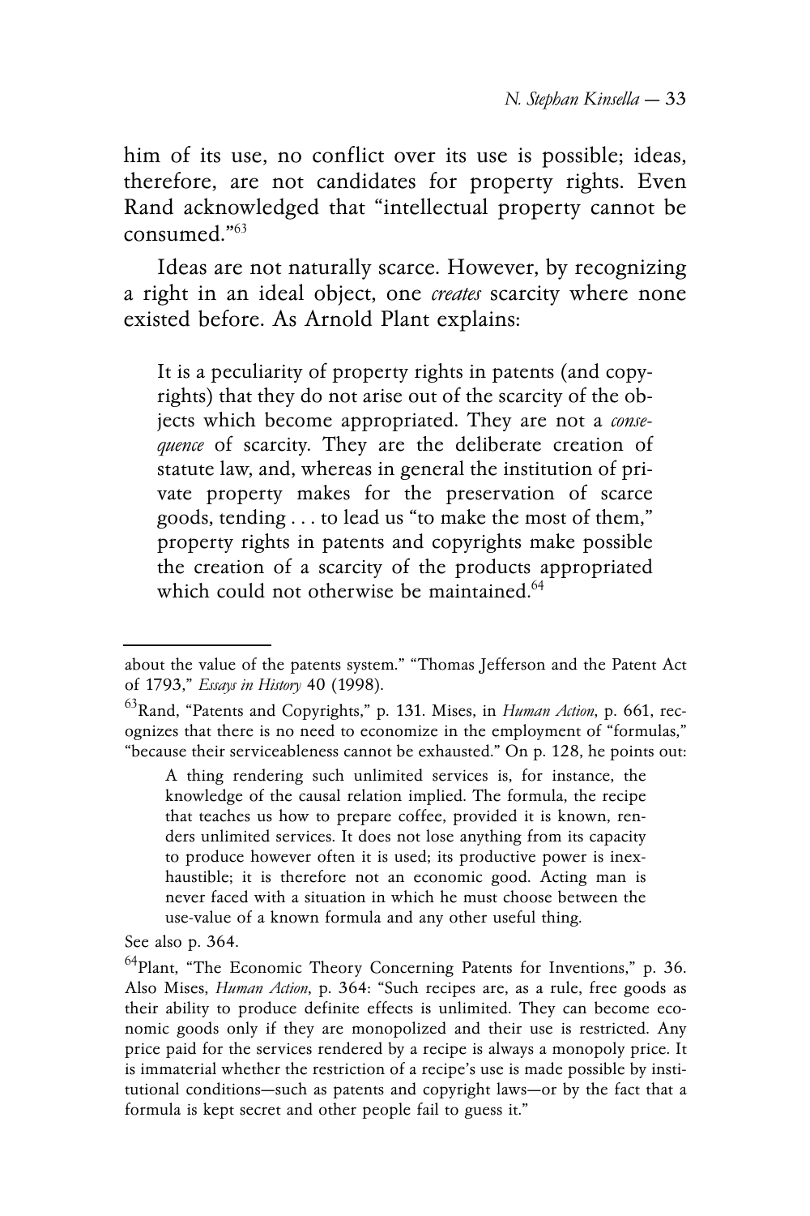him of its use, no conflict over its use is possible; ideas, therefore, are not candidates for property rights. Even Rand acknowledged that "intellectual property cannot be consumed."[63]

Ideas are not naturally scarce. However, by recognizing a right in an ideal object, one *creates* scarcity where none existed before. As Arnold Plant explains:

> It is a peculiarity of property rights in patents (and copyrights) that they do not arise out of the scarcity of the objects which become appropriated. They are not a *consequence* of scarcity. They are the deliberate creation of statute law, and, whereas in general the institution of private property makes for the preservation of scarce goods, tending . . . to lead us "to make the most of them," property rights in patents and copyrights make possible the creation of a scarcity of the products appropriated which could not otherwise be maintained.[64]

---

about the value of the patents system." "Thomas Jefferson and the Patent Act of 1793," *Essays in History* 40 (1998).

[63] Rand, "Patents and Copyrights," p. 131. Mises, in *Human Action*, p. 661, recognizes that there is no need to economize in the employment of "formulas," "because their serviceableness cannot be exhausted." On p. 128, he points out:

> A thing rendering such unlimited services is, for instance, the knowledge of the causal relation implied. The formula, the recipe that teaches us how to prepare coffee, provided it is known, renders unlimited services. It does not lose anything from its capacity to produce however often it is used; its productive power is inexhaustible; it is therefore not an economic good. Acting man is never faced with a situation in which he must choose between the use-value of a known formula and any other useful thing.

See also p. 364.

[64] Plant, "The Economic Theory Concerning Patents for Inventions," p. 36. Also Mises, *Human Action*, p. 364: "Such recipes are, as a rule, free goods as their ability to produce definite effects is unlimited. They can become economic goods only if they are monopolized and their use is restricted. Any price paid for the services rendered by a recipe is always a monopoly price. It is immaterial whether the restriction of a recipe's use is made possible by institutional conditions—such as patents and copyright laws—or by the fact that a formula is kept secret and other people fail to guess it."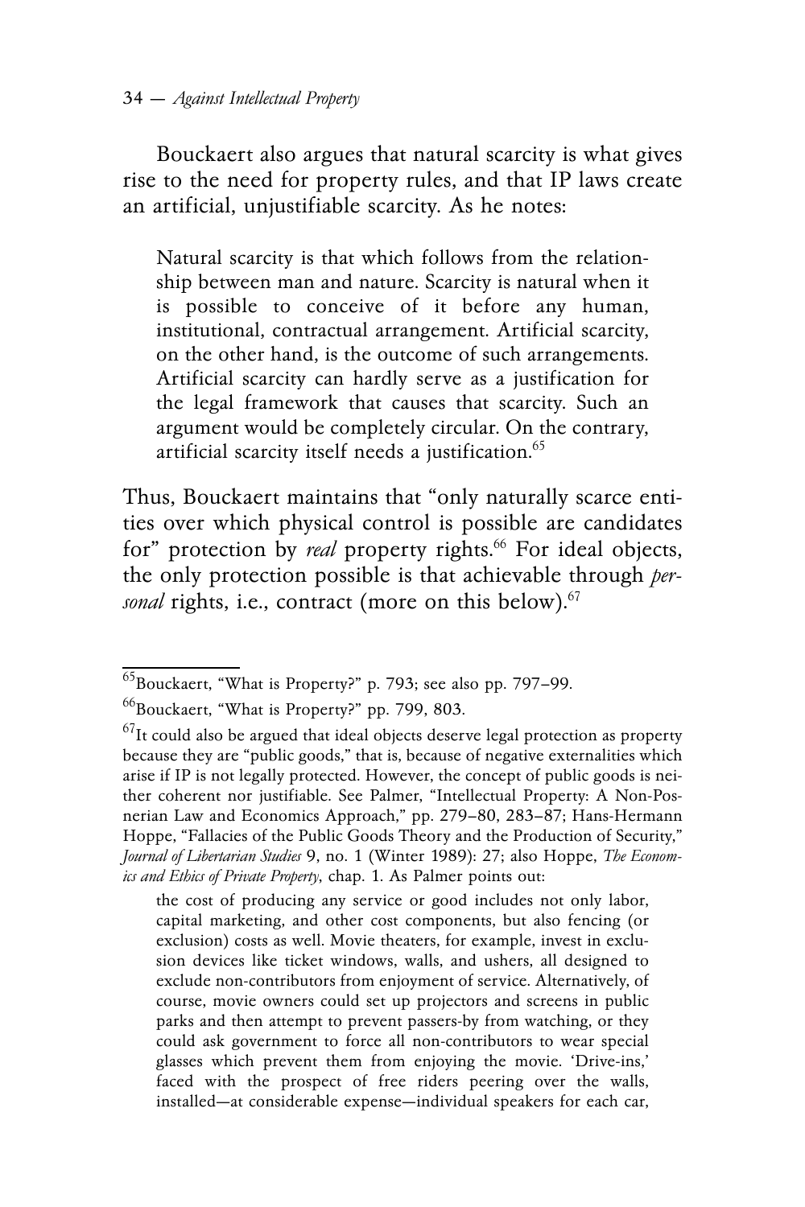Bouckaert also argues that natural scarcity is what gives rise to the need for property rules, and that IP laws create an artificial, unjustifiable scarcity. As he notes:

> Natural scarcity is that which follows from the relationship between man and nature. Scarcity is natural when it is possible to conceive of it before any human, institutional, contractual arrangement. Artificial scarcity, on the other hand, is the outcome of such arrangements. Artificial scarcity can hardly serve as a justification for the legal framework that causes that scarcity. Such an argument would be completely circular. On the contrary, artificial scarcity itself needs a justification.[65]

Thus, Bouckaert maintains that "only naturally scarce entities over which physical control is possible are candidates for" protection by *real* property rights.[66] For ideal objects, the only protection possible is that achievable through *personal* rights, i.e., contract (more on this below).[67]

---

[65]Bouckaert, "What is Property?" p. 793; see also pp. 797–99.

[66]Bouckaert, "What is Property?" pp. 799, 803.

[67]It could also be argued that ideal objects deserve legal protection as property because they are "public goods," that is, because of negative externalities which arise if IP is not legally protected. However, the concept of public goods is neither coherent nor justifiable. See Palmer, "Intellectual Property: A Non-Posnerian Law and Economics Approach," pp. 279–80, 283–87; Hans-Hermann Hoppe, "Fallacies of the Public Goods Theory and the Production of Security," *Journal of Libertarian Studies* 9, no. 1 (Winter 1989): 27; also Hoppe, *The Economics and Ethics of Private Property*, chap. 1. As Palmer points out:

> the cost of producing any service or good includes not only labor, capital marketing, and other cost components, but also fencing (or exclusion) costs as well. Movie theaters, for example, invest in exclusion devices like ticket windows, walls, and ushers, all designed to exclude non-contributors from enjoyment of service. Alternatively, of course, movie owners could set up projectors and screens in public parks and then attempt to prevent passers-by from watching, or they could ask government to force all non-contributors to wear special glasses which prevent them from enjoying the movie. 'Drive-ins,' faced with the prospect of free riders peering over the walls, installed—at considerable expense—individual speakers for each car,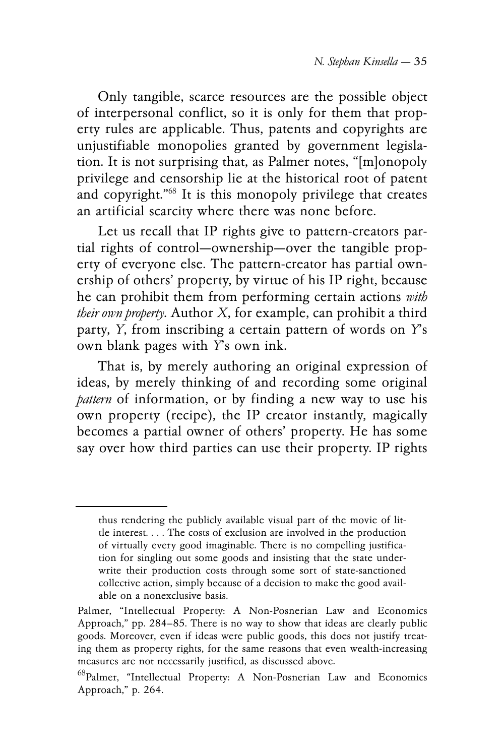Only tangible, scarce resources are the possible object of interpersonal conflict, so it is only for them that property rules are applicable. Thus, patents and copyrights are unjustifiable monopolies granted by government legislation. It is not surprising that, as Palmer notes, "[m]onopoly privilege and censorship lie at the historical root of patent and copyright."[68] It is this monopoly privilege that creates an artificial scarcity where there was none before.

Let us recall that IP rights give to pattern-creators partial rights of control—ownership—over the tangible property of everyone else. The pattern-creator has partial ownership of others' property, by virtue of his IP right, because he can prohibit them from performing certain actions *with their own property*. Author *X*, for example, can prohibit a third party, *Y*, from inscribing a certain pattern of words on *Y*'s own blank pages with *Y*'s own ink.

That is, by merely authoring an original expression of ideas, by merely thinking of and recording some original *pattern* of information, or by finding a new way to use his own property (recipe), the IP creator instantly, magically becomes a partial owner of others' property. He has some say over how third parties can use their property. IP rights

---

> thus rendering the publicly available visual part of the movie of little interest. . . . The costs of exclusion are involved in the production of virtually every good imaginable. There is no compelling justification for singling out some goods and insisting that the state underwrite their production costs through some sort of state-sanctioned collective action, simply because of a decision to make the good available on a nonexclusive basis.

Palmer, "Intellectual Property: A Non-Posnerian Law and Economics Approach," pp. 284–85. There is no way to show that ideas are clearly public goods. Moreover, even if ideas were public goods, this does not justify treating them as property rights, for the same reasons that even wealth-increasing measures are not necessarily justified, as discussed above.

[68] Palmer, "Intellectual Property: A Non-Posnerian Law and Economics Approach," p. 264.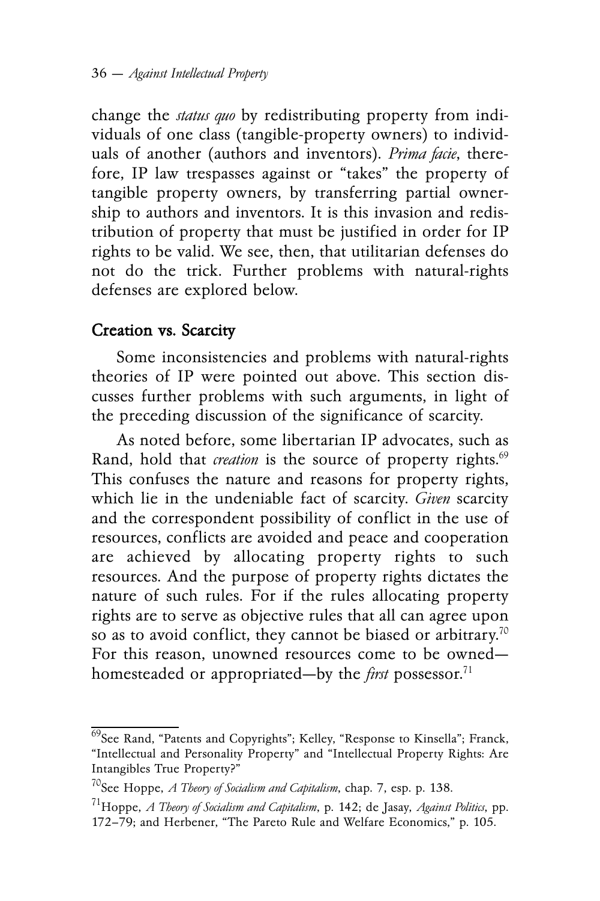change the *status quo* by redistributing property from individuals of one class (tangible-property owners) to individuals of another (authors and inventors). *Prima facie*, therefore, IP law trespasses against or "takes" the property of tangible property owners, by transferring partial ownership to authors and inventors. It is this invasion and redistribution of property that must be justified in order for IP rights to be valid. We see, then, that utilitarian defenses do not do the trick. Further problems with natural-rights defenses are explored below.

## Creation vs. Scarcity

Some inconsistencies and problems with natural-rights theories of IP were pointed out above. This section discusses further problems with such arguments, in light of the preceding discussion of the significance of scarcity.

As noted before, some libertarian IP advocates, such as Rand, hold that *creation* is the source of property rights.[69] This confuses the nature and reasons for property rights, which lie in the undeniable fact of scarcity. *Given* scarcity and the correspondent possibility of conflict in the use of resources, conflicts are avoided and peace and cooperation are achieved by allocating property rights to such resources. And the purpose of property rights dictates the nature of such rules. For if the rules allocating property rights are to serve as objective rules that all can agree upon so as to avoid conflict, they cannot be biased or arbitrary.[70] For this reason, unowned resources come to be owned—homesteaded or appropriated—by the *first* possessor.[71]

---

[69]See Rand, "Patents and Copyrights"; Kelley, "Response to Kinsella"; Franck, "Intellectual and Personality Property" and "Intellectual Property Rights: Are Intangibles True Property?"

[70]See Hoppe, *A Theory of Socialism and Capitalism*, chap. 7, esp. p. 138.

[71]Hoppe, *A Theory of Socialism and Capitalism*, p. 142; de Jasay, *Against Politics*, pp. 172–79; and Herbener, "The Pareto Rule and Welfare Economics," p. 105.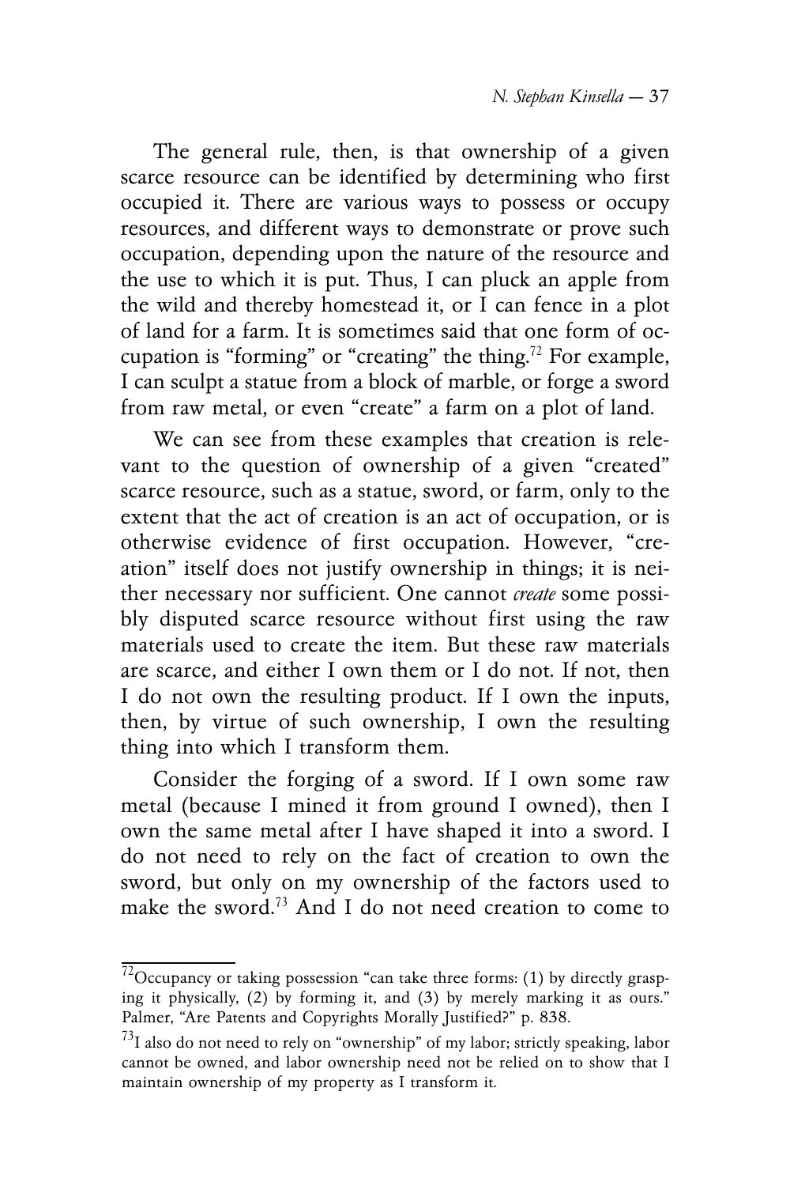The general rule, then, is that ownership of a given scarce resource can be identified by determining who first occupied it. There are various ways to possess or occupy resources, and different ways to demonstrate or prove such occupation, depending upon the nature of the resource and the use to which it is put. Thus, I can pluck an apple from the wild and thereby homestead it, or I can fence in a plot of land for a farm. It is sometimes said that one form of occupation is "forming" or "creating" the thing.[72] For example, I can sculpt a statue from a block of marble, or forge a sword from raw metal, or even "create" a farm on a plot of land.

We can see from these examples that creation is relevant to the question of ownership of a given "created" scarce resource, such as a statue, sword, or farm, only to the extent that the act of creation is an act of occupation, or is otherwise evidence of first occupation. However, "creation" itself does not justify ownership in things; it is neither necessary nor sufficient. One cannot *create* some possibly disputed scarce resource without first using the raw materials used to create the item. But these raw materials are scarce, and either I own them or I do not. If not, then I do not own the resulting product. If I own the inputs, then, by virtue of such ownership, I own the resulting thing into which I transform them.

Consider the forging of a sword. If I own some raw metal (because I mined it from ground I owned), then I own the same metal after I have shaped it into a sword. I do not need to rely on the fact of creation to own the sword, but only on my ownership of the factors used to make the sword.[73] And I do not need creation to come to

---

[72] Occupancy or taking possession "can take three forms: (1) by directly grasping it physically, (2) by forming it, and (3) by merely marking it as ours." Palmer, "Are Patents and Copyrights Morally Justified?" p. 838.

[73] I also do not need to rely on "ownership" of my labor; strictly speaking, labor cannot be owned, and labor ownership need not be relied on to show that I maintain ownership of my property as I transform it.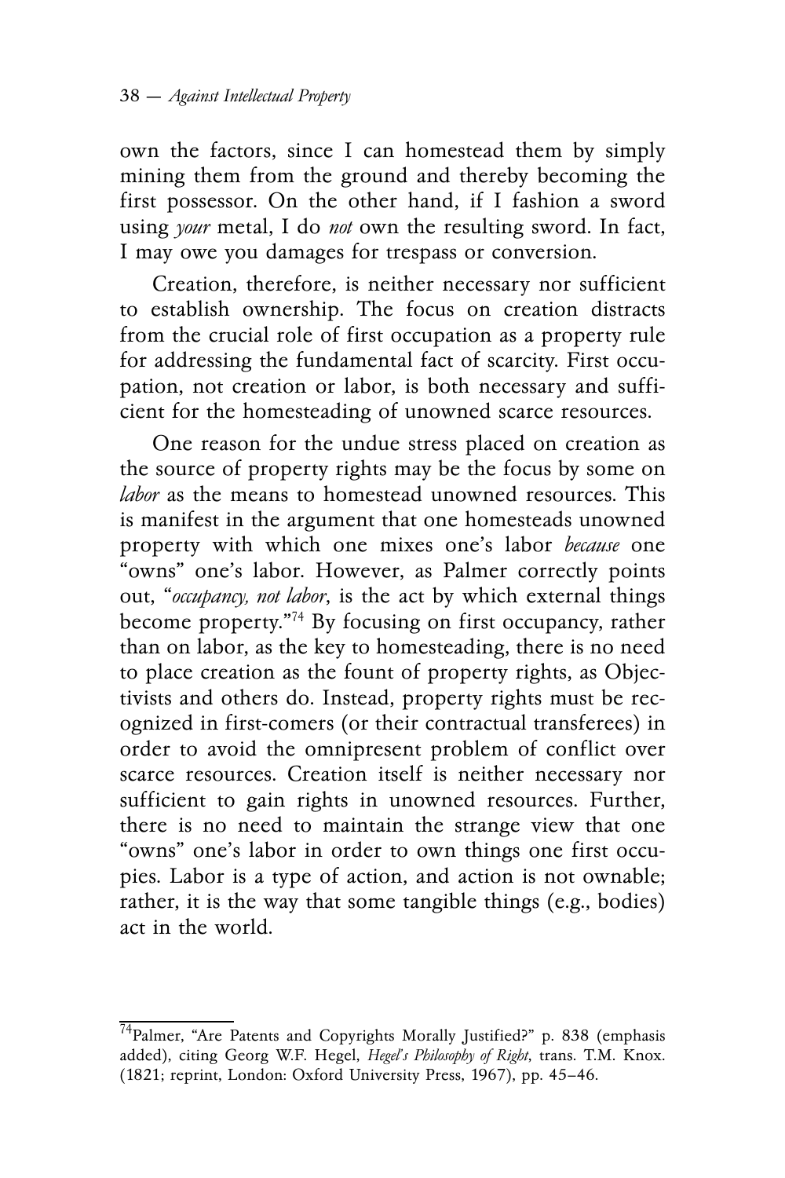own the factors, since I can homestead them by simply mining them from the ground and thereby becoming the first possessor. On the other hand, if I fashion a sword using *your* metal, I do *not* own the resulting sword. In fact, I may owe you damages for trespass or conversion.

Creation, therefore, is neither necessary nor sufficient to establish ownership. The focus on creation distracts from the crucial role of first occupation as a property rule for addressing the fundamental fact of scarcity. First occupation, not creation or labor, is both necessary and sufficient for the homesteading of unowned scarce resources.

One reason for the undue stress placed on creation as the source of property rights may be the focus by some on *labor* as the means to homestead unowned resources. This is manifest in the argument that one homesteads unowned property with which one mixes one's labor *because* one "owns" one's labor. However, as Palmer correctly points out, "*occupancy, not labor*, is the act by which external things become property."[74] By focusing on first occupancy, rather than on labor, as the key to homesteading, there is no need to place creation as the fount of property rights, as Objectivists and others do. Instead, property rights must be recognized in first-comers (or their contractual transferees) in order to avoid the omnipresent problem of conflict over scarce resources. Creation itself is neither necessary nor sufficient to gain rights in unowned resources. Further, there is no need to maintain the strange view that one "owns" one's labor in order to own things one first occupies. Labor is a type of action, and action is not ownable; rather, it is the way that some tangible things (e.g., bodies) act in the world.

---

[74] Palmer, "Are Patents and Copyrights Morally Justified?" p. 838 (emphasis added), citing Georg W.F. Hegel, *Hegel's Philosophy of Right*, trans. T.M. Knox. (1821; reprint, London: Oxford University Press, 1967), pp. 45–46.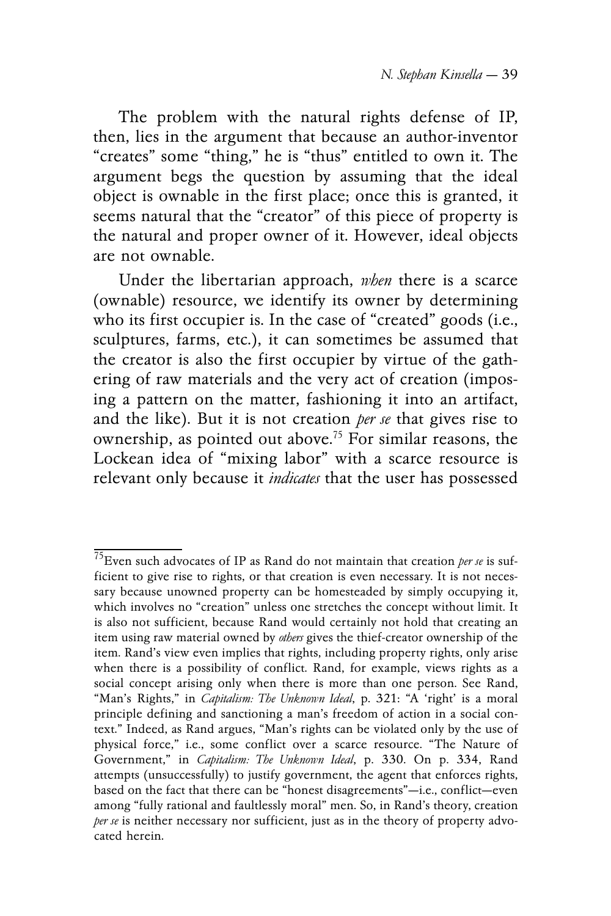The problem with the natural rights defense of IP, then, lies in the argument that because an author-inventor "creates" some "thing," he is "thus" entitled to own it. The argument begs the question by assuming that the ideal object is ownable in the first place; once this is granted, it seems natural that the "creator" of this piece of property is the natural and proper owner of it. However, ideal objects are not ownable.

Under the libertarian approach, *when* there is a scarce (ownable) resource, we identify its owner by determining who its first occupier is. In the case of "created" goods (i.e., sculptures, farms, etc.), it can sometimes be assumed that the creator is also the first occupier by virtue of the gathering of raw materials and the very act of creation (imposing a pattern on the matter, fashioning it into an artifact, and the like). But it is not creation *per se* that gives rise to ownership, as pointed out above.[75] For similar reasons, the Lockean idea of "mixing labor" with a scarce resource is relevant only because it *indicates* that the user has possessed

---

[75]Even such advocates of IP as Rand do not maintain that creation *per se* is sufficient to give rise to rights, or that creation is even necessary. It is not necessary because unowned property can be homesteaded by simply occupying it, which involves no "creation" unless one stretches the concept without limit. It is also not sufficient, because Rand would certainly not hold that creating an item using raw material owned by *others* gives the thief-creator ownership of the item. Rand's view even implies that rights, including property rights, only arise when there is a possibility of conflict. Rand, for example, views rights as a social concept arising only when there is more than one person. See Rand, "Man's Rights," in *Capitalism: The Unknown Ideal*, p. 321: "A 'right' is a moral principle defining and sanctioning a man's freedom of action in a social context." Indeed, as Rand argues, "Man's rights can be violated only by the use of physical force," i.e., some conflict over a scarce resource. "The Nature of Government," in *Capitalism: The Unknown Ideal*, p. 330. On p. 334, Rand attempts (unsuccessfully) to justify government, the agent that enforces rights, based on the fact that there can be "honest disagreements"—i.e., conflict—even among "fully rational and faultlessly moral" men. So, in Rand's theory, creation *per se* is neither necessary nor sufficient, just as in the theory of property advocated herein.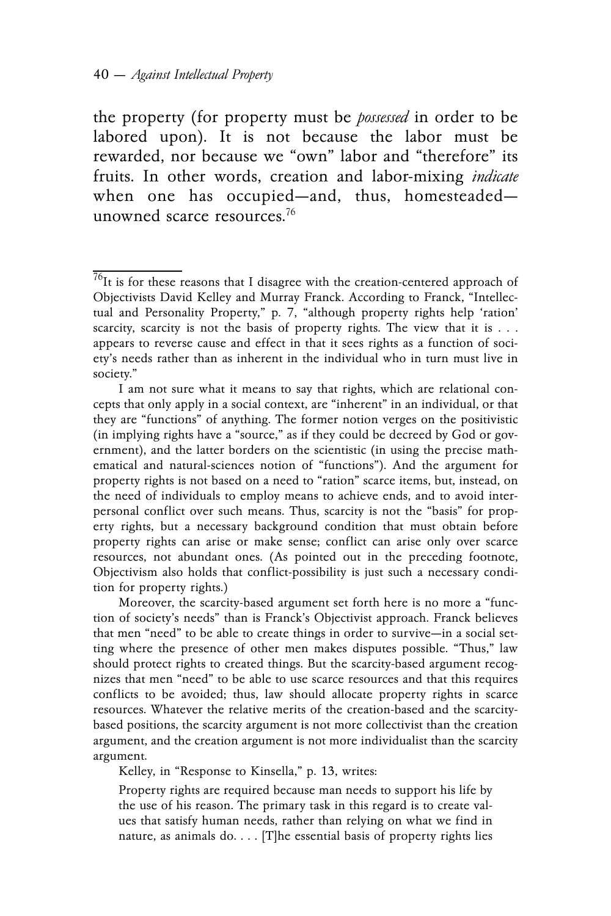the property (for property must be *possessed* in order to be labored upon). It is not because the labor must be rewarded, nor because we "own" labor and "therefore" its fruits. In other words, creation and labor-mixing *indicate* when one has occupied—and, thus, homesteaded—unowned scarce resources.[76]

---

[76]It is for these reasons that I disagree with the creation-centered approach of Objectivists David Kelley and Murray Franck. According to Franck, "Intellectual and Personality Property," p. 7, "although property rights help 'ration' scarcity, scarcity is not the basis of property rights. The view that it is . . . appears to reverse cause and effect in that it sees rights as a function of society's needs rather than as inherent in the individual who in turn must live in society."

I am not sure what it means to say that rights, which are relational concepts that only apply in a social context, are "inherent" in an individual, or that they are "functions" of anything. The former notion verges on the positivistic (in implying rights have a "source," as if they could be decreed by God or government), and the latter borders on the scientistic (in using the precise mathematical and natural-sciences notion of "functions"). And the argument for property rights is not based on a need to "ration" scarce items, but, instead, on the need of individuals to employ means to achieve ends, and to avoid interpersonal conflict over such means. Thus, scarcity is not the "basis" for property rights, but a necessary background condition that must obtain before property rights can arise or make sense; conflict can arise only over scarce resources, not abundant ones. (As pointed out in the preceding footnote, Objectivism also holds that conflict-possibility is just such a necessary condition for property rights.)

Moreover, the scarcity-based argument set forth here is no more a "function of society's needs" than is Franck's Objectivist approach. Franck believes that men "need" to be able to create things in order to survive—in a social setting where the presence of other men makes disputes possible. "Thus," law should protect rights to created things. But the scarcity-based argument recognizes that men "need" to be able to use scarce resources and that this requires conflicts to be avoided; thus, law should allocate property rights in scarce resources. Whatever the relative merits of the creation-based and the scarcity-based positions, the scarcity argument is not more collectivist than the creation argument, and the creation argument is not more individualist than the scarcity argument.

Kelley, in "Response to Kinsella," p. 13, writes:

> Property rights are required because man needs to support his life by the use of his reason. The primary task in this regard is to create values that satisfy human needs, rather than relying on what we find in nature, as animals do. . . . [T]he essential basis of property rights lies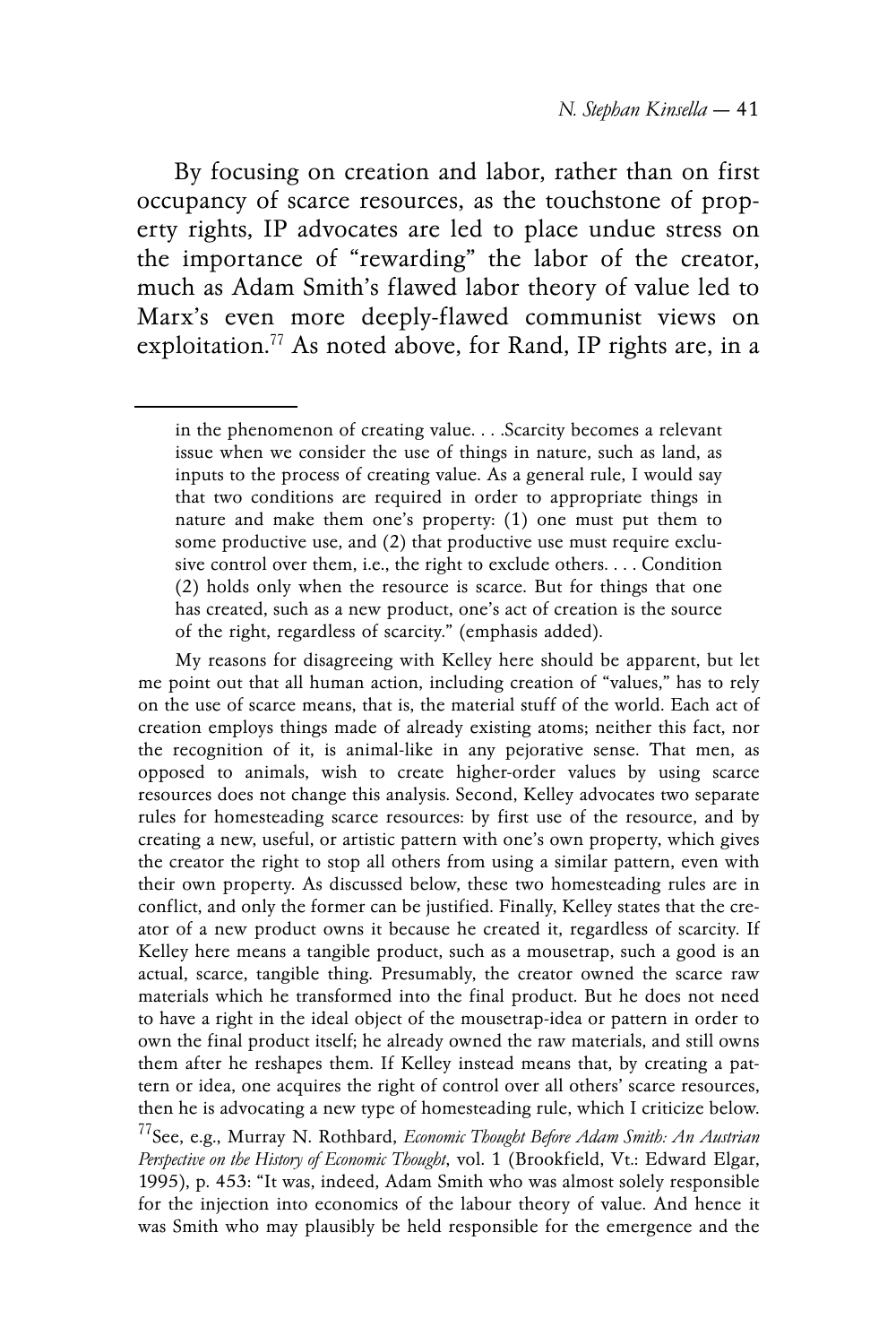By focusing on creation and labor, rather than on first occupancy of scarce resources, as the touchstone of property rights, IP advocates are led to place undue stress on the importance of "rewarding" the labor of the creator, much as Adam Smith's flawed labor theory of value led to Marx's even more deeply-flawed communist views on exploitation.[77] As noted above, for Rand, IP rights are, in a

---

in the phenomenon of creating value. . . .Scarcity becomes a relevant issue when we consider the use of things in nature, such as land, as inputs to the process of creating value. As a general rule, I would say that two conditions are required in order to appropriate things in nature and make them one's property: (1) one must put them to some productive use, and (2) that productive use must require exclusive control over them, i.e., the right to exclude others. . . . Condition (2) holds only when the resource is scarce. But for things that one has created, such as a new product, one's act of creation is the source of the right, regardless of scarcity." (emphasis added).

My reasons for disagreeing with Kelley here should be apparent, but let me point out that all human action, including creation of "values," has to rely on the use of scarce means, that is, the material stuff of the world. Each act of creation employs things made of already existing atoms; neither this fact, nor the recognition of it, is animal-like in any pejorative sense. That men, as opposed to animals, wish to create higher-order values by using scarce resources does not change this analysis. Second, Kelley advocates two separate rules for homesteading scarce resources: by first use of the resource, and by creating a new, useful, or artistic pattern with one's own property, which gives the creator the right to stop all others from using a similar pattern, even with their own property. As discussed below, these two homesteading rules are in conflict, and only the former can be justified. Finally, Kelley states that the creator of a new product owns it because he created it, regardless of scarcity. If Kelley here means a tangible product, such as a mousetrap, such a good is an actual, scarce, tangible thing. Presumably, the creator owned the scarce raw materials which he transformed into the final product. But he does not need to have a right in the ideal object of the mousetrap-idea or pattern in order to own the final product itself; he already owned the raw materials, and still owns them after he reshapes them. If Kelley instead means that, by creating a pattern or idea, one acquires the right of control over all others' scarce resources, then he is advocating a new type of homesteading rule, which I criticize below.

[77]See, e.g., Murray N. Rothbard, *Economic Thought Before Adam Smith: An Austrian Perspective on the History of Economic Thought*, vol. 1 (Brookfield, Vt.: Edward Elgar, 1995), p. 453: "It was, indeed, Adam Smith who was almost solely responsible for the injection into economics of the labour theory of value. And hence it was Smith who may plausibly be held responsible for the emergence and the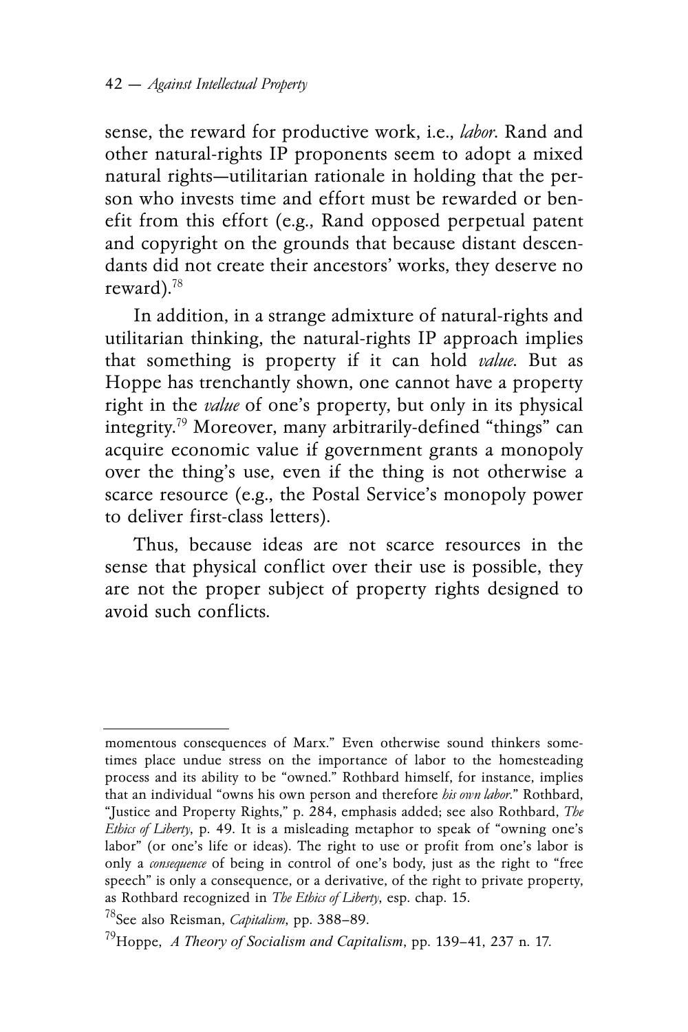sense, the reward for productive work, i.e., *labor*. Rand and other natural-rights IP proponents seem to adopt a mixed natural rights—utilitarian rationale in holding that the person who invests time and effort must be rewarded or benefit from this effort (e.g., Rand opposed perpetual patent and copyright on the grounds that because distant descendants did not create their ancestors' works, they deserve no reward).[78]

In addition, in a strange admixture of natural-rights and utilitarian thinking, the natural-rights IP approach implies that something is property if it can hold *value*. But as Hoppe has trenchantly shown, one cannot have a property right in the *value* of one's property, but only in its physical integrity.[79] Moreover, many arbitrarily-defined "things" can acquire economic value if government grants a monopoly over the thing's use, even if the thing is not otherwise a scarce resource (e.g., the Postal Service's monopoly power to deliver first-class letters).

Thus, because ideas are not scarce resources in the sense that physical conflict over their use is possible, they are not the proper subject of property rights designed to avoid such conflicts.

---

momentous consequences of Marx." Even otherwise sound thinkers sometimes place undue stress on the importance of labor to the homesteading process and its ability to be "owned." Rothbard himself, for instance, implies that an individual "owns his own person and therefore *his own labor*." Rothbard, "Justice and Property Rights," p. 284, emphasis added; see also Rothbard, *The Ethics of Liberty*, p. 49. It is a misleading metaphor to speak of "owning one's labor" (or one's life or ideas). The right to use or profit from one's labor is only a *consequence* of being in control of one's body, just as the right to "free speech" is only a consequence, or a derivative, of the right to private property, as Rothbard recognized in *The Ethics of Liberty*, esp. chap. 15.

[78] See also Reisman, *Capitalism*, pp. 388–89.

[79] Hoppe, *A Theory of Socialism and Capitalism*, pp. 139–41, 237 n. 17.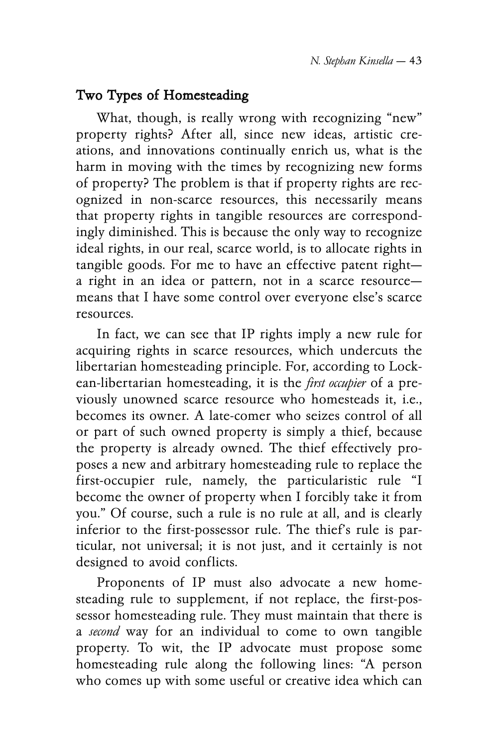## Two Types of Homesteading

What, though, is really wrong with recognizing "new" property rights? After all, since new ideas, artistic creations, and innovations continually enrich us, what is the harm in moving with the times by recognizing new forms of property? The problem is that if property rights are recognized in non-scarce resources, this necessarily means that property rights in tangible resources are correspondingly diminished. This is because the only way to recognize ideal rights, in our real, scarce world, is to allocate rights in tangible goods. For me to have an effective patent right—a right in an idea or pattern, not in a scarce resource—means that I have some control over everyone else's scarce resources.

In fact, we can see that IP rights imply a new rule for acquiring rights in scarce resources, which undercuts the libertarian homesteading principle. For, according to Lockean-libertarian homesteading, it is the *first occupier* of a previously unowned scarce resource who homesteads it, i.e., becomes its owner. A late-comer who seizes control of all or part of such owned property is simply a thief, because the property is already owned. The thief effectively proposes a new and arbitrary homesteading rule to replace the first-occupier rule, namely, the particularistic rule "I become the owner of property when I forcibly take it from you." Of course, such a rule is no rule at all, and is clearly inferior to the first-possessor rule. The thief's rule is particular, not universal; it is not just, and it certainly is not designed to avoid conflicts.

Proponents of IP must also advocate a new homesteading rule to supplement, if not replace, the first-possessor homesteading rule. They must maintain that there is a *second* way for an individual to come to own tangible property. To wit, the IP advocate must propose some homesteading rule along the following lines: "A person who comes up with some useful or creative idea which can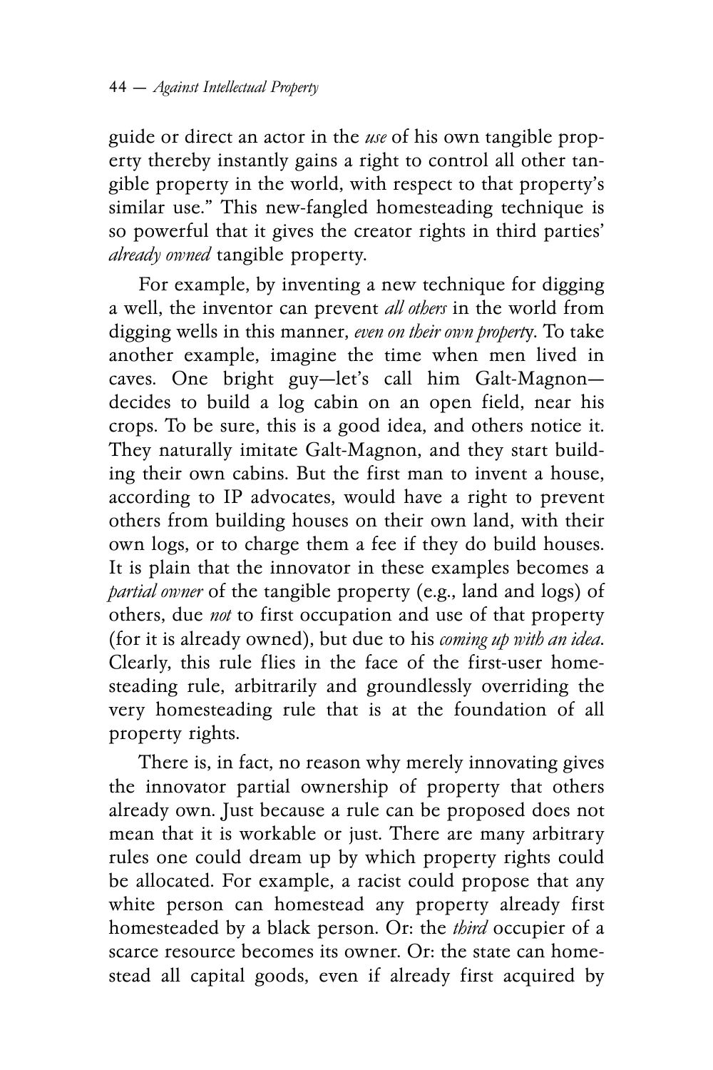guide or direct an actor in the *use* of his own tangible property thereby instantly gains a right to control all other tangible property in the world, with respect to that property's similar use." This new-fangled homesteading technique is so powerful that it gives the creator rights in third parties' *already owned* tangible property.

For example, by inventing a new technique for digging a well, the inventor can prevent *all others* in the world from digging wells in this manner, *even on their own property*. To take another example, imagine the time when men lived in caves. One bright guy—let's call him Galt-Magnon—decides to build a log cabin on an open field, near his crops. To be sure, this is a good idea, and others notice it. They naturally imitate Galt-Magnon, and they start building their own cabins. But the first man to invent a house, according to IP advocates, would have a right to prevent others from building houses on their own land, with their own logs, or to charge them a fee if they do build houses. It is plain that the innovator in these examples becomes a *partial owner* of the tangible property (e.g., land and logs) of others, due *not* to first occupation and use of that property (for it is already owned), but due to his *coming up with an idea*. Clearly, this rule flies in the face of the first-user homesteading rule, arbitrarily and groundlessly overriding the very homesteading rule that is at the foundation of all property rights.

There is, in fact, no reason why merely innovating gives the innovator partial ownership of property that others already own. Just because a rule can be proposed does not mean that it is workable or just. There are many arbitrary rules one could dream up by which property rights could be allocated. For example, a racist could propose that any white person can homestead any property already first homesteaded by a black person. Or: the *third* occupier of a scarce resource becomes its owner. Or: the state can homestead all capital goods, even if already first acquired by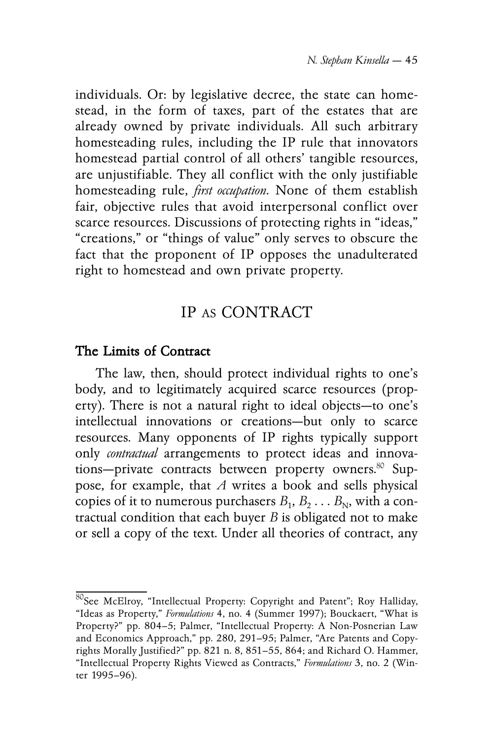individuals. Or: by legislative decree, the state can homestead, in the form of taxes, part of the estates that are already owned by private individuals. All such arbitrary homesteading rules, including the IP rule that innovators homestead partial control of all others' tangible resources, are unjustifiable. They all conflict with the only justifiable homesteading rule, *first occupation*. None of them establish fair, objective rules that avoid interpersonal conflict over scarce resources. Discussions of protecting rights in "ideas," "creations," or "things of value" only serves to obscure the fact that the proponent of IP opposes the unadulterated right to homestead and own private property.

## IP AS CONTRACT

### The Limits of Contract

The law, then, should protect individual rights to one's body, and to legitimately acquired scarce resources (property). There is not a natural right to ideal objects—to one's intellectual innovations or creations—but only to scarce resources. Many opponents of IP rights typically support only *contractual* arrangements to protect ideas and innovations—private contracts between property owners.[80] Suppose, for example, that $A$ writes a book and sells physical copies of it to numerous purchasers $B_1, B_2 \ldots B_N$, with a contractual condition that each buyer $B$ is obligated not to make or sell a copy of the text. Under all theories of contract, any

---

[80] See McElroy, "Intellectual Property: Copyright and Patent"; Roy Halliday, "Ideas as Property," *Formulations* 4, no. 4 (Summer 1997); Bouckaert, "What is Property?" pp. 804–5; Palmer, "Intellectual Property: A Non-Posnerian Law and Economics Approach," pp. 280, 291–95; Palmer, "Are Patents and Copyrights Morally Justified?" pp. 821 n. 8, 851–55, 864; and Richard O. Hammer, "Intellectual Property Rights Viewed as Contracts," *Formulations* 3, no. 2 (Winter 1995–96).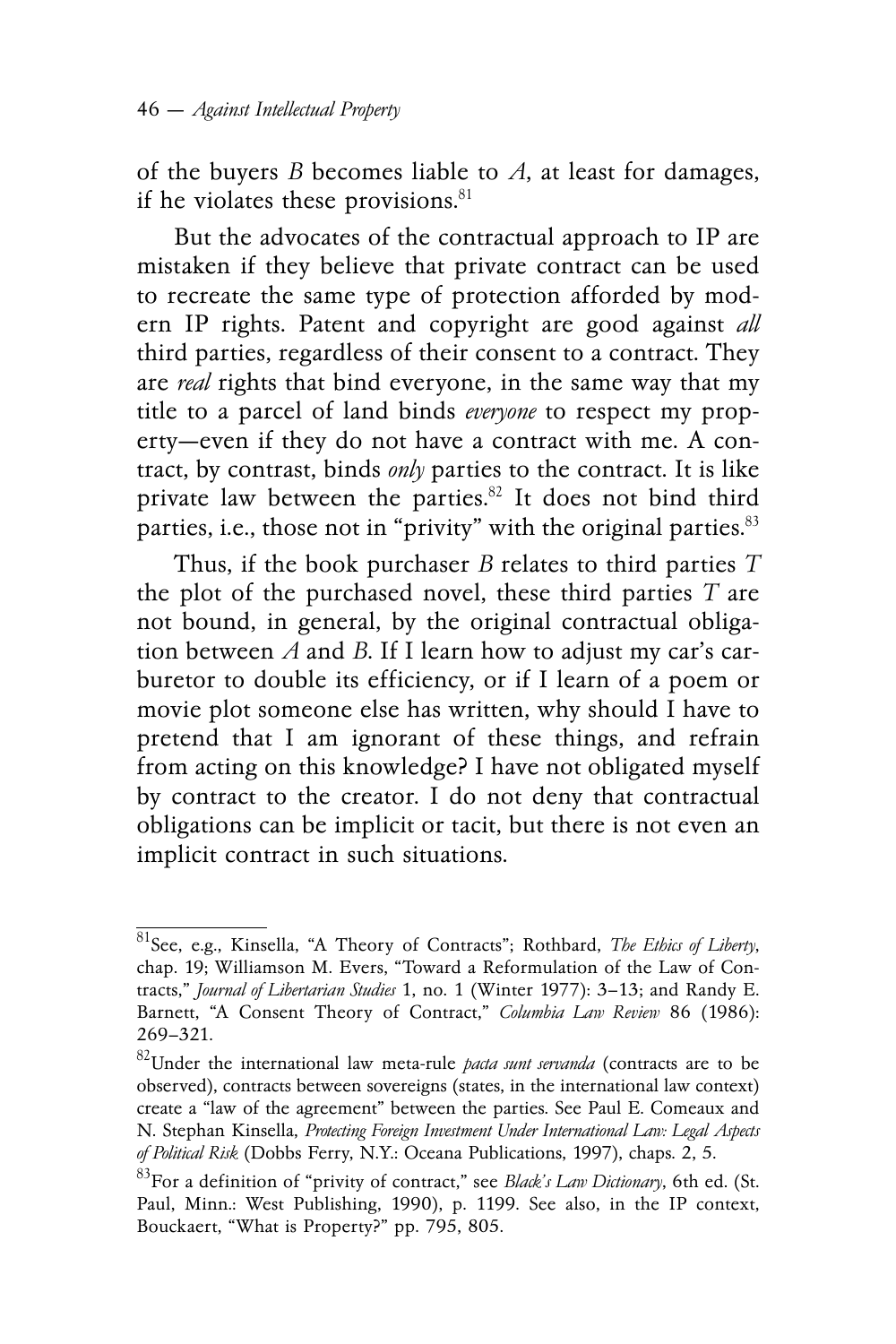of the buyers *B* becomes liable to *A*, at least for damages, if he violates these provisions.[81]

But the advocates of the contractual approach to IP are mistaken if they believe that private contract can be used to recreate the same type of protection afforded by modern IP rights. Patent and copyright are good against *all* third parties, regardless of their consent to a contract. They are *real* rights that bind everyone, in the same way that my title to a parcel of land binds *everyone* to respect my property—even if they do not have a contract with me. A contract, by contrast, binds *only* parties to the contract. It is like private law between the parties.[82] It does not bind third parties, i.e., those not in "privity" with the original parties.[83]

Thus, if the book purchaser *B* relates to third parties *T* the plot of the purchased novel, these third parties *T* are not bound, in general, by the original contractual obligation between *A* and *B*. If I learn how to adjust my car's carburetor to double its efficiency, or if I learn of a poem or movie plot someone else has written, why should I have to pretend that I am ignorant of these things, and refrain from acting on this knowledge? I have not obligated myself by contract to the creator. I do not deny that contractual obligations can be implicit or tacit, but there is not even an implicit contract in such situations.

---

[81] See, e.g., Kinsella, "A Theory of Contracts"; Rothbard, *The Ethics of Liberty*, chap. 19; Williamson M. Evers, "Toward a Reformulation of the Law of Contracts," *Journal of Libertarian Studies* 1, no. 1 (Winter 1977): 3–13; and Randy E. Barnett, "A Consent Theory of Contract," *Columbia Law Review* 86 (1986): 269–321.

[82] Under the international law meta-rule *pacta sunt servanda* (contracts are to be observed), contracts between sovereigns (states, in the international law context) create a "law of the agreement" between the parties. See Paul E. Comeaux and N. Stephan Kinsella, *Protecting Foreign Investment Under International Law: Legal Aspects of Political Risk* (Dobbs Ferry, N.Y.: Oceana Publications, 1997), chaps. 2, 5.

[83] For a definition of "privity of contract," see *Black's Law Dictionary*, 6th ed. (St. Paul, Minn.: West Publishing, 1990), p. 1199. See also, in the IP context, Bouckaert, "What is Property?" pp. 795, 805.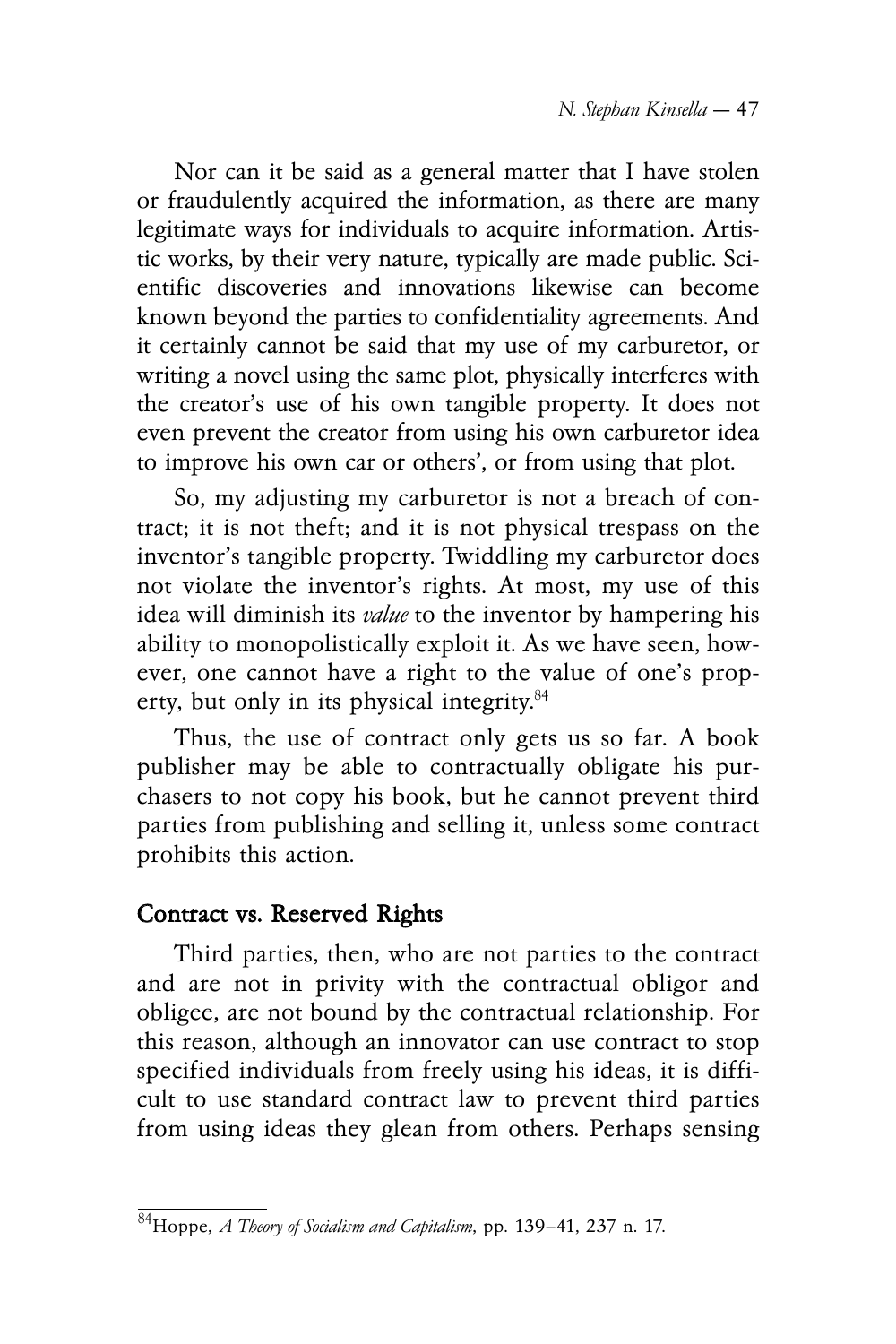Nor can it be said as a general matter that I have stolen or fraudulently acquired the information, as there are many legitimate ways for individuals to acquire information. Artistic works, by their very nature, typically are made public. Scientific discoveries and innovations likewise can become known beyond the parties to confidentiality agreements. And it certainly cannot be said that my use of my carburetor, or writing a novel using the same plot, physically interferes with the creator's use of his own tangible property. It does not even prevent the creator from using his own carburetor idea to improve his own car or others', or from using that plot.

So, my adjusting my carburetor is not a breach of contract; it is not theft; and it is not physical trespass on the inventor's tangible property. Twiddling my carburetor does not violate the inventor's rights. At most, my use of this idea will diminish its *value* to the inventor by hampering his ability to monopolistically exploit it. As we have seen, however, one cannot have a right to the value of one's property, but only in its physical integrity.[84]

Thus, the use of contract only gets us so far. A book publisher may be able to contractually obligate his purchasers to not copy his book, but he cannot prevent third parties from publishing and selling it, unless some contract prohibits this action.

## Contract vs. Reserved Rights

Third parties, then, who are not parties to the contract and are not in privity with the contractual obligor and obligee, are not bound by the contractual relationship. For this reason, although an innovator can use contract to stop specified individuals from freely using his ideas, it is difficult to use standard contract law to prevent third parties from using ideas they glean from others. Perhaps sensing

[84] Hoppe, *A Theory of Socialism and Capitalism*, pp. 139–41, 237 n. 17.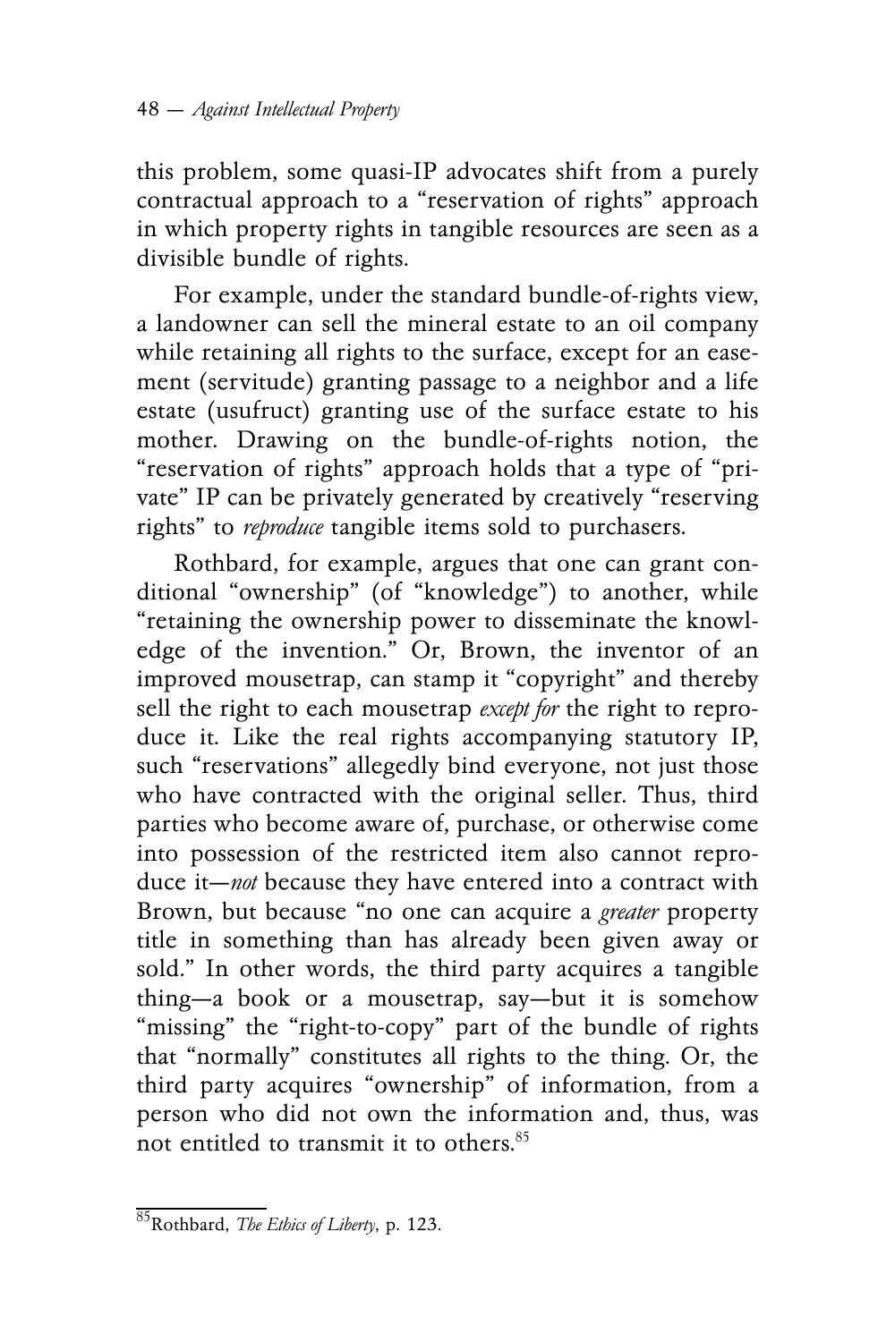this problem, some quasi-IP advocates shift from a purely contractual approach to a "reservation of rights" approach in which property rights in tangible resources are seen as a divisible bundle of rights.

For example, under the standard bundle-of-rights view, a landowner can sell the mineral estate to an oil company while retaining all rights to the surface, except for an easement (servitude) granting passage to a neighbor and a life estate (usufruct) granting use of the surface estate to his mother. Drawing on the bundle-of-rights notion, the "reservation of rights" approach holds that a type of "private" IP can be privately generated by creatively "reserving rights" to *reproduce* tangible items sold to purchasers.

Rothbard, for example, argues that one can grant conditional "ownership" (of "knowledge") to another, while "retaining the ownership power to disseminate the knowledge of the invention." Or, Brown, the inventor of an improved mousetrap, can stamp it "copyright" and thereby sell the right to each mousetrap *except for* the right to reproduce it. Like the real rights accompanying statutory IP, such "reservations" allegedly bind everyone, not just those who have contracted with the original seller. Thus, third parties who become aware of, purchase, or otherwise come into possession of the restricted item also cannot reproduce it—*not* because they have entered into a contract with Brown, but because "no one can acquire a *greater* property title in something than has already been given away or sold." In other words, the third party acquires a tangible thing—a book or a mousetrap, say—but it is somehow "missing" the "right-to-copy" part of the bundle of rights that "normally" constitutes all rights to the thing. Or, the third party acquires "ownership" of information, from a person who did not own the information and, thus, was not entitled to transmit it to others.[85]

[85]Rothbard, *The Ethics of Liberty*, p. 123.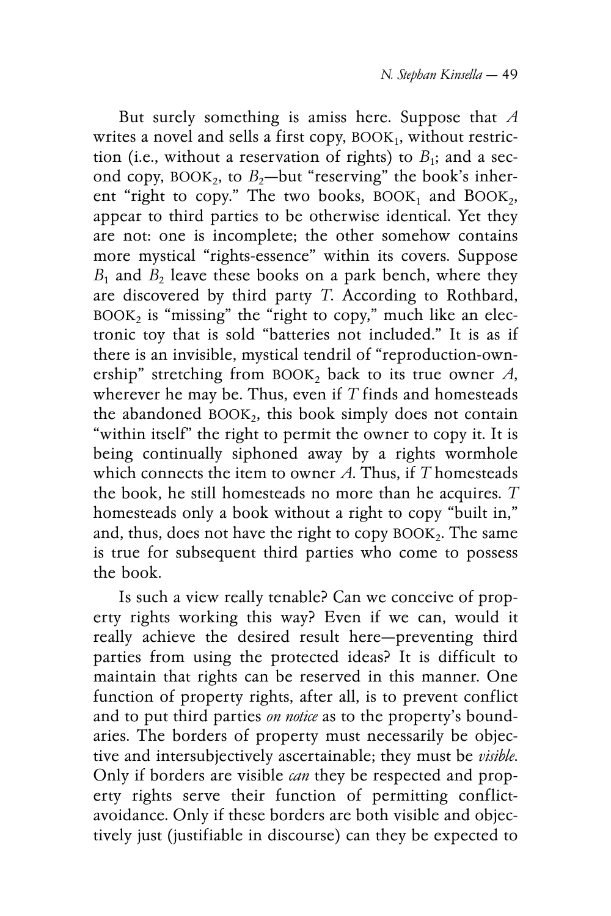But surely something is amiss here. Suppose that $A$ writes a novel and sells a first copy, BOOK$_1$, without restriction (i.e., without a reservation of rights) to $B_1$; and a second copy, BOOK$_2$, to $B_2$—but "reserving" the book's inherent "right to copy." The two books, BOOK$_1$ and BOOK$_2$, appear to third parties to be otherwise identical. Yet they are not: one is incomplete; the other somehow contains more mystical "rights-essence" within its covers. Suppose $B_1$ and $B_2$ leave these books on a park bench, where they are discovered by third party $T$. According to Rothbard, BOOK$_2$ is "missing" the "right to copy," much like an electronic toy that is sold "batteries not included." It is as if there is an invisible, mystical tendril of "reproduction-ownership" stretching from BOOK$_2$ back to its true owner $A$, wherever he may be. Thus, even if $T$ finds and homesteads the abandoned BOOK$_2$, this book simply does not contain "within itself" the right to permit the owner to copy it. It is being continually siphoned away by a rights wormhole which connects the item to owner $A$. Thus, if $T$ homesteads the book, he still homesteads no more than he acquires. $T$ homesteads only a book without a right to copy "built in," and, thus, does not have the right to copy BOOK$_2$. The same is true for subsequent third parties who come to possess the book.

Is such a view really tenable? Can we conceive of property rights working this way? Even if we can, would it really achieve the desired result here—preventing third parties from using the protected ideas? It is difficult to maintain that rights can be reserved in this manner. One function of property rights, after all, is to prevent conflict and to put third parties *on notice* as to the property's boundaries. The borders of property must necessarily be objective and intersubjectively ascertainable; they must be *visible*. Only if borders are visible *can* they be respected and property rights serve their function of permitting conflict-avoidance. Only if these borders are both visible and objectively just (justifiable in discourse) can they be expected to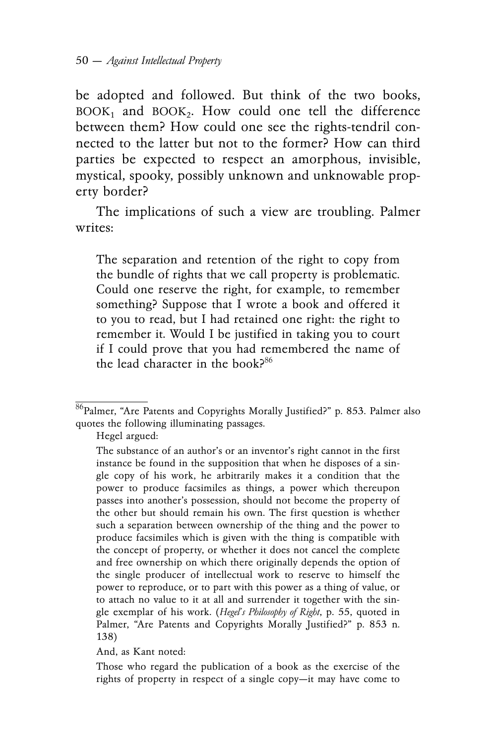be adopted and followed. But think of the two books, $\text{BOOK}_1$ and $\text{BOOK}_2$. How could one tell the difference between them? How could one see the rights-tendril connected to the latter but not to the former? How can third parties be expected to respect an amorphous, invisible, mystical, spooky, possibly unknown and unknowable property border?

The implications of such a view are troubling. Palmer writes:

> The separation and retention of the right to copy from the bundle of rights that we call property is problematic. Could one reserve the right, for example, to remember something? Suppose that I wrote a book and offered it to you to read, but I had retained one right: the right to remember it. Would I be justified in taking you to court if I could prove that you had remembered the name of the lead character in the book?[86]

---

[86]Palmer, "Are Patents and Copyrights Morally Justified?" p. 853. Palmer also quotes the following illuminating passages.

Hegel argued:

> The substance of an author's or an inventor's right cannot in the first instance be found in the supposition that when he disposes of a single copy of his work, he arbitrarily makes it a condition that the power to produce facsimiles as things, a power which thereupon passes into another's possession, should not become the property of the other but should remain his own. The first question is whether such a separation between ownership of the thing and the power to produce facsimiles which is given with the thing is compatible with the concept of property, or whether it does not cancel the complete and free ownership on which there originally depends the option of the single producer of intellectual work to reserve to himself the power to reproduce, or to part with this power as a thing of value, or to attach no value to it at all and surrender it together with the single exemplar of his work. (*Hegel's Philosophy of Right*, p. 55, quoted in Palmer, "Are Patents and Copyrights Morally Justified?" p. 853 n. 138)

And, as Kant noted:

> Those who regard the publication of a book as the exercise of the rights of property in respect of a single copy—it may have come to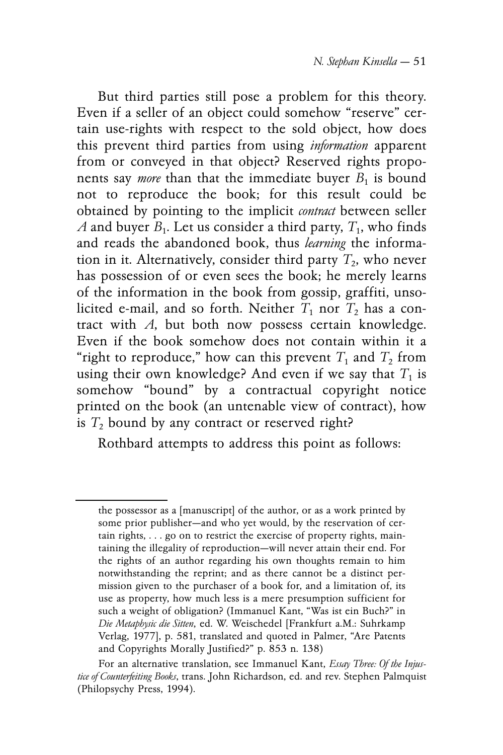But third parties still pose a problem for this theory. Even if a seller of an object could somehow "reserve" certain use-rights with respect to the sold object, how does this prevent third parties from using *information* apparent from or conveyed in that object? Reserved rights proponents say *more* than that the immediate buyer $B_1$ is bound not to reproduce the book; for this result could be obtained by pointing to the implicit *contract* between seller $A$ and buyer $B_1$. Let us consider a third party, $T_1$, who finds and reads the abandoned book, thus *learning* the information in it. Alternatively, consider third party $T_2$, who never has possession of or even sees the book; he merely learns of the information in the book from gossip, graffiti, unsolicited e-mail, and so forth. Neither $T_1$ nor $T_2$ has a contract with $A$, but both now possess certain knowledge. Even if the book somehow does not contain within it a "right to reproduce," how can this prevent $T_1$ and $T_2$ from using their own knowledge? And even if we say that $T_1$ is somehow "bound" by a contractual copyright notice printed on the book (an untenable view of contract), how is $T_2$ bound by any contract or reserved right?

Rothbard attempts to address this point as follows:

---

the possessor as a [manuscript] of the author, or as a work printed by some prior publisher—and who yet would, by the reservation of certain rights, . . . go on to restrict the exercise of property rights, maintaining the illegality of reproduction—will never attain their end. For the rights of an author regarding his own thoughts remain to him notwithstanding the reprint; and as there cannot be a distinct permission given to the purchaser of a book for, and a limitation of, its use as property, how much less is a mere presumption sufficient for such a weight of obligation? (Immanuel Kant, "Was ist ein Buch?" in *Die Metaphysic die Sitten*, ed. W. Weischedel [Frankfurt a.M.: Suhrkamp Verlag, 1977], p. 581, translated and quoted in Palmer, "Are Patents and Copyrights Morally Justified?" p. 853 n. 138)

For an alternative translation, see Immanuel Kant, *Essay Three: Of the Injustice of Counterfeiting Books*, trans. John Richardson, ed. and rev. Stephen Palmquist (Philopsychy Press, 1994).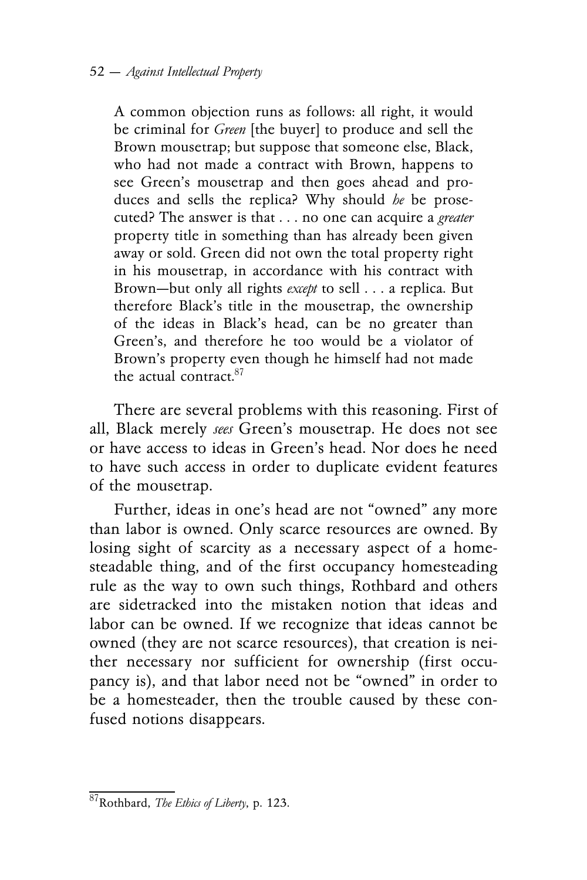> A common objection runs as follows: all right, it would be criminal for *Green* [the buyer] to produce and sell the Brown mousetrap; but suppose that someone else, Black, who had not made a contract with Brown, happens to see Green's mousetrap and then goes ahead and produces and sells the replica? Why should *he* be prosecuted? The answer is that . . . no one can acquire a *greater* property title in something than has already been given away or sold. Green did not own the total property right in his mousetrap, in accordance with his contract with Brown—but only all rights *except* to sell . . . a replica. But therefore Black's title in the mousetrap, the ownership of the ideas in Black's head, can be no greater than Green's, and therefore he too would be a violator of Brown's property even though he himself had not made the actual contract.[87]

There are several problems with this reasoning. First of all, Black merely *sees* Green's mousetrap. He does not see or have access to ideas in Green's head. Nor does he need to have such access in order to duplicate evident features of the mousetrap.

Further, ideas in one's head are not "owned" any more than labor is owned. Only scarce resources are owned. By losing sight of scarcity as a necessary aspect of a homesteadable thing, and of the first occupancy homesteading rule as the way to own such things, Rothbard and others are sidetracked into the mistaken notion that ideas and labor can be owned. If we recognize that ideas cannot be owned (they are not scarce resources), that creation is neither necessary nor sufficient for ownership (first occupancy is), and that labor need not be "owned" in order to be a homesteader, then the trouble caused by these confused notions disappears.

---

[87] Rothbard, *The Ethics of Liberty*, p. 123.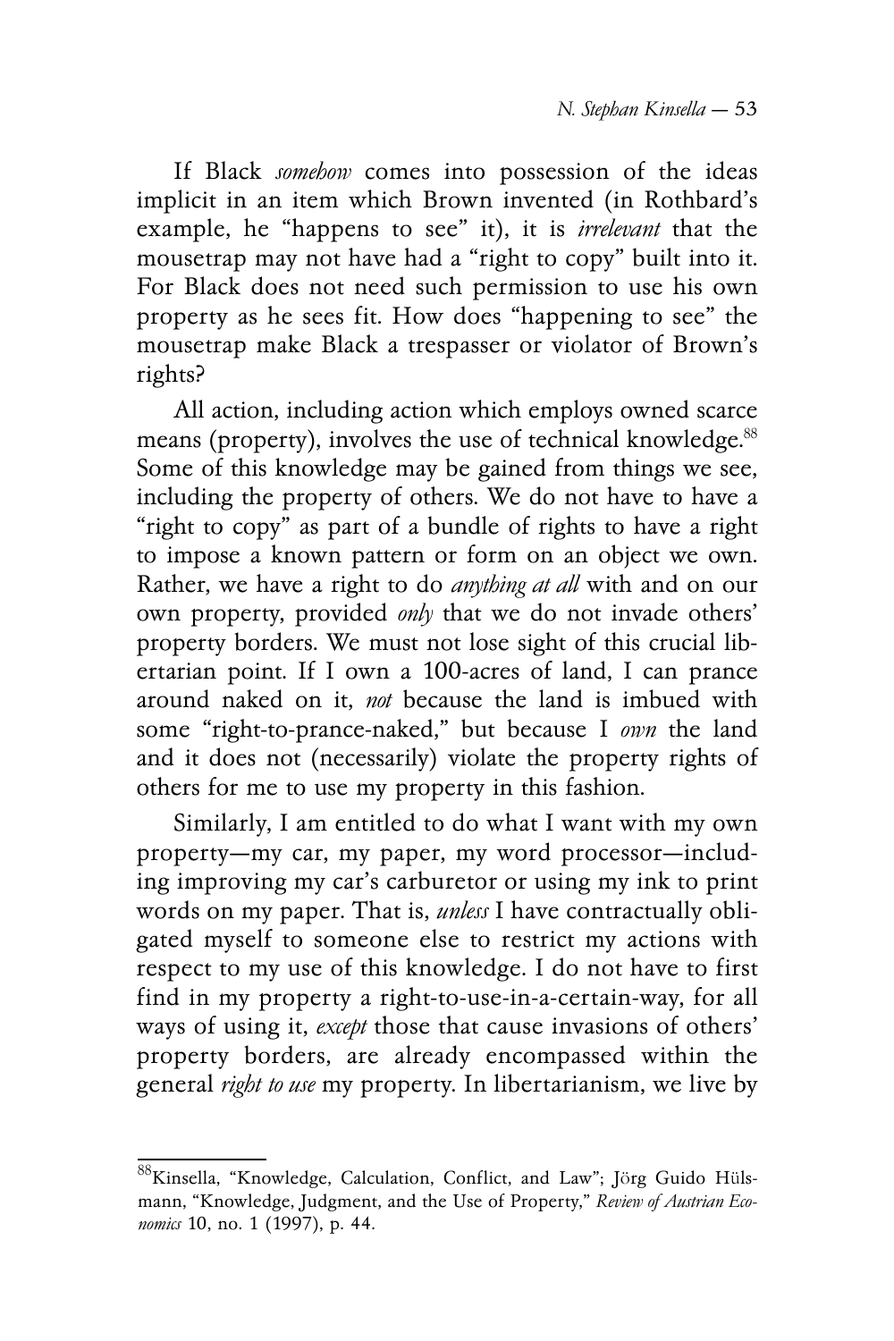If Black *somehow* comes into possession of the ideas implicit in an item which Brown invented (in Rothbard's example, he "happens to see" it), it is *irrelevant* that the mousetrap may not have had a "right to copy" built into it. For Black does not need such permission to use his own property as he sees fit. How does "happening to see" the mousetrap make Black a trespasser or violator of Brown's rights?

All action, including action which employs owned scarce means (property), involves the use of technical knowledge.[88] Some of this knowledge may be gained from things we see, including the property of others. We do not have to have a "right to copy" as part of a bundle of rights to have a right to impose a known pattern or form on an object we own. Rather, we have a right to do *anything at all* with and on our own property, provided *only* that we do not invade others' property borders. We must not lose sight of this crucial libertarian point. If I own a 100-acres of land, I can prance around naked on it, *not* because the land is imbued with some "right-to-prance-naked," but because I *own* the land and it does not (necessarily) violate the property rights of others for me to use my property in this fashion.

Similarly, I am entitled to do what I want with my own property—my car, my paper, my word processor—including improving my car's carburetor or using my ink to print words on my paper. That is, *unless* I have contractually obligated myself to someone else to restrict my actions with respect to my use of this knowledge. I do not have to first find in my property a right-to-use-in-a-certain-way, for all ways of using it, *except* those that cause invasions of others' property borders, are already encompassed within the general *right to use* my property. In libertarianism, we live by

---

[88] Kinsella, "Knowledge, Calculation, Conflict, and Law"; Jörg Guido Hülsmann, "Knowledge, Judgment, and the Use of Property," *Review of Austrian Economics* 10, no. 1 (1997), p. 44.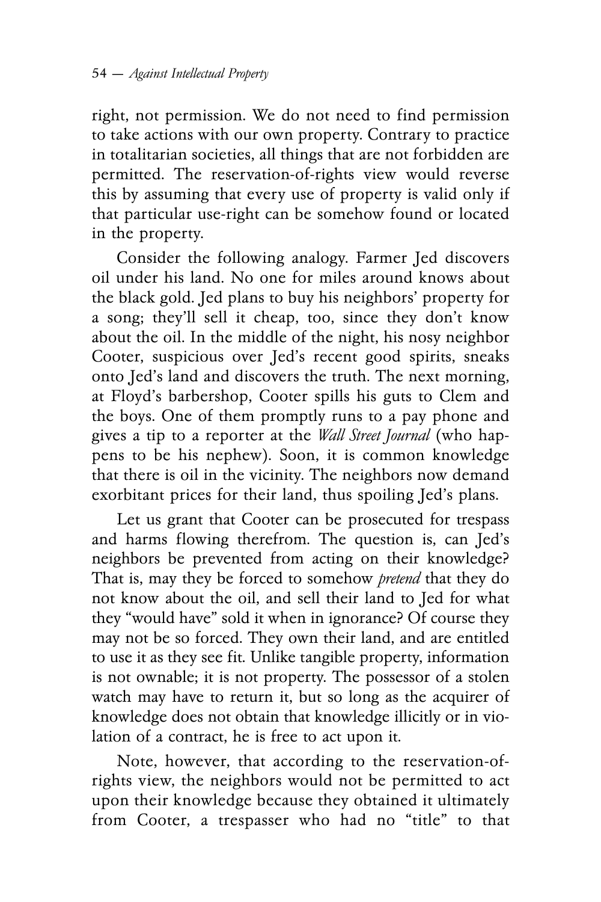right, not permission. We do not need to find permission to take actions with our own property. Contrary to practice in totalitarian societies, all things that are not forbidden are permitted. The reservation-of-rights view would reverse this by assuming that every use of property is valid only if that particular use-right can be somehow found or located in the property.

Consider the following analogy. Farmer Jed discovers oil under his land. No one for miles around knows about the black gold. Jed plans to buy his neighbors' property for a song; they'll sell it cheap, too, since they don't know about the oil. In the middle of the night, his nosy neighbor Cooter, suspicious over Jed's recent good spirits, sneaks onto Jed's land and discovers the truth. The next morning, at Floyd's barbershop, Cooter spills his guts to Clem and the boys. One of them promptly runs to a pay phone and gives a tip to a reporter at the *Wall Street Journal* (who happens to be his nephew). Soon, it is common knowledge that there is oil in the vicinity. The neighbors now demand exorbitant prices for their land, thus spoiling Jed's plans.

Let us grant that Cooter can be prosecuted for trespass and harms flowing therefrom. The question is, can Jed's neighbors be prevented from acting on their knowledge? That is, may they be forced to somehow *pretend* that they do not know about the oil, and sell their land to Jed for what they "would have" sold it when in ignorance? Of course they may not be so forced. They own their land, and are entitled to use it as they see fit. Unlike tangible property, information is not ownable; it is not property. The possessor of a stolen watch may have to return it, but so long as the acquirer of knowledge does not obtain that knowledge illicitly or in violation of a contract, he is free to act upon it.

Note, however, that according to the reservation-of-rights view, the neighbors would not be permitted to act upon their knowledge because they obtained it ultimately from Cooter, a trespasser who had no "title" to that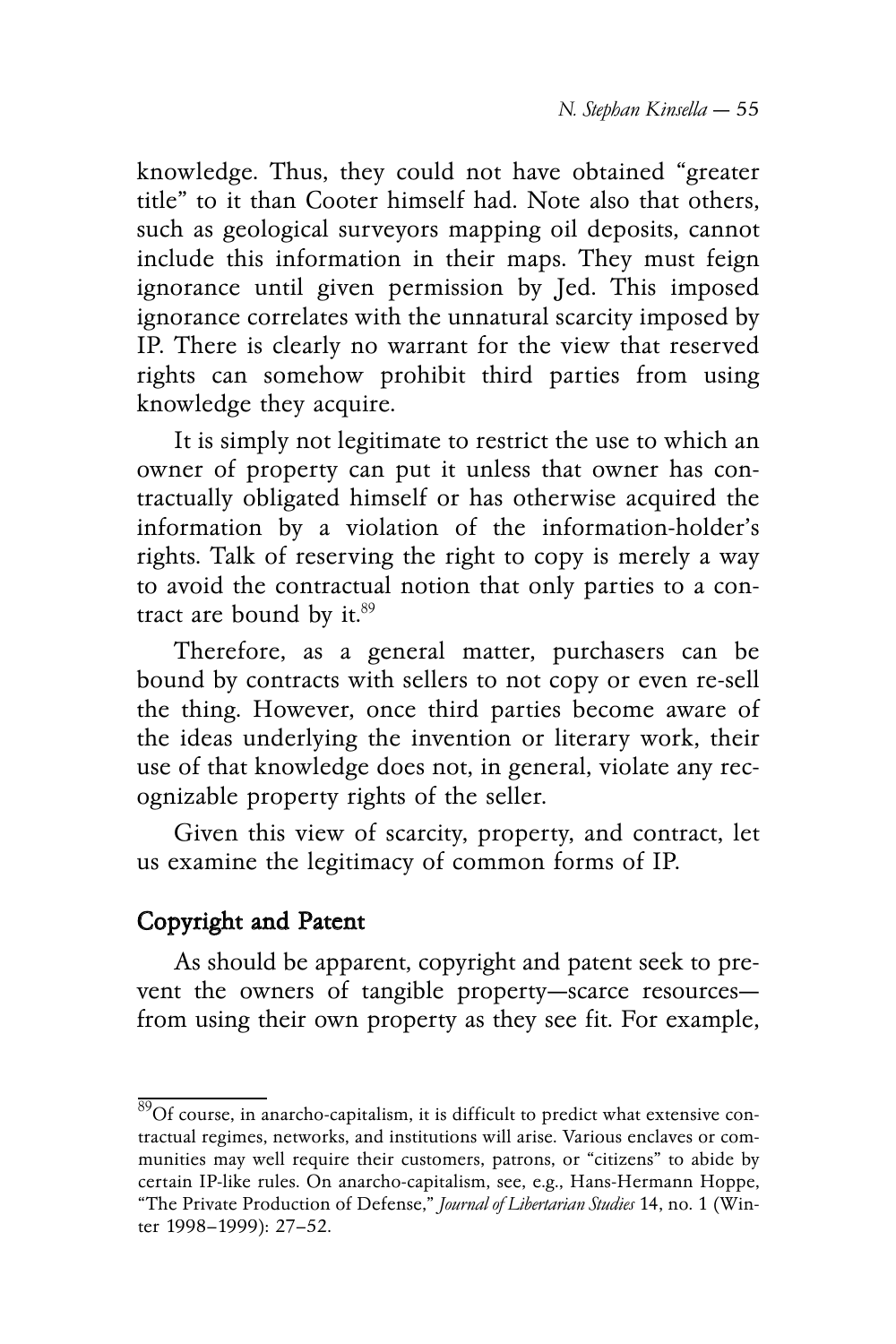knowledge. Thus, they could not have obtained "greater title" to it than Cooter himself had. Note also that others, such as geological surveyors mapping oil deposits, cannot include this information in their maps. They must feign ignorance until given permission by Jed. This imposed ignorance correlates with the unnatural scarcity imposed by IP. There is clearly no warrant for the view that reserved rights can somehow prohibit third parties from using knowledge they acquire.

It is simply not legitimate to restrict the use to which an owner of property can put it unless that owner has contractually obligated himself or has otherwise acquired the information by a violation of the information-holder's rights. Talk of reserving the right to copy is merely a way to avoid the contractual notion that only parties to a contract are bound by it.[89]

Therefore, as a general matter, purchasers can be bound by contracts with sellers to not copy or even re-sell the thing. However, once third parties become aware of the ideas underlying the invention or literary work, their use of that knowledge does not, in general, violate any recognizable property rights of the seller.

Given this view of scarcity, property, and contract, let us examine the legitimacy of common forms of IP.

## Copyright and Patent

As should be apparent, copyright and patent seek to prevent the owners of tangible property—scarce resources—from using their own property as they see fit. For example,

---

[89]Of course, in anarcho-capitalism, it is difficult to predict what extensive contractual regimes, networks, and institutions will arise. Various enclaves or communities may well require their customers, patrons, or "citizens" to abide by certain IP-like rules. On anarcho-capitalism, see, e.g., Hans-Hermann Hoppe, "The Private Production of Defense," *Journal of Libertarian Studies* 14, no. 1 (Winter 1998–1999): 27–52.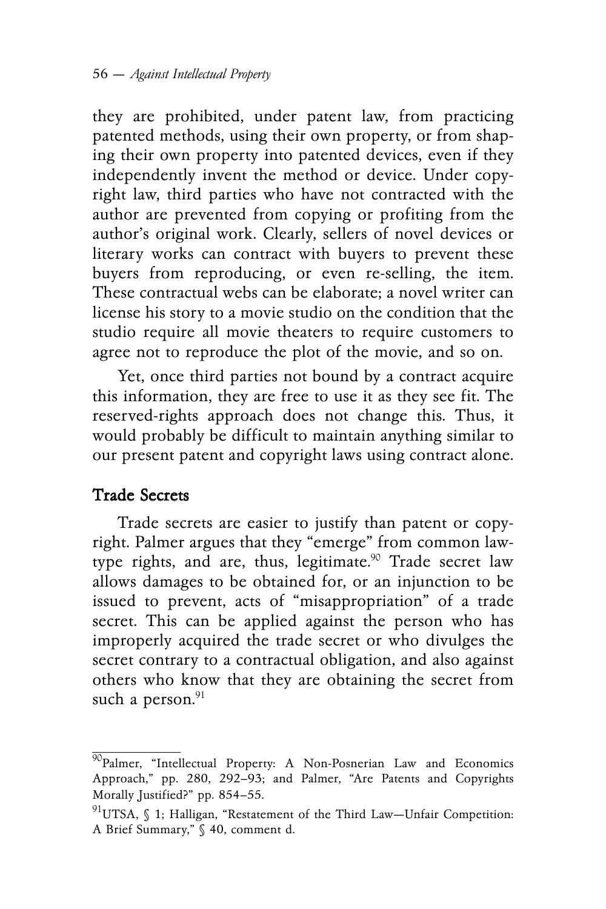they are prohibited, under patent law, from practicing patented methods, using their own property, or from shaping their own property into patented devices, even if they independently invent the method or device. Under copyright law, third parties who have not contracted with the author are prevented from copying or profiting from the author's original work. Clearly, sellers of novel devices or literary works can contract with buyers to prevent these buyers from reproducing, or even re-selling, the item. These contractual webs can be elaborate; a novel writer can license his story to a movie studio on the condition that the studio require all movie theaters to require customers to agree not to reproduce the plot of the movie, and so on.

Yet, once third parties not bound by a contract acquire this information, they are free to use it as they see fit. The reserved-rights approach does not change this. Thus, it would probably be difficult to maintain anything similar to our present patent and copyright laws using contract alone.

## Trade Secrets

Trade secrets are easier to justify than patent or copyright. Palmer argues that they "emerge" from common law-type rights, and are, thus, legitimate.[90] Trade secret law allows damages to be obtained for, or an injunction to be issued to prevent, acts of "misappropriation" of a trade secret. This can be applied against the person who has improperly acquired the trade secret or who divulges the secret contrary to a contractual obligation, and also against others who know that they are obtaining the secret from such a person.[91]

---

[90] Palmer, "Intellectual Property: A Non-Posnerian Law and Economics Approach," pp. 280, 292–93; and Palmer, "Are Patents and Copyrights Morally Justified?" pp. 854–55.

[91] UTSA, § 1; Halligan, "Restatement of the Third Law—Unfair Competition: A Brief Summary," § 40, comment d.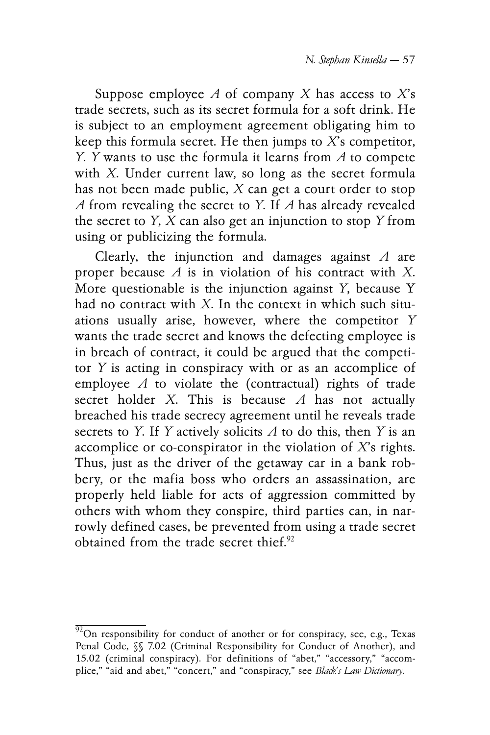Suppose employee *A* of company *X* has access to *X*'s trade secrets, such as its secret formula for a soft drink. He is subject to an employment agreement obligating him to keep this formula secret. He then jumps to *X*'s competitor, *Y*. *Y* wants to use the formula it learns from *A* to compete with *X*. Under current law, so long as the secret formula has not been made public, *X* can get a court order to stop *A* from revealing the secret to *Y*. If *A* has already revealed the secret to *Y*, *X* can also get an injunction to stop *Y* from using or publicizing the formula.

Clearly, the injunction and damages against *A* are proper because *A* is in violation of his contract with *X*. More questionable is the injunction against *Y*, because Y had no contract with *X*. In the context in which such situations usually arise, however, where the competitor *Y* wants the trade secret and knows the defecting employee is in breach of contract, it could be argued that the competitor *Y* is acting in conspiracy with or as an accomplice of employee *A* to violate the (contractual) rights of trade secret holder *X*. This is because *A* has not actually breached his trade secrecy agreement until he reveals trade secrets to *Y*. If *Y* actively solicits *A* to do this, then *Y* is an accomplice or co-conspirator in the violation of *X*'s rights. Thus, just as the driver of the getaway car in a bank robbery, or the mafia boss who orders an assassination, are properly held liable for acts of aggression committed by others with whom they conspire, third parties can, in narrowly defined cases, be prevented from using a trade secret obtained from the trade secret thief.[92]

---

[92]On responsibility for conduct of another or for conspiracy, see, e.g., Texas Penal Code, §§ 7.02 (Criminal Responsibility for Conduct of Another), and 15.02 (criminal conspiracy). For definitions of "abet," "accessory," "accomplice," "aid and abet," "concert," and "conspiracy," see *Black's Law Dictionary*.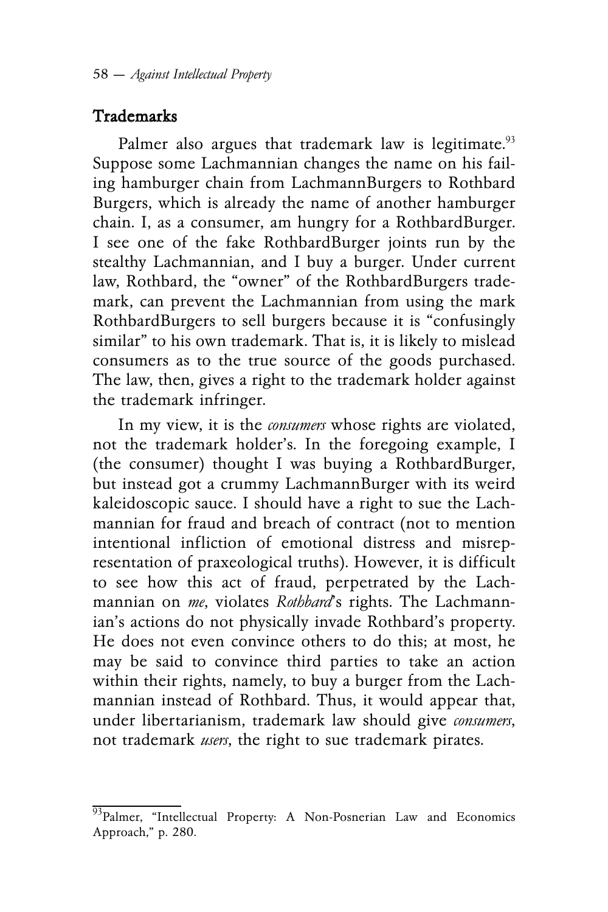## Trademarks

Palmer also argues that trademark law is legitimate.[93] Suppose some Lachmannian changes the name on his failing hamburger chain from LachmannBurgers to Rothbard Burgers, which is already the name of another hamburger chain. I, as a consumer, am hungry for a RothbardBurger. I see one of the fake RothbardBurger joints run by the stealthy Lachmannian, and I buy a burger. Under current law, Rothbard, the "owner" of the RothbardBurgers trademark, can prevent the Lachmannian from using the mark RothbardBurgers to sell burgers because it is "confusingly similar" to his own trademark. That is, it is likely to mislead consumers as to the true source of the goods purchased. The law, then, gives a right to the trademark holder against the trademark infringer.

In my view, it is the *consumers* whose rights are violated, not the trademark holder's. In the foregoing example, I (the consumer) thought I was buying a RothbardBurger, but instead got a crummy LachmannBurger with its weird kaleidoscopic sauce. I should have a right to sue the Lachmannian for fraud and breach of contract (not to mention intentional infliction of emotional distress and misrepresentation of praxeological truths). However, it is difficult to see how this act of fraud, perpetrated by the Lachmannian on *me*, violates *Rothbard*'s rights. The Lachmannian's actions do not physically invade Rothbard's property. He does not even convince others to do this; at most, he may be said to convince third parties to take an action within their rights, namely, to buy a burger from the Lachmannian instead of Rothbard. Thus, it would appear that, under libertarianism, trademark law should give *consumers*, not trademark *users*, the right to sue trademark pirates.

---

[93] Palmer, "Intellectual Property: A Non-Posnerian Law and Economics Approach," p. 280.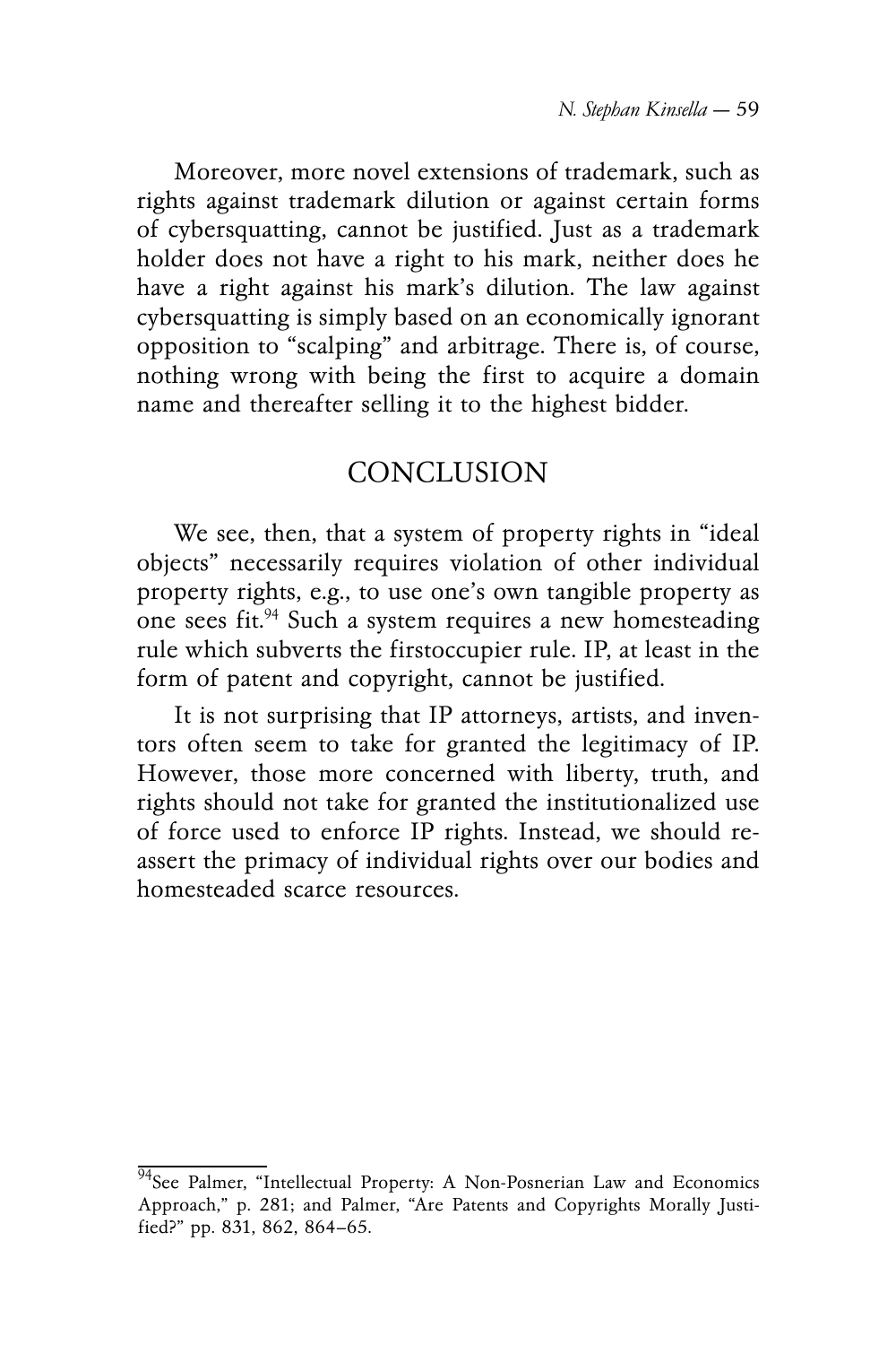Moreover, more novel extensions of trademark, such as rights against trademark dilution or against certain forms of cybersquatting, cannot be justified. Just as a trademark holder does not have a right to his mark, neither does he have a right against his mark's dilution. The law against cybersquatting is simply based on an economically ignorant opposition to "scalping" and arbitrage. There is, of course, nothing wrong with being the first to acquire a domain name and thereafter selling it to the highest bidder.

## CONCLUSION

We see, then, that a system of property rights in "ideal objects" necessarily requires violation of other individual property rights, e.g., to use one's own tangible property as one sees fit.[94] Such a system requires a new homesteading rule which subverts the firstoccupier rule. IP, at least in the form of patent and copyright, cannot be justified.

It is not surprising that IP attorneys, artists, and inventors often seem to take for granted the legitimacy of IP. However, those more concerned with liberty, truth, and rights should not take for granted the institutionalized use of force used to enforce IP rights. Instead, we should reassert the primacy of individual rights over our bodies and homesteaded scarce resources.

---

[94] See Palmer, "Intellectual Property: A Non-Posnerian Law and Economics Approach," p. 281; and Palmer, "Are Patents and Copyrights Morally Justified?" pp. 831, 862, 864–65.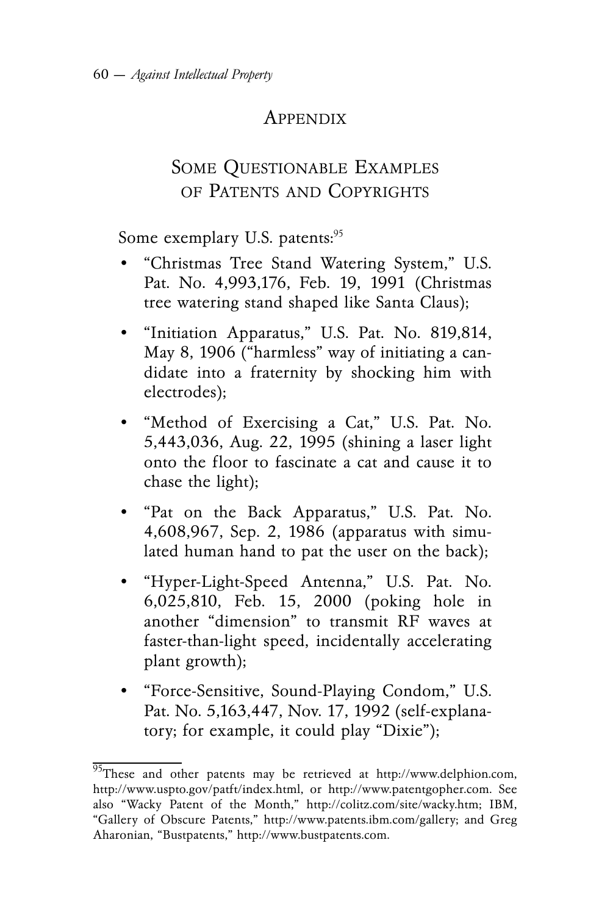# APPENDIX

## SOME QUESTIONABLE EXAMPLES OF PATENTS AND COPYRIGHTS

Some exemplary U.S. patents:[95]

- "Christmas Tree Stand Watering System," U.S. Pat. No. 4,993,176, Feb. 19, 1991 (Christmas tree watering stand shaped like Santa Claus);
- "Initiation Apparatus," U.S. Pat. No. 819,814, May 8, 1906 ("harmless" way of initiating a candidate into a fraternity by shocking him with electrodes);
- "Method of Exercising a Cat," U.S. Pat. No. 5,443,036, Aug. 22, 1995 (shining a laser light onto the floor to fascinate a cat and cause it to chase the light);
- "Pat on the Back Apparatus," U.S. Pat. No. 4,608,967, Sep. 2, 1986 (apparatus with simulated human hand to pat the user on the back);
- "Hyper-Light-Speed Antenna," U.S. Pat. No. 6,025,810, Feb. 15, 2000 (poking hole in another "dimension" to transmit RF waves at faster-than-light speed, incidentally accelerating plant growth);
- "Force-Sensitive, Sound-Playing Condom," U.S. Pat. No. 5,163,447, Nov. 17, 1992 (self-explanatory; for example, it could play "Dixie");

---

[95] These and other patents may be retrieved at http://www.delphion.com, http://www.uspto.gov/patft/index.html, or http://www.patentgopher.com. See also "Wacky Patent of the Month," http://colitz.com/site/wacky.htm; IBM, "Gallery of Obscure Patents," http://www.patents.ibm.com/gallery; and Greg Aharonian, "Bustpatents," http://www.bustpatents.com.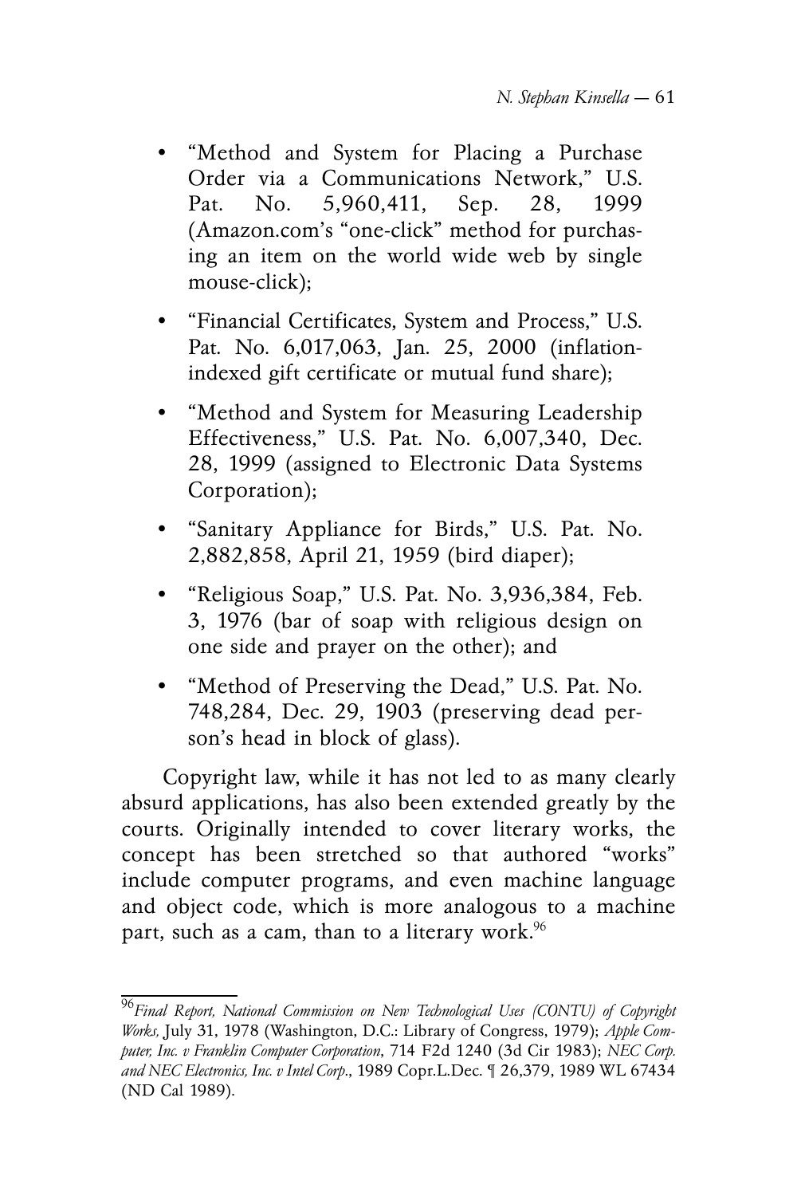- "Method and System for Placing a Purchase Order via a Communications Network," U.S. Pat. No. 5,960,411, Sep. 28, 1999 (Amazon.com's "one-click" method for purchasing an item on the world wide web by single mouse-click);
- "Financial Certificates, System and Process," U.S. Pat. No. 6,017,063, Jan. 25, 2000 (inflation-indexed gift certificate or mutual fund share);
- "Method and System for Measuring Leadership Effectiveness," U.S. Pat. No. 6,007,340, Dec. 28, 1999 (assigned to Electronic Data Systems Corporation);
- "Sanitary Appliance for Birds," U.S. Pat. No. 2,882,858, April 21, 1959 (bird diaper);
- "Religious Soap," U.S. Pat. No. 3,936,384, Feb. 3, 1976 (bar of soap with religious design on one side and prayer on the other); and
- "Method of Preserving the Dead," U.S. Pat. No. 748,284, Dec. 29, 1903 (preserving dead person's head in block of glass).

Copyright law, while it has not led to as many clearly absurd applications, has also been extended greatly by the courts. Originally intended to cover literary works, the concept has been stretched so that authored "works" include computer programs, and even machine language and object code, which is more analogous to a machine part, such as a cam, than to a literary work.[96]

---

[96] *Final Report, National Commission on New Technological Uses (CONTU) of Copyright Works,* July 31, 1978 (Washington, D.C.: Library of Congress, 1979); *Apple Computer, Inc. v Franklin Computer Corporation*, 714 F2d 1240 (3d Cir 1983); *NEC Corp. and NEC Electronics, Inc. v Intel Corp.*, 1989 Copr.L.Dec. ¶ 26,379, 1989 WL 67434 (ND Cal 1989).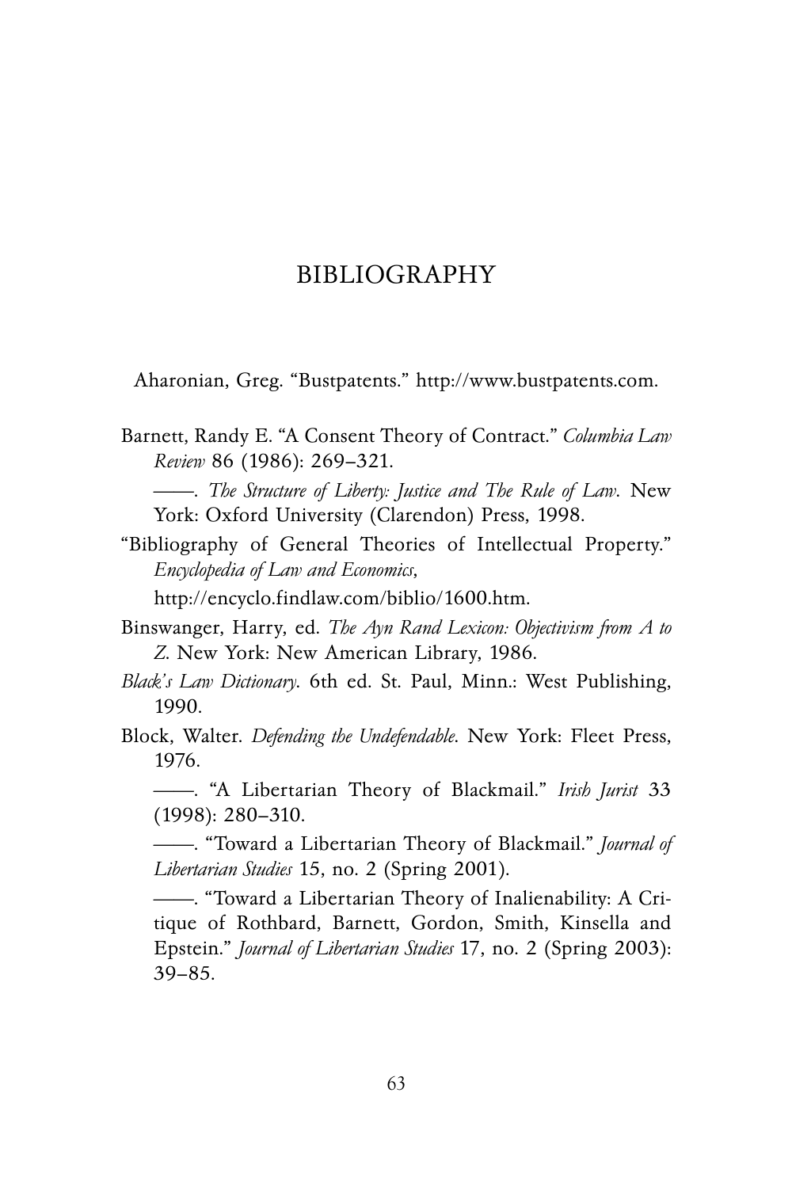# BIBLIOGRAPHY

Aharonian, Greg. "Bustpatents." http://www.bustpatents.com.

Barnett, Randy E. "A Consent Theory of Contract." *Columbia Law Review* 86 (1986): 269–321.

——. *The Structure of Liberty: Justice and The Rule of Law*. New York: Oxford University (Clarendon) Press, 1998.

"Bibliography of General Theories of Intellectual Property." *Encyclopedia of Law and Economics*, http://encyclo.findlaw.com/biblio/1600.htm.

Binswanger, Harry, ed. *The Ayn Rand Lexicon: Objectivism from A to Z*. New York: New American Library, 1986.

*Black's Law Dictionary*. 6th ed. St. Paul, Minn.: West Publishing, 1990.

Block, Walter. *Defending the Undefendable*. New York: Fleet Press, 1976.

——. "A Libertarian Theory of Blackmail." *Irish Jurist* 33 (1998): 280–310.

——. "Toward a Libertarian Theory of Blackmail." *Journal of Libertarian Studies* 15, no. 2 (Spring 2001).

——. "Toward a Libertarian Theory of Inalienability: A Critique of Rothbard, Barnett, Gordon, Smith, Kinsella and Epstein." *Journal of Libertarian Studies* 17, no. 2 (Spring 2003): 39–85.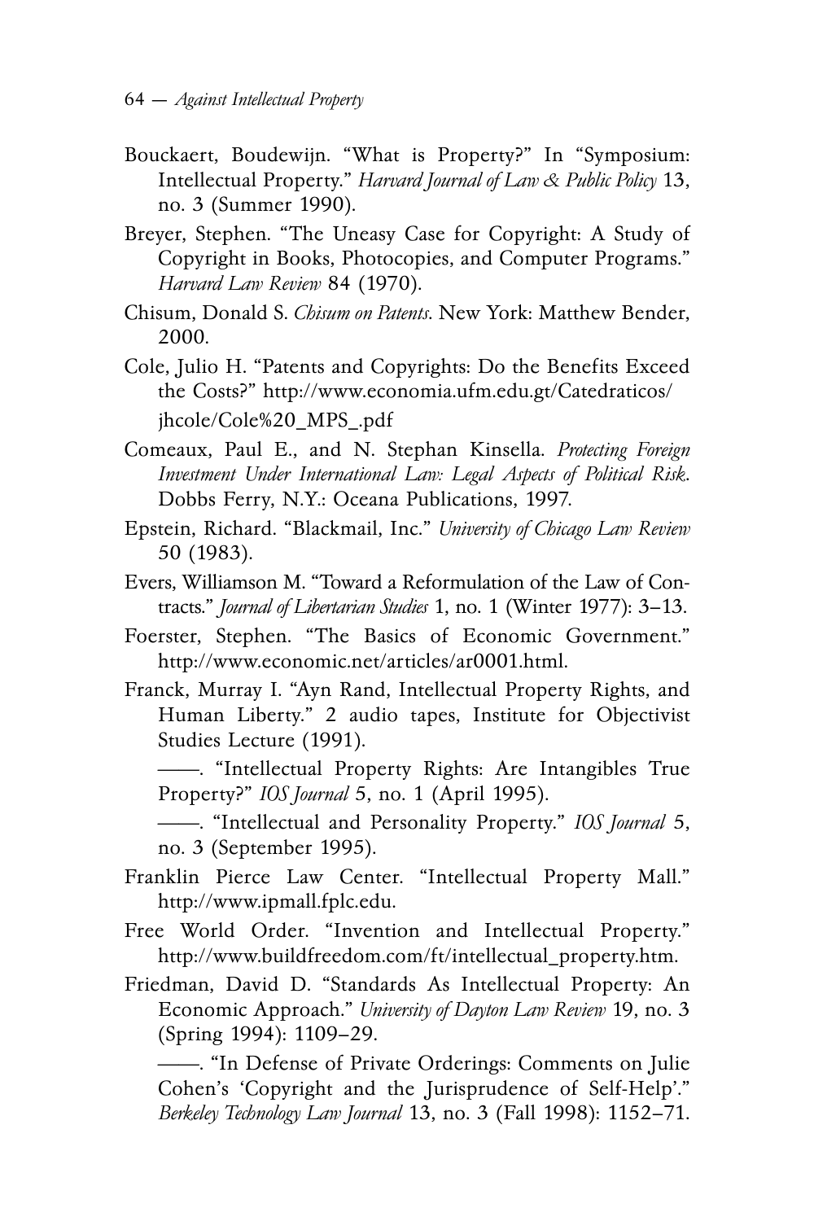Bouckaert, Boudewijn. "What is Property?" In "Symposium: Intellectual Property." *Harvard Journal of Law & Public Policy* 13, no. 3 (Summer 1990).

Breyer, Stephen. "The Uneasy Case for Copyright: A Study of Copyright in Books, Photocopies, and Computer Programs." *Harvard Law Review* 84 (1970).

Chisum, Donald S. *Chisum on Patents*. New York: Matthew Bender, 2000.

Cole, Julio H. "Patents and Copyrights: Do the Benefits Exceed the Costs?" http://www.economia.ufm.edu.gt/Catedraticos/jhcole/Cole%20_MPS_.pdf

Comeaux, Paul E., and N. Stephan Kinsella. *Protecting Foreign Investment Under International Law: Legal Aspects of Political Risk*. Dobbs Ferry, N.Y.: Oceana Publications, 1997.

Epstein, Richard. "Blackmail, Inc." *University of Chicago Law Review* 50 (1983).

Evers, Williamson M. "Toward a Reformulation of the Law of Contracts." *Journal of Libertarian Studies* 1, no. 1 (Winter 1977): 3–13.

Foerster, Stephen. "The Basics of Economic Government." http://www.economic.net/articles/ar0001.html.

Franck, Murray I. "Ayn Rand, Intellectual Property Rights, and Human Liberty." 2 audio tapes, Institute for Objectivist Studies Lecture (1991).

——. "Intellectual Property Rights: Are Intangibles True Property?" *IOS Journal* 5, no. 1 (April 1995).

——. "Intellectual and Personality Property." *IOS Journal* 5, no. 3 (September 1995).

Franklin Pierce Law Center. "Intellectual Property Mall." http://www.ipmall.fplc.edu.

Free World Order. "Invention and Intellectual Property." http://www.buildfreedom.com/ft/intellectual_property.htm.

Friedman, David D. "Standards As Intellectual Property: An Economic Approach." *University of Dayton Law Review* 19, no. 3 (Spring 1994): 1109–29.

——. "In Defense of Private Orderings: Comments on Julie Cohen's 'Copyright and the Jurisprudence of Self-Help'." *Berkeley Technology Law Journal* 13, no. 3 (Fall 1998): 1152–71.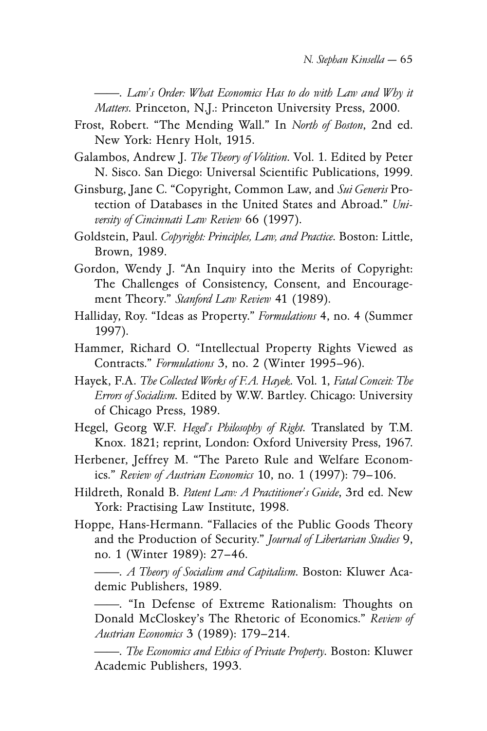——. *Law's Order: What Economics Has to do with Law and Why it Matters*. Princeton, N.J.: Princeton University Press, 2000.

Frost, Robert. "The Mending Wall." In *North of Boston*, 2nd ed. New York: Henry Holt, 1915.

Galambos, Andrew J. *The Theory of Volition*. Vol. 1. Edited by Peter N. Sisco. San Diego: Universal Scientific Publications, 1999.

Ginsburg, Jane C. "Copyright, Common Law, and *Sui Generis* Protection of Databases in the United States and Abroad." *University of Cincinnati Law Review* 66 (1997).

Goldstein, Paul. *Copyright: Principles, Law, and Practice*. Boston: Little, Brown, 1989.

Gordon, Wendy J. "An Inquiry into the Merits of Copyright: The Challenges of Consistency, Consent, and Encouragement Theory." *Stanford Law Review* 41 (1989).

Halliday, Roy. "Ideas as Property." *Formulations* 4, no. 4 (Summer 1997).

Hammer, Richard O. "Intellectual Property Rights Viewed as Contracts." *Formulations* 3, no. 2 (Winter 1995–96).

Hayek, F.A. *The Collected Works of F.A. Hayek*. Vol. 1, *Fatal Conceit: The Errors of Socialism*. Edited by W.W. Bartley. Chicago: University of Chicago Press, 1989.

Hegel, Georg W.F. *Hegel's Philosophy of Right*. Translated by T.M. Knox. 1821; reprint, London: Oxford University Press, 1967.

Herbener, Jeffrey M. "The Pareto Rule and Welfare Economics." *Review of Austrian Economics* 10, no. 1 (1997): 79–106.

Hildreth, Ronald B. *Patent Law: A Practitioner's Guide*, 3rd ed. New York: Practising Law Institute, 1998.

Hoppe, Hans-Hermann. "Fallacies of the Public Goods Theory and the Production of Security." *Journal of Libertarian Studies* 9, no. 1 (Winter 1989): 27–46.

——. *A Theory of Socialism and Capitalism*. Boston: Kluwer Academic Publishers, 1989.

——. "In Defense of Extreme Rationalism: Thoughts on Donald McCloskey's The Rhetoric of Economics." *Review of Austrian Economics* 3 (1989): 179–214.

——. *The Economics and Ethics of Private Property*. Boston: Kluwer Academic Publishers, 1993.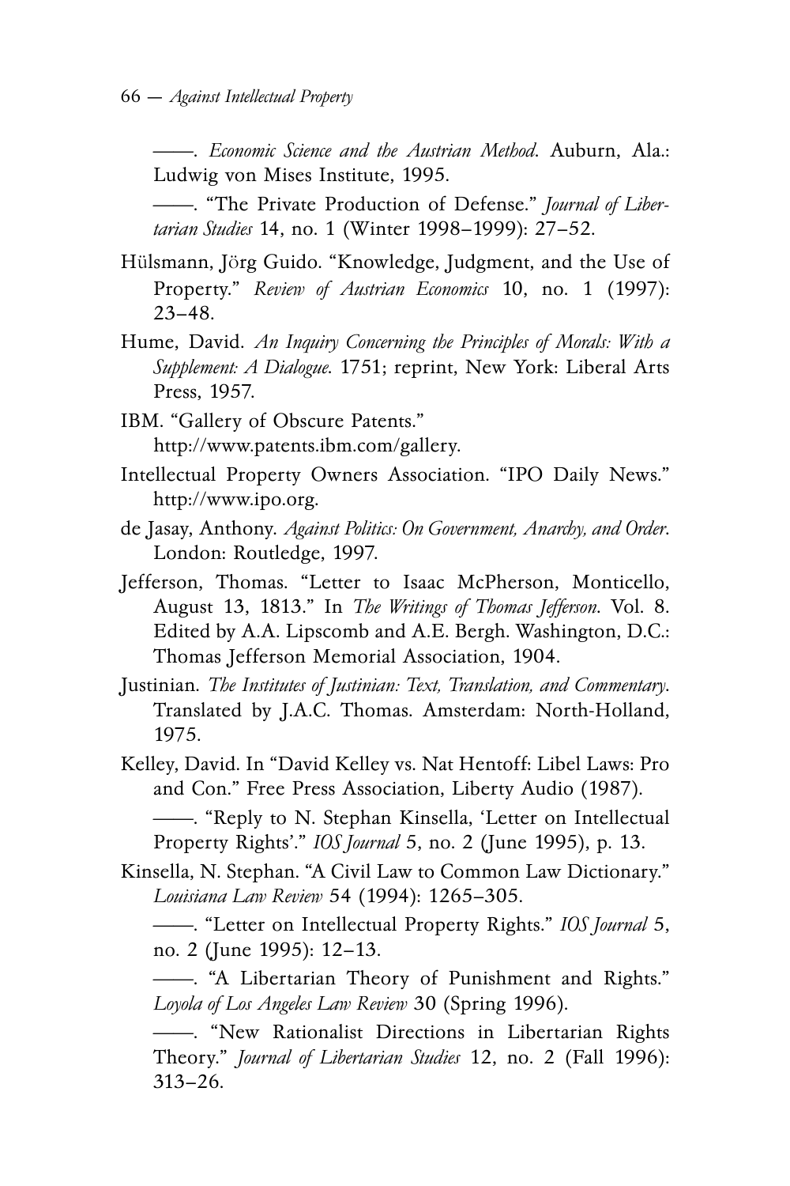——. *Economic Science and the Austrian Method*. Auburn, Ala.: Ludwig von Mises Institute, 1995.

——. "The Private Production of Defense." *Journal of Libertarian Studies* 14, no. 1 (Winter 1998–1999): 27–52.

Hülsmann, Jörg Guido. "Knowledge, Judgment, and the Use of Property." *Review of Austrian Economics* 10, no. 1 (1997): 23–48.

Hume, David. *An Inquiry Concerning the Principles of Morals: With a Supplement: A Dialogue*. 1751; reprint, New York: Liberal Arts Press, 1957.

IBM. "Gallery of Obscure Patents." http://www.patents.ibm.com/gallery.

Intellectual Property Owners Association. "IPO Daily News." http://www.ipo.org.

de Jasay, Anthony. *Against Politics: On Government, Anarchy, and Order*. London: Routledge, 1997.

Jefferson, Thomas. "Letter to Isaac McPherson, Monticello, August 13, 1813." In *The Writings of Thomas Jefferson*. Vol. 8. Edited by A.A. Lipscomb and A.E. Bergh. Washington, D.C.: Thomas Jefferson Memorial Association, 1904.

Justinian. *The Institutes of Justinian: Text, Translation, and Commentary*. Translated by J.A.C. Thomas. Amsterdam: North-Holland, 1975.

Kelley, David. In "David Kelley vs. Nat Hentoff: Libel Laws: Pro and Con." Free Press Association, Liberty Audio (1987).

——. "Reply to N. Stephan Kinsella, 'Letter on Intellectual Property Rights'." *IOS Journal* 5, no. 2 (June 1995), p. 13.

Kinsella, N. Stephan. "A Civil Law to Common Law Dictionary." *Louisiana Law Review* 54 (1994): 1265–305.

——. "Letter on Intellectual Property Rights." *IOS Journal* 5, no. 2 (June 1995): 12–13.

——. "A Libertarian Theory of Punishment and Rights." *Loyola of Los Angeles Law Review* 30 (Spring 1996).

——. "New Rationalist Directions in Libertarian Rights Theory." *Journal of Libertarian Studies* 12, no. 2 (Fall 1996): 313–26.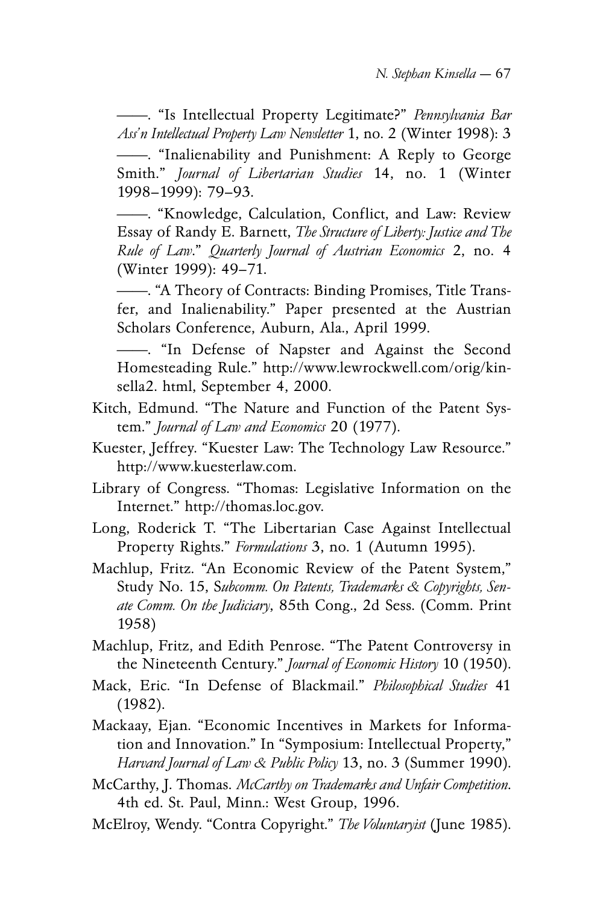——. "Is Intellectual Property Legitimate?" *Pennsylvania Bar Ass'n Intellectual Property Law Newsletter* 1, no. 2 (Winter 1998): 3

——. "Inalienability and Punishment: A Reply to George Smith." *Journal of Libertarian Studies* 14, no. 1 (Winter 1998–1999): 79–93.

——. "Knowledge, Calculation, Conflict, and Law: Review Essay of Randy E. Barnett, *The Structure of Liberty: Justice and The Rule of Law*." *Quarterly Journal of Austrian Economics* 2, no. 4 (Winter 1999): 49–71.

——. "A Theory of Contracts: Binding Promises, Title Transfer, and Inalienability." Paper presented at the Austrian Scholars Conference, Auburn, Ala., April 1999.

——. "In Defense of Napster and Against the Second Homesteading Rule." http://www.lewrockwell.com/orig/kinsella2. html, September 4, 2000.

Kitch, Edmund. "The Nature and Function of the Patent System." *Journal of Law and Economics* 20 (1977).

Kuester, Jeffrey. "Kuester Law: The Technology Law Resource." http://www.kuesterlaw.com.

Library of Congress. "Thomas: Legislative Information on the Internet." http://thomas.loc.gov.

Long, Roderick T. "The Libertarian Case Against Intellectual Property Rights." *Formulations* 3, no. 1 (Autumn 1995).

Machlup, Fritz. "An Economic Review of the Patent System," Study No. 15, S*ubcomm. On Patents, Trademarks & Copyrights, Senate Comm. On the Judiciary*, 85th Cong., 2d Sess. (Comm. Print 1958)

Machlup, Fritz, and Edith Penrose. "The Patent Controversy in the Nineteenth Century." *Journal of Economic History* 10 (1950).

Mack, Eric. "In Defense of Blackmail." *Philosophical Studies* 41 (1982).

Mackaay, Ejan. "Economic Incentives in Markets for Information and Innovation." In "Symposium: Intellectual Property," *Harvard Journal of Law & Public Policy* 13, no. 3 (Summer 1990).

McCarthy, J. Thomas. *McCarthy on Trademarks and Unfair Competition*. 4th ed. St. Paul, Minn.: West Group, 1996.

McElroy, Wendy. "Contra Copyright." *The Voluntaryist* (June 1985).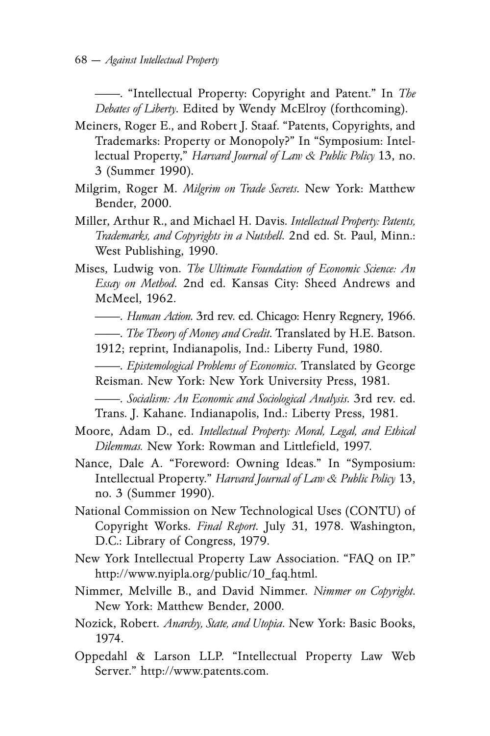——. "Intellectual Property: Copyright and Patent." In *The Debates of Liberty*. Edited by Wendy McElroy (forthcoming).

Meiners, Roger E., and Robert J. Staaf. "Patents, Copyrights, and Trademarks: Property or Monopoly?" In "Symposium: Intellectual Property," *Harvard Journal of Law & Public Policy* 13, no. 3 (Summer 1990).

Milgrim, Roger M. *Milgrim on Trade Secrets*. New York: Matthew Bender, 2000.

Miller, Arthur R., and Michael H. Davis. *Intellectual Property: Patents, Trademarks, and Copyrights in a Nutshell*. 2nd ed. St. Paul, Minn.: West Publishing, 1990.

Mises, Ludwig von. *The Ultimate Foundation of Economic Science: An Essay on Method*. 2nd ed. Kansas City: Sheed Andrews and McMeel, 1962.

——. *Human Action*. 3rd rev. ed. Chicago: Henry Regnery, 1966.

——. *The Theory of Money and Credit*. Translated by H.E. Batson. 1912; reprint, Indianapolis, Ind.: Liberty Fund, 1980.

——. *Epistemological Problems of Economics*. Translated by George Reisman. New York: New York University Press, 1981.

——. *Socialism: An Economic and Sociological Analysis*. 3rd rev. ed. Trans. J. Kahane. Indianapolis, Ind.: Liberty Press, 1981.

Moore, Adam D., ed. *Intellectual Property: Moral, Legal, and Ethical Dilemmas.* New York: Rowman and Littlefield, 1997.

Nance, Dale A. "Foreword: Owning Ideas." In "Symposium: Intellectual Property." *Harvard Journal of Law & Public Policy* 13, no. 3 (Summer 1990).

National Commission on New Technological Uses (CONTU) of Copyright Works. *Final Report*. July 31, 1978. Washington, D.C.: Library of Congress, 1979.

New York Intellectual Property Law Association. "FAQ on IP." http://www.nyipla.org/public/10_faq.html.

Nimmer, Melville B., and David Nimmer. *Nimmer on Copyright*. New York: Matthew Bender, 2000.

Nozick, Robert. *Anarchy, State, and Utopia*. New York: Basic Books, 1974.

Oppedahl & Larson LLP. "Intellectual Property Law Web Server." http://www.patents.com.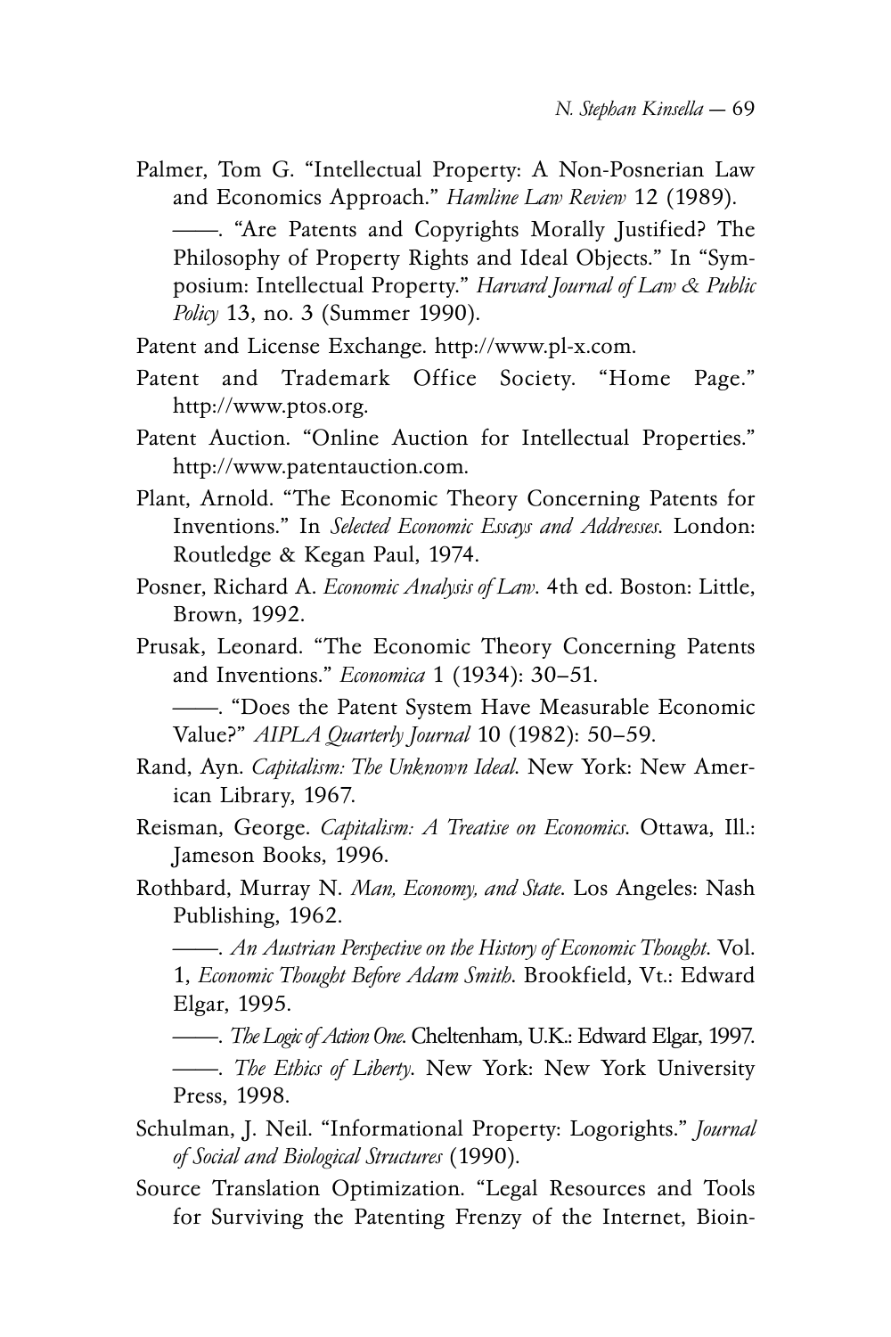Palmer, Tom G. "Intellectual Property: A Non-Posnerian Law and Economics Approach." *Hamline Law Review* 12 (1989).

——. "Are Patents and Copyrights Morally Justified? The Philosophy of Property Rights and Ideal Objects." In "Symposium: Intellectual Property." *Harvard Journal of Law & Public Policy* 13, no. 3 (Summer 1990).

Patent and License Exchange. http://www.pl-x.com.

Patent and Trademark Office Society. "Home Page." http://www.ptos.org.

Patent Auction. "Online Auction for Intellectual Properties." http://www.patentauction.com.

Plant, Arnold. "The Economic Theory Concerning Patents for Inventions." In *Selected Economic Essays and Addresses*. London: Routledge & Kegan Paul, 1974.

Posner, Richard A. *Economic Analysis of Law*. 4th ed. Boston: Little, Brown, 1992.

Prusak, Leonard. "The Economic Theory Concerning Patents and Inventions." *Economica* 1 (1934): 30–51.

——. "Does the Patent System Have Measurable Economic Value?" *AIPLA Quarterly Journal* 10 (1982): 50–59.

Rand, Ayn. *Capitalism: The Unknown Ideal*. New York: New American Library, 1967.

Reisman, George. *Capitalism: A Treatise on Economics*. Ottawa, Ill.: Jameson Books, 1996.

Rothbard, Murray N. *Man, Economy, and State*. Los Angeles: Nash Publishing, 1962.

——. *An Austrian Perspective on the History of Economic Thought*. Vol. 1, *Economic Thought Before Adam Smith*. Brookfield, Vt.: Edward Elgar, 1995.

——. *The Logic of Action One*. Cheltenham, U.K.: Edward Elgar, 1997.

——. *The Ethics of Liberty*. New York: New York University Press, 1998.

Schulman, J. Neil. "Informational Property: Logorights." *Journal of Social and Biological Structures* (1990).

Source Translation Optimization. "Legal Resources and Tools for Surviving the Patenting Frenzy of the Internet, Bioin-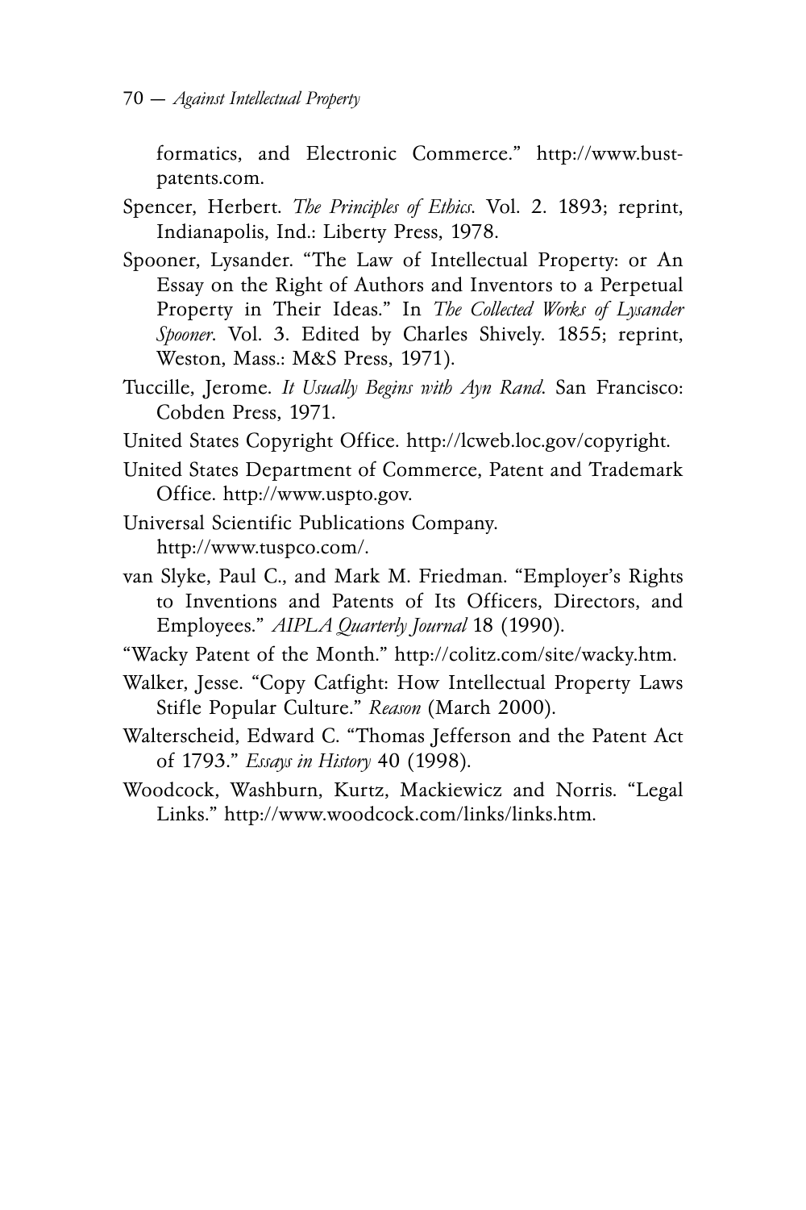formatics, and Electronic Commerce." http://www.bustpatents.com.

Spencer, Herbert. *The Principles of Ethics*. Vol. 2. 1893; reprint, Indianapolis, Ind.: Liberty Press, 1978.

Spooner, Lysander. "The Law of Intellectual Property: or An Essay on the Right of Authors and Inventors to a Perpetual Property in Their Ideas." In *The Collected Works of Lysander Spooner*. Vol. 3. Edited by Charles Shively. 1855; reprint, Weston, Mass.: M&S Press, 1971).

Tuccille, Jerome. *It Usually Begins with Ayn Rand*. San Francisco: Cobden Press, 1971.

United States Copyright Office. http://lcweb.loc.gov/copyright.

United States Department of Commerce, Patent and Trademark Office. http://www.uspto.gov.

Universal Scientific Publications Company. http://www.tuspco.com/.

van Slyke, Paul C., and Mark M. Friedman. "Employer's Rights to Inventions and Patents of Its Officers, Directors, and Employees." *AIPLA Quarterly Journal* 18 (1990).

"Wacky Patent of the Month." http://colitz.com/site/wacky.htm.

Walker, Jesse. "Copy Catfight: How Intellectual Property Laws Stifle Popular Culture." *Reason* (March 2000).

Walterscheid, Edward C. "Thomas Jefferson and the Patent Act of 1793." *Essays in History* 40 (1998).

Woodcock, Washburn, Kurtz, Mackiewicz and Norris. "Legal Links." http://www.woodcock.com/links/links.htm.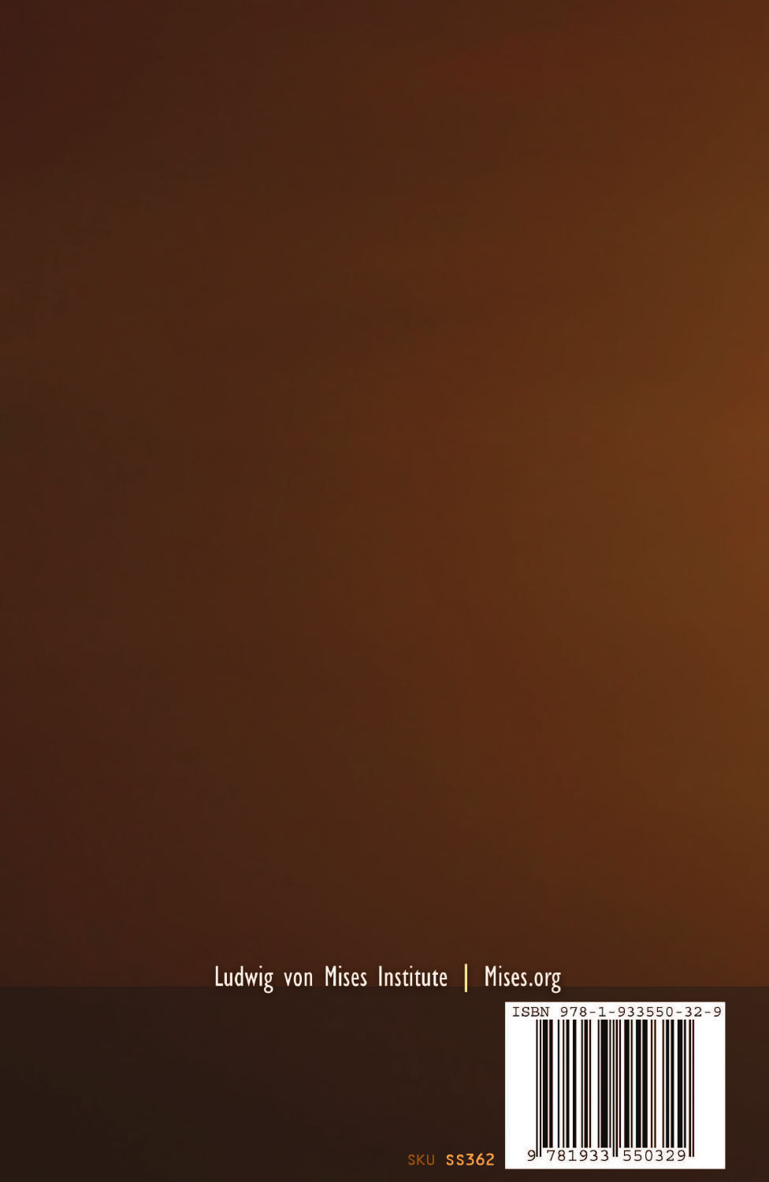Ludwig von Mises Institute | Mises.org

ISBN 978-1-933550-32-9

9 781933 550329

SKU SS362